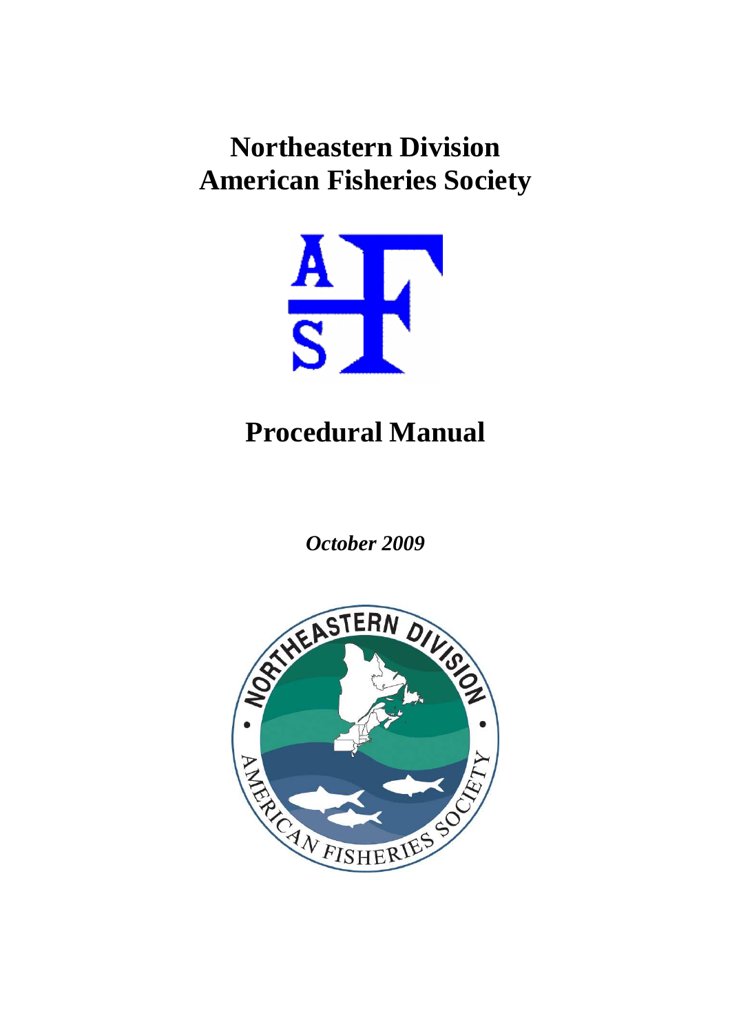# Northeastern Division American Fisheries Society

# Procedural Manual

*October 2009*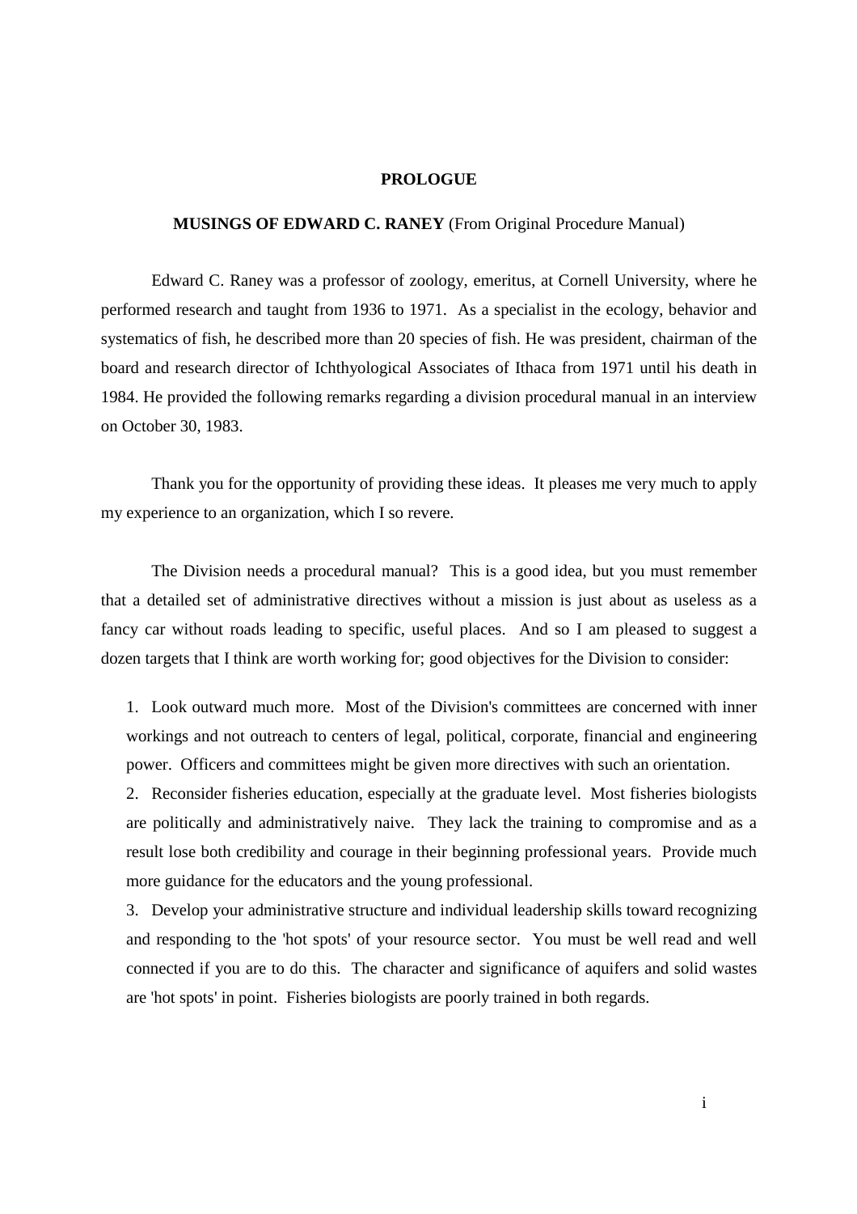## PROLOGUE

**MUSINGS OF EDWARD C. RANEY** (From Original Procedure Manual)

Edward C. Raney was a professor of zoology, emeritus, at Cornell University, where he performed research and taught from 1936 to 1971. As a specialist in the ecology, behavior and systematics of fish, he described more than 20 species of fish. He was president, chairman of the board and research director of Ichthyological Associates of Ithaca from 1971 until his death in 1984. He provided the following remarks regarding a division procedural manual in an interview on October 30, 1983.

Thank you for the opportunity of providing these ideas. It pleases me very much to apply my experience to an organization, which I so revere.

The Division needs a procedural manual? This is a good idea, but you must remember that a detailed set of administrative directives without a mission is just about as useless as a fancy car without roads leading to specific, useful places. And so I am pleased to suggest a dozen targets that I think are worth working for; good objectives for the Division to consider:

1. Look outward much more. Most of the Division's committees are concerned with inner workings and not outreach to centers of legal, political, corporate, financial and engineering power. Officers and committees might be given more directives with such an orientation.
2. Reconsider fisheries education, especially at the graduate level. Most fisheries biologists are politically and administratively naive. They lack the training to compromise and as a result lose both credibility and courage in their beginning professional years. Provide much more guidance for the educators and the young professional.
3. Develop your administrative structure and individual leadership skills toward recognizing and responding to the 'hot spots' of your resource sector. You must be well read and well connected if you are to do this. The character and significance of aquifers and solid wastes are 'hot spots' in point. Fisheries biologists are poorly trained in both regards.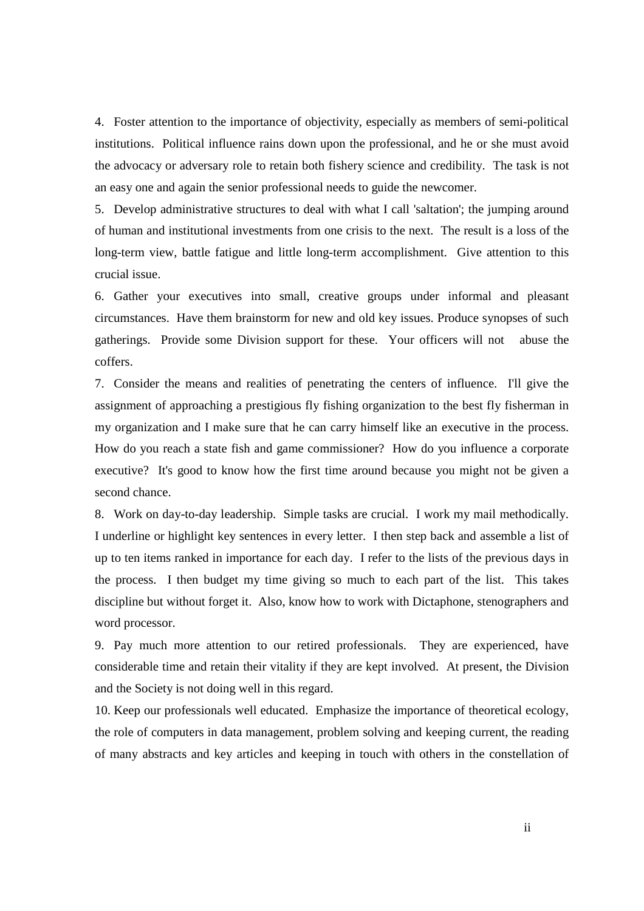4. Foster attention to the importance of objectivity, especially as members of semi-political institutions. Political influence rains down upon the professional, and he or she must avoid the advocacy or adversary role to retain both fishery science and credibility. The task is not an easy one and again the senior professional needs to guide the newcomer.

5. Develop administrative structures to deal with what I call 'saltation'; the jumping around of human and institutional investments from one crisis to the next. The result is a loss of the long-term view, battle fatigue and little long-term accomplishment. Give attention to this crucial issue.

6. Gather your executives into small, creative groups under informal and pleasant circumstances. Have them brainstorm for new and old key issues. Produce synopses of such gatherings. Provide some Division support for these. Your officers will not abuse the coffers.

7. Consider the means and realities of penetrating the centers of influence. I'll give the assignment of approaching a prestigious fly fishing organization to the best fly fisherman in my organization and I make sure that he can carry himself like an executive in the process. How do you reach a state fish and game commissioner? How do you influence a corporate executive? It's good to know how the first time around because you might not be given a second chance.

8. Work on day-to-day leadership. Simple tasks are crucial. I work my mail methodically. I underline or highlight key sentences in every letter. I then step back and assemble a list of up to ten items ranked in importance for each day. I refer to the lists of the previous days in the process. I then budget my time giving so much to each part of the list. This takes discipline but without forget it. Also, know how to work with Dictaphone, stenographers and word processor.

9. Pay much more attention to our retired professionals. They are experienced, have considerable time and retain their vitality if they are kept involved. At present, the Division and the Society is not doing well in this regard.

10. Keep our professionals well educated. Emphasize the importance of theoretical ecology, the role of computers in data management, problem solving and keeping current, the reading of many abstracts and key articles and keeping in touch with others in the constellation of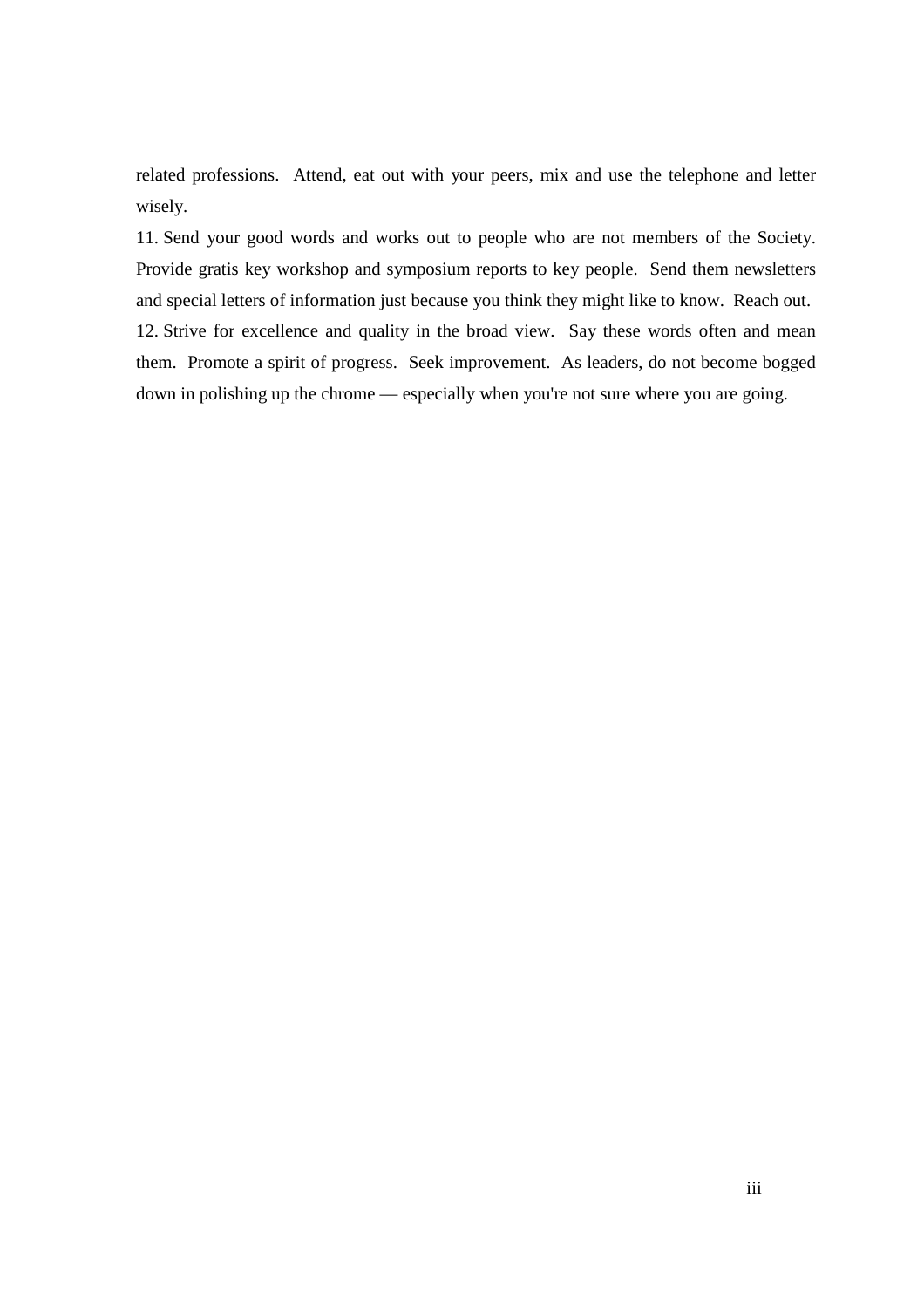related professions. Attend, eat out with your peers, mix and use the telephone and letter wisely.

11. Send your good words and works out to people who are not members of the Society. Provide gratis key workshop and symposium reports to key people. Send them newsletters and special letters of information just because you think they might like to know. Reach out.

12. Strive for excellence and quality in the broad view. Say these words often and mean them. Promote a spirit of progress. Seek improvement. As leaders, do not become bogged down in polishing up the chrome — especially when you're not sure where you are going.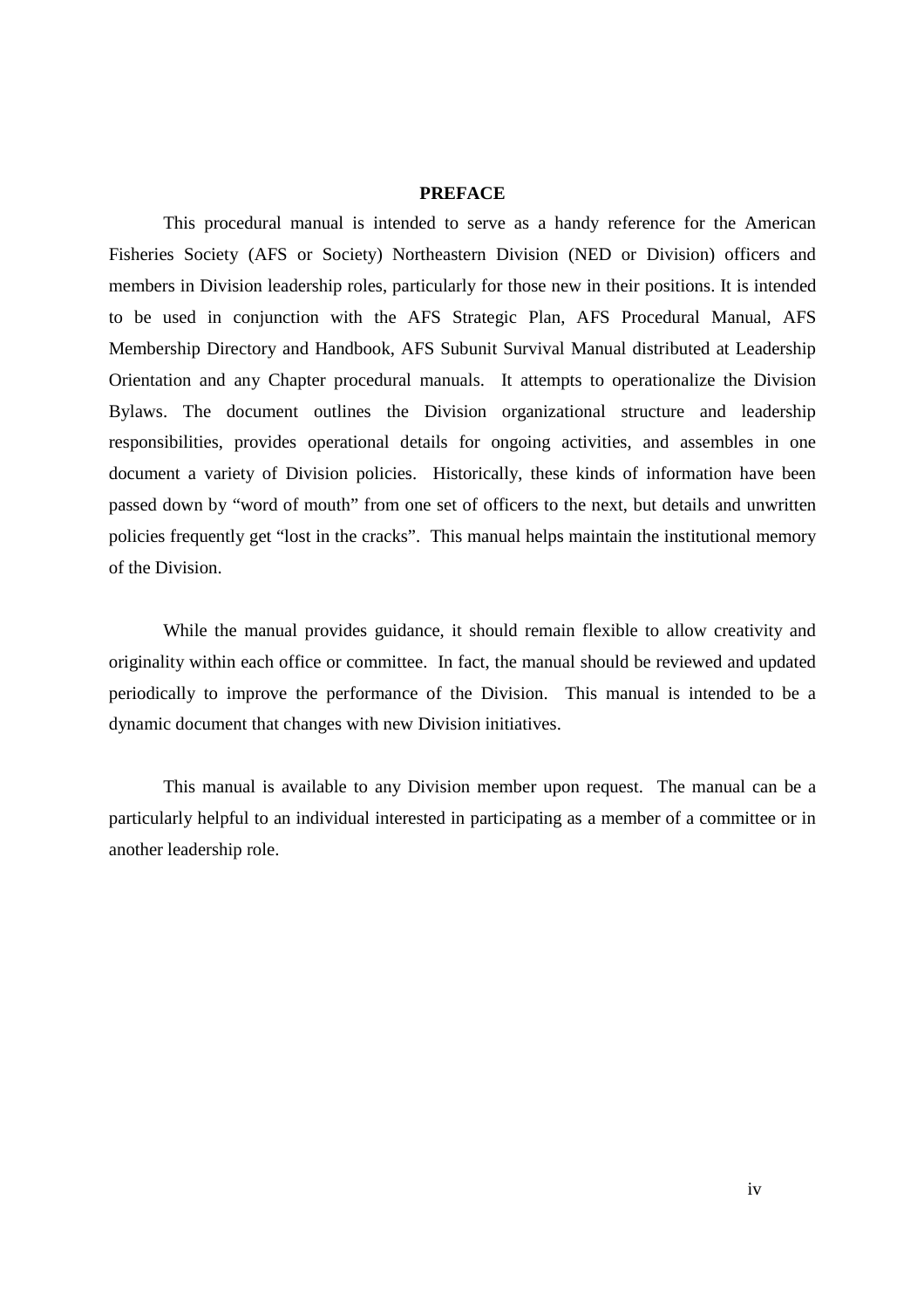# PREFACE

This procedural manual is intended to serve as a handy reference for the American Fisheries Society (AFS or Society) Northeastern Division (NED or Division) officers and members in Division leadership roles, particularly for those new in their positions. It is intended to be used in conjunction with the AFS Strategic Plan, AFS Procedural Manual, AFS Membership Directory and Handbook, AFS Subunit Survival Manual distributed at Leadership Orientation and any Chapter procedural manuals. It attempts to operationalize the Division Bylaws. The document outlines the Division organizational structure and leadership responsibilities, provides operational details for ongoing activities, and assembles in one document a variety of Division policies. Historically, these kinds of information have been passed down by "word of mouth" from one set of officers to the next, but details and unwritten policies frequently get "lost in the cracks". This manual helps maintain the institutional memory of the Division.

While the manual provides guidance, it should remain flexible to allow creativity and originality within each office or committee. In fact, the manual should be reviewed and updated periodically to improve the performance of the Division. This manual is intended to be a dynamic document that changes with new Division initiatives.

This manual is available to any Division member upon request. The manual can be a particularly helpful to an individual interested in participating as a member of a committee or in another leadership role.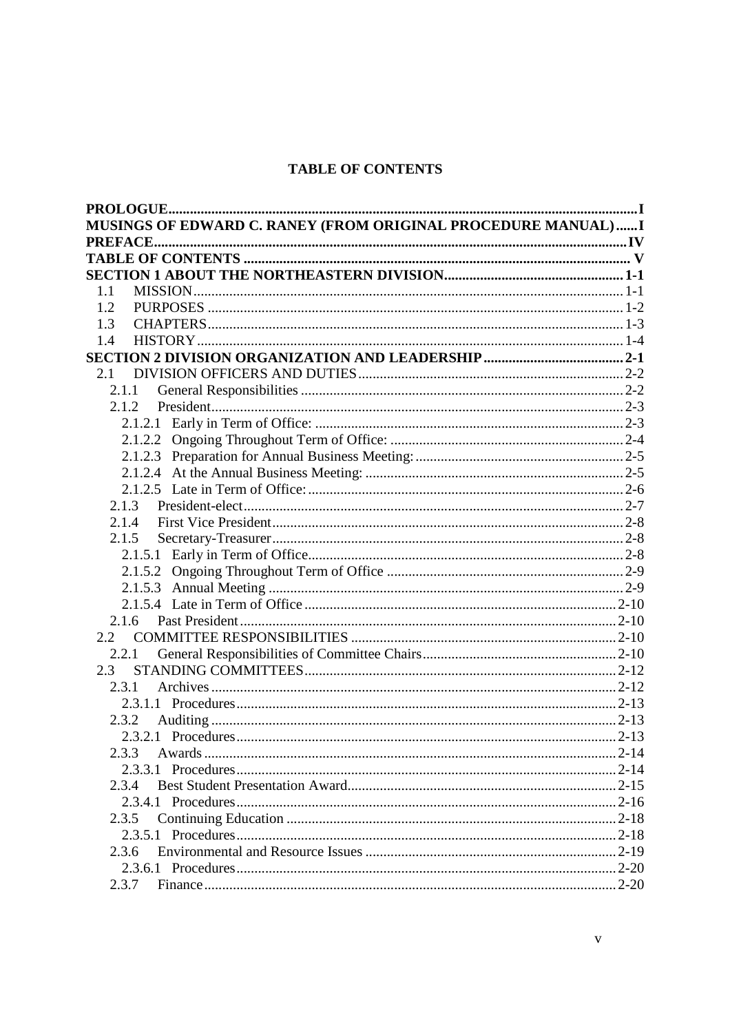**TABLE OF CONTENTS**

| | |
|---|---|
| **PROLOGUE** | **I** |
| **MUSINGS OF EDWARD C. RANEY (FROM ORIGINAL PROCEDURE MANUAL)** | **I** |
| **PREFACE** | **IV** |
| **TABLE OF CONTENTS** | **V** |
| **SECTION 1 ABOUT THE NORTHEASTERN DIVISION** | **1-1** |
| 1.1 MISSION | 1-1 |
| 1.2 PURPOSES | 1-2 |
| 1.3 CHAPTERS | 1-3 |
| 1.4 HISTORY | 1-4 |
| **SECTION 2 DIVISION ORGANIZATION AND LEADERSHIP** | **2-1** |
| 2.1 DIVISION OFFICERS AND DUTIES | 2-2 |
| 2.1.1 General Responsibilities | 2-2 |
| 2.1.2 President | 2-3 |
| 2.1.2.1 Early in Term of Office: | 2-3 |
| 2.1.2.2 Ongoing Throughout Term of Office: | 2-4 |
| 2.1.2.3 Preparation for Annual Business Meeting: | 2-5 |
| 2.1.2.4 At the Annual Business Meeting: | 2-5 |
| 2.1.2.5 Late in Term of Office: | 2-6 |
| 2.1.3 President-elect | 2-7 |
| 2.1.4 First Vice President | 2-8 |
| 2.1.5 Secretary-Treasurer | 2-8 |
| 2.1.5.1 Early in Term of Office | 2-8 |
| 2.1.5.2 Ongoing Throughout Term of Office | 2-9 |
| 2.1.5.3 Annual Meeting | 2-9 |
| 2.1.5.4 Late in Term of Office | 2-10 |
| 2.1.6 Past President | 2-10 |
| 2.2 COMMITTEE RESPONSIBILITIES | 2-10 |
| 2.2.1 General Responsibilities of Committee Chairs | 2-10 |
| 2.3 STANDING COMMITTEES | 2-12 |
| 2.3.1 Archives | 2-12 |
| 2.3.1.1 Procedures | 2-13 |
| 2.3.2 Auditing | 2-13 |
| 2.3.2.1 Procedures | 2-13 |
| 2.3.3 Awards | 2-14 |
| 2.3.3.1 Procedures | 2-14 |
| 2.3.4 Best Student Presentation Award | 2-15 |
| 2.3.4.1 Procedures | 2-16 |
| 2.3.5 Continuing Education | 2-18 |
| 2.3.5.1 Procedures | 2-18 |
| 2.3.6 Environmental and Resource Issues | 2-19 |
| 2.3.6.1 Procedures | 2-20 |
| 2.3.7 Finance | 2-20 |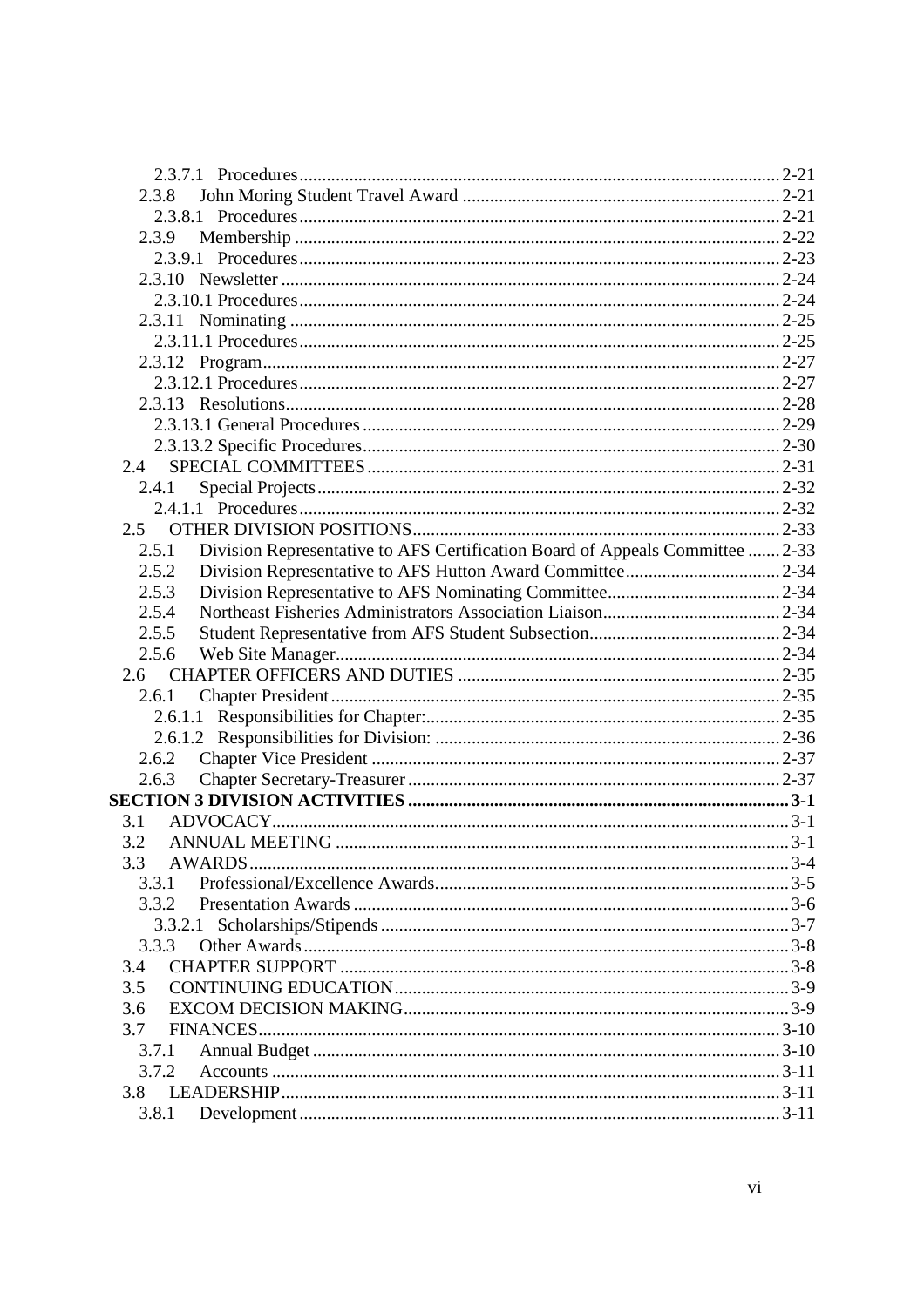2.3.7.1 Procedures ........................................................................................ 2-21
2.3.8 John Moring Student Travel Award ..................................................... 2-21
2.3.8.1 Procedures ........................................................................................ 2-21
2.3.9 Membership ........................................................................................ 2-22
2.3.9.1 Procedures ........................................................................................ 2-23
2.3.10 Newsletter ........................................................................................... 2-24
2.3.10.1 Procedures ...................................................................................... 2-24
2.3.11 Nominating ......................................................................................... 2-25
2.3.11.1 Procedures ...................................................................................... 2-25
2.3.12 Program .............................................................................................. 2-27
2.3.12.1 Procedures ...................................................................................... 2-27
2.3.13 Resolutions .......................................................................................... 2-28
2.3.13.1 General Procedures ......................................................................... 2-29
2.3.13.2 Specific Procedures ......................................................................... 2-30
2.4 SPECIAL COMMITTEES ........................................................................ 2-31
2.4.1 Special Projects ................................................................................... 2-32
2.4.1.1 Procedures ........................................................................................ 2-32
2.5 OTHER DIVISION POSITIONS ............................................................... 2-33
2.5.1 Division Representative to AFS Certification Board of Appeals Committee ....... 2-33
2.5.2 Division Representative to AFS Hutton Award Committee ................................. 2-34
2.5.3 Division Representative to AFS Nominating Committee ..................................... 2-34
2.5.4 Northeast Fisheries Administrators Association Liaison ..................................... 2-34
2.5.5 Student Representative from AFS Student Subsection ......................................... 2-34
2.5.6 Web Site Manager ................................................................................ 2-34
2.6 CHAPTER OFFICERS AND DUTIES ....................................................... 2-35
2.6.1 Chapter President ................................................................................. 2-35
2.6.1.1 Responsibilities for Chapter: ............................................................. 2-35
2.6.1.2 Responsibilities for Division: ............................................................ 2-36
2.6.2 Chapter Vice President ......................................................................... 2-37
2.6.3 Chapter Secretary-Treasurer ................................................................. 2-37

**SECTION 3 DIVISION ACTIVITIES** ........................................................ **3-1**

3.1 ADVOCACY ............................................................................................ 3-1
3.2 ANNUAL MEETING ................................................................................. 3-1
3.3 AWARDS .................................................................................................. 3-4
3.3.1 Professional/Excellence Awards ............................................................ 3-5
3.3.2 Presentation Awards .............................................................................. 3-6
3.3.2.1 Scholarships/Stipends ........................................................................ 3-7
3.3.3 Other Awards ......................................................................................... 3-8
3.4 CHAPTER SUPPORT ................................................................................ 3-8
3.5 CONTINUING EDUCATION ..................................................................... 3-9
3.6 EXCOM DECISION MAKING ................................................................... 3-9
3.7 FINANCES ............................................................................................... 3-10
3.7.1 Annual Budget ..................................................................................... 3-10
3.7.2 Accounts .............................................................................................. 3-11
3.8 LEADERSHIP .......................................................................................... 3-11
3.8.1 Development ........................................................................................ 3-11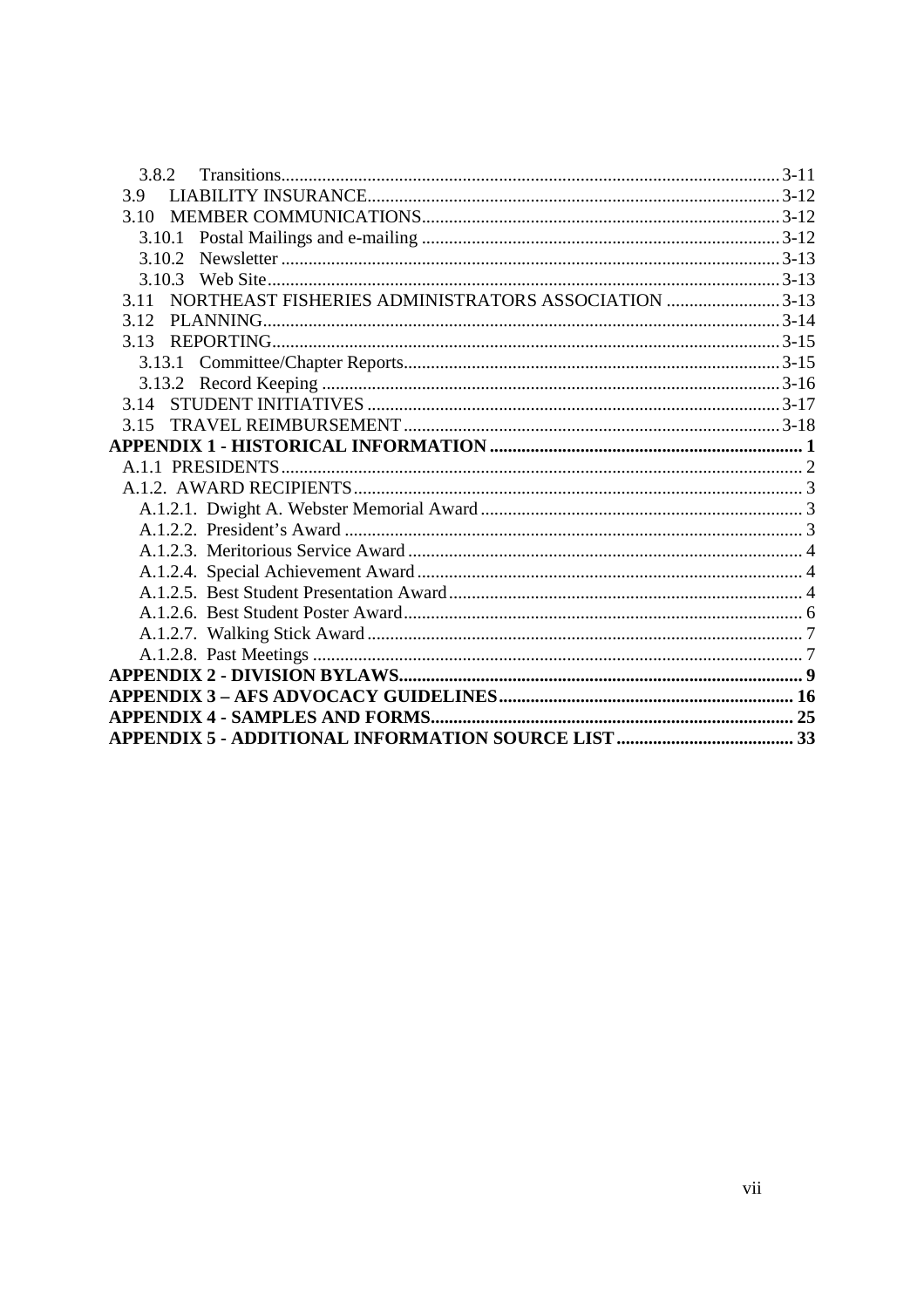3.8.2 Transitions ... 3-11
3.9 LIABILITY INSURANCE ... 3-12
3.10 MEMBER COMMUNICATIONS ... 3-12
3.10.1 Postal Mailings and e-mailing ... 3-12
3.10.2 Newsletter ... 3-13
3.10.3 Web Site ... 3-13
3.11 NORTHEAST FISHERIES ADMINISTRATORS ASSOCIATION ... 3-13
3.12 PLANNING ... 3-14
3.13 REPORTING ... 3-15
3.13.1 Committee/Chapter Reports ... 3-15
3.13.2 Record Keeping ... 3-16
3.14 STUDENT INITIATIVES ... 3-17
3.15 TRAVEL REIMBURSEMENT ... 3-18

**APPENDIX 1 - HISTORICAL INFORMATION ... 1**

A.1.1 PRESIDENTS ... 2
A.1.2. AWARD RECIPIENTS ... 3
A.1.2.1. Dwight A. Webster Memorial Award ... 3
A.1.2.2. President's Award ... 3
A.1.2.3. Meritorious Service Award ... 4
A.1.2.4. Special Achievement Award ... 4
A.1.2.5. Best Student Presentation Award ... 4
A.1.2.6. Best Student Poster Award ... 6
A.1.2.7. Walking Stick Award ... 7
A.1.2.8. Past Meetings ... 7

**APPENDIX 2 - DIVISION BYLAWS ... 9**

**APPENDIX 3 – AFS ADVOCACY GUIDELINES ... 16**

**APPENDIX 4 - SAMPLES AND FORMS ... 25**

**APPENDIX 5 - ADDITIONAL INFORMATION SOURCE LIST ... 33**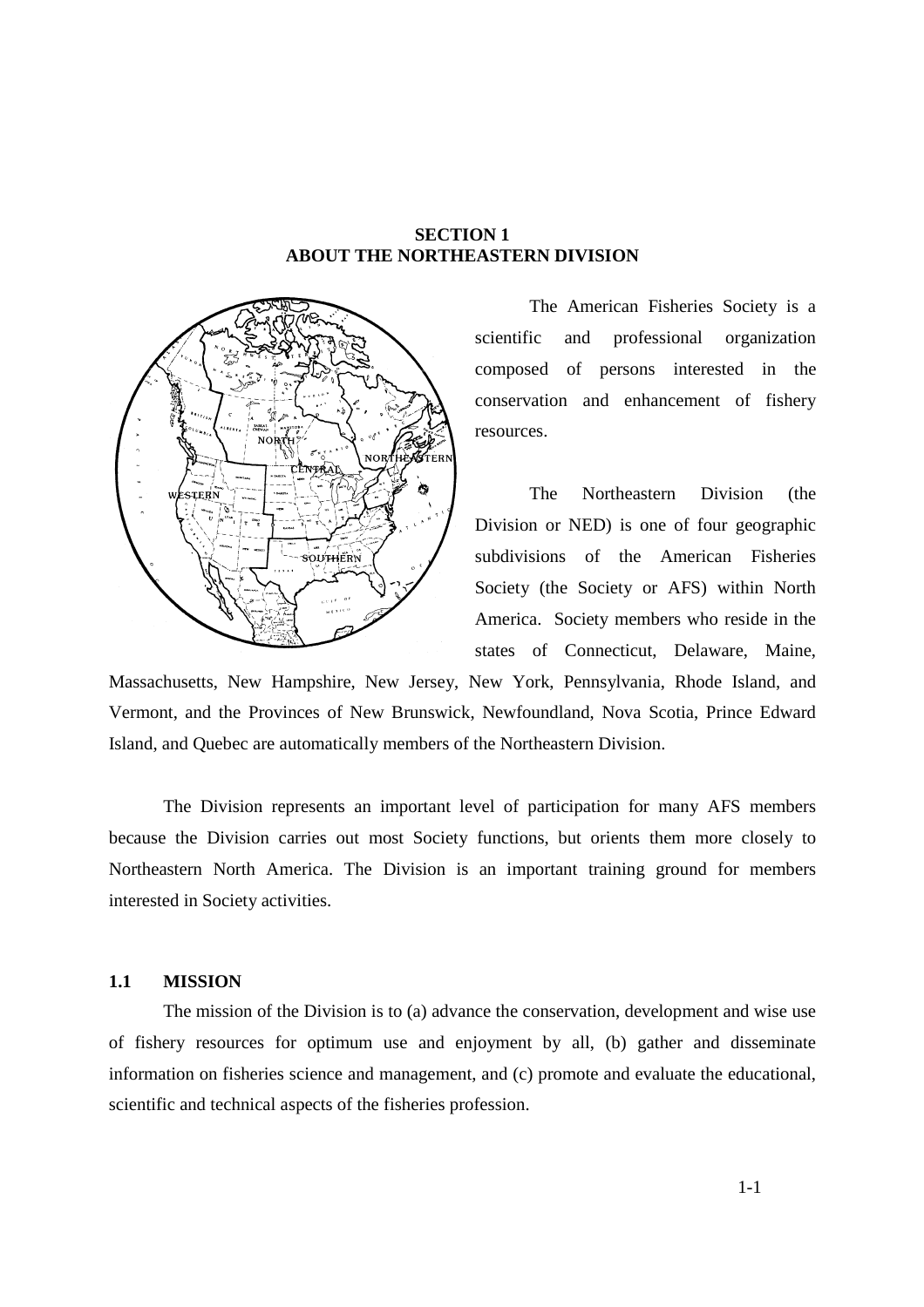# SECTION 1
# ABOUT THE NORTHEASTERN DIVISION

The American Fisheries Society is a scientific and professional organization composed of persons interested in the conservation and enhancement of fishery resources.

The Northeastern Division (the Division or NED) is one of four geographic subdivisions of the American Fisheries Society (the Society or AFS) within North America. Society members who reside in the states of Connecticut, Delaware, Maine, Massachusetts, New Hampshire, New Jersey, New York, Pennsylvania, Rhode Island, and Vermont, and the Provinces of New Brunswick, Newfoundland, Nova Scotia, Prince Edward Island, and Quebec are automatically members of the Northeastern Division.

The Division represents an important level of participation for many AFS members because the Division carries out most Society functions, but orients them more closely to Northeastern North America. The Division is an important training ground for members interested in Society activities.

## 1.1 MISSION

The mission of the Division is to (a) advance the conservation, development and wise use of fishery resources for optimum use and enjoyment by all, (b) gather and disseminate information on fisheries science and management, and (c) promote and evaluate the educational, scientific and technical aspects of the fisheries profession.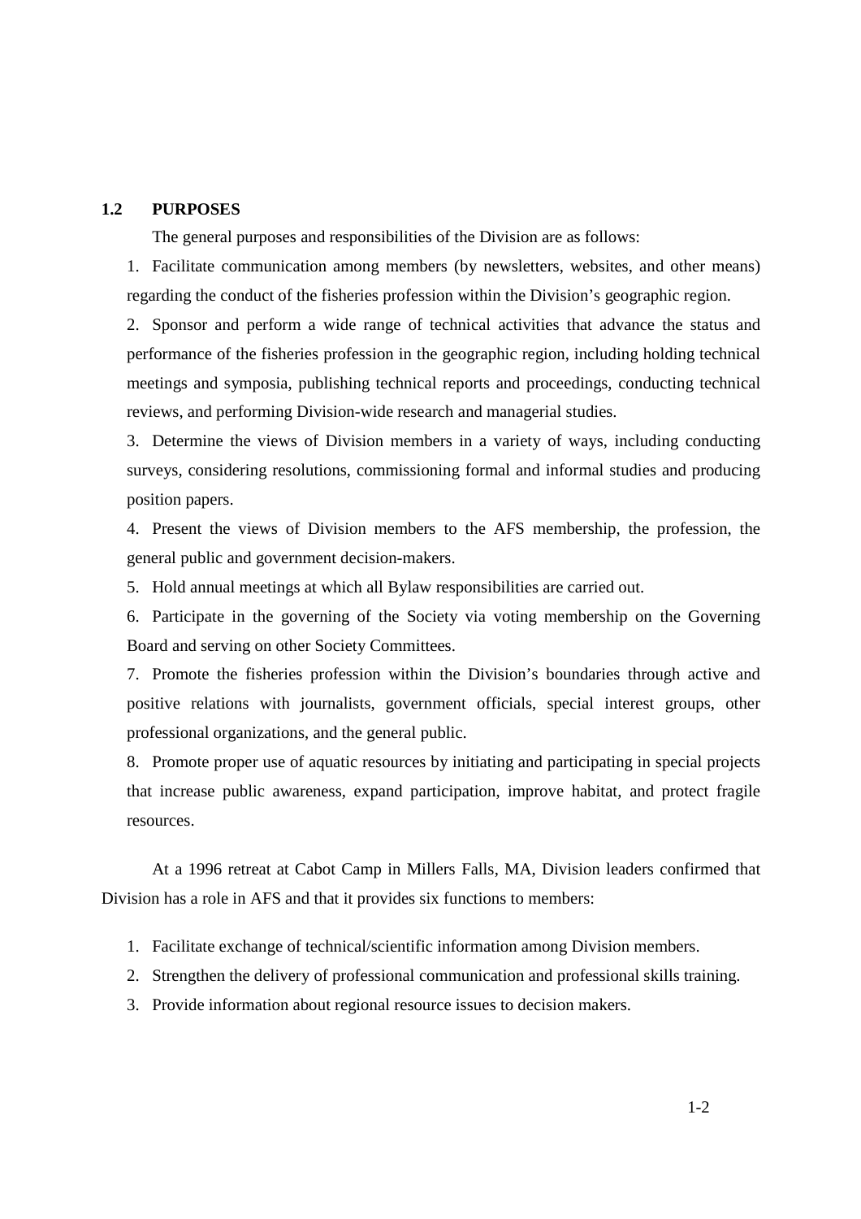## 1.2 PURPOSES

The general purposes and responsibilities of the Division are as follows:

1. Facilitate communication among members (by newsletters, websites, and other means) regarding the conduct of the fisheries profession within the Division's geographic region.
2. Sponsor and perform a wide range of technical activities that advance the status and performance of the fisheries profession in the geographic region, including holding technical meetings and symposia, publishing technical reports and proceedings, conducting technical reviews, and performing Division-wide research and managerial studies.
3. Determine the views of Division members in a variety of ways, including conducting surveys, considering resolutions, commissioning formal and informal studies and producing position papers.
4. Present the views of Division members to the AFS membership, the profession, the general public and government decision-makers.
5. Hold annual meetings at which all Bylaw responsibilities are carried out.
6. Participate in the governing of the Society via voting membership on the Governing Board and serving on other Society Committees.
7. Promote the fisheries profession within the Division's boundaries through active and positive relations with journalists, government officials, special interest groups, other professional organizations, and the general public.
8. Promote proper use of aquatic resources by initiating and participating in special projects that increase public awareness, expand participation, improve habitat, and protect fragile resources.

At a 1996 retreat at Cabot Camp in Millers Falls, MA, Division leaders confirmed that Division has a role in AFS and that it provides six functions to members:

1. Facilitate exchange of technical/scientific information among Division members.
2. Strengthen the delivery of professional communication and professional skills training.
3. Provide information about regional resource issues to decision makers.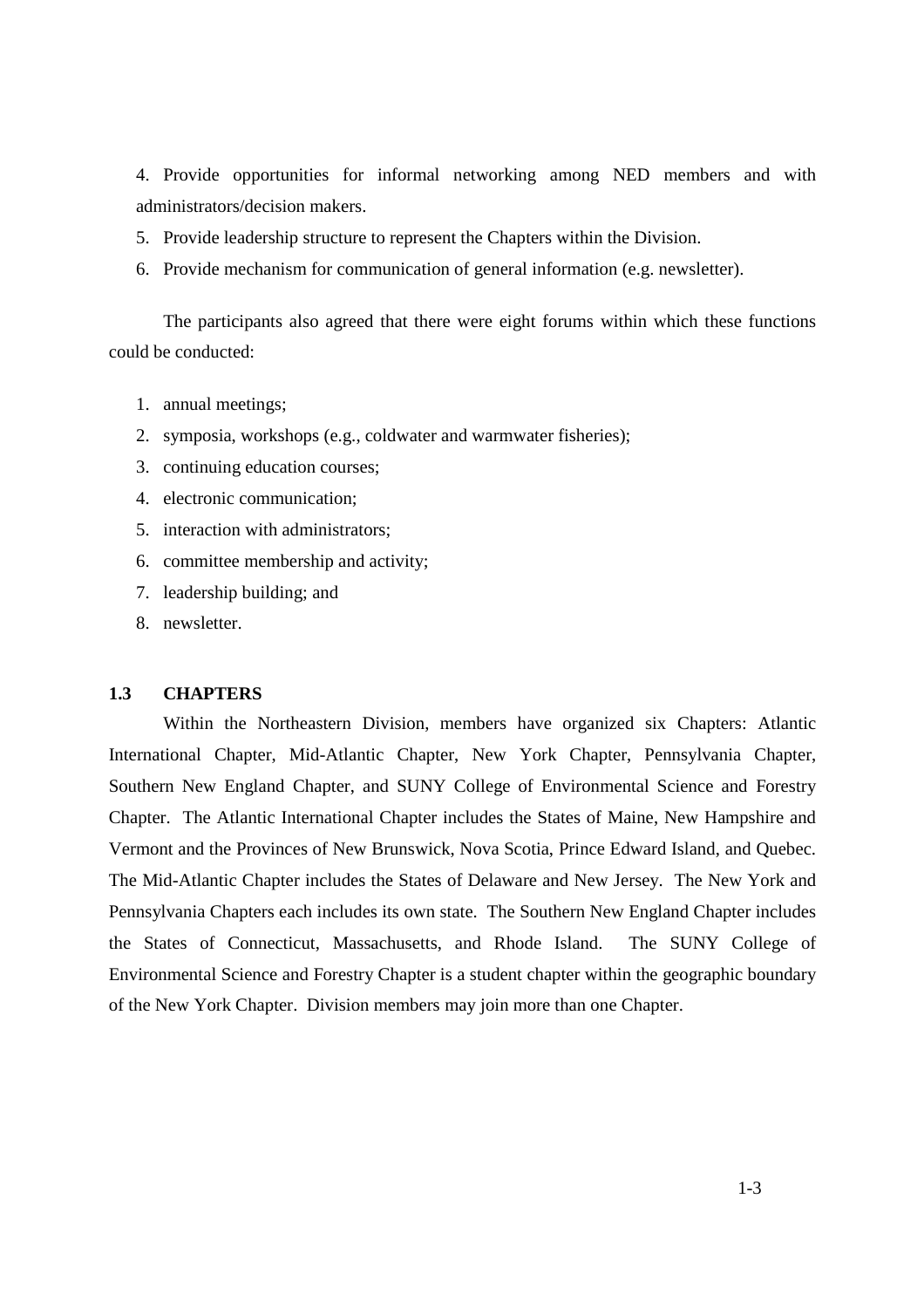4. Provide opportunities for informal networking among NED members and with administrators/decision makers.
5. Provide leadership structure to represent the Chapters within the Division.
6. Provide mechanism for communication of general information (e.g. newsletter).

The participants also agreed that there were eight forums within which these functions could be conducted:

1. annual meetings;
2. symposia, workshops (e.g., coldwater and warmwater fisheries);
3. continuing education courses;
4. electronic communication;
5. interaction with administrators;
6. committee membership and activity;
7. leadership building; and
8. newsletter.

### 1.3 CHAPTERS

Within the Northeastern Division, members have organized six Chapters: Atlantic International Chapter, Mid-Atlantic Chapter, New York Chapter, Pennsylvania Chapter, Southern New England Chapter, and SUNY College of Environmental Science and Forestry Chapter. The Atlantic International Chapter includes the States of Maine, New Hampshire and Vermont and the Provinces of New Brunswick, Nova Scotia, Prince Edward Island, and Quebec. The Mid-Atlantic Chapter includes the States of Delaware and New Jersey. The New York and Pennsylvania Chapters each includes its own state. The Southern New England Chapter includes the States of Connecticut, Massachusetts, and Rhode Island. The SUNY College of Environmental Science and Forestry Chapter is a student chapter within the geographic boundary of the New York Chapter. Division members may join more than one Chapter.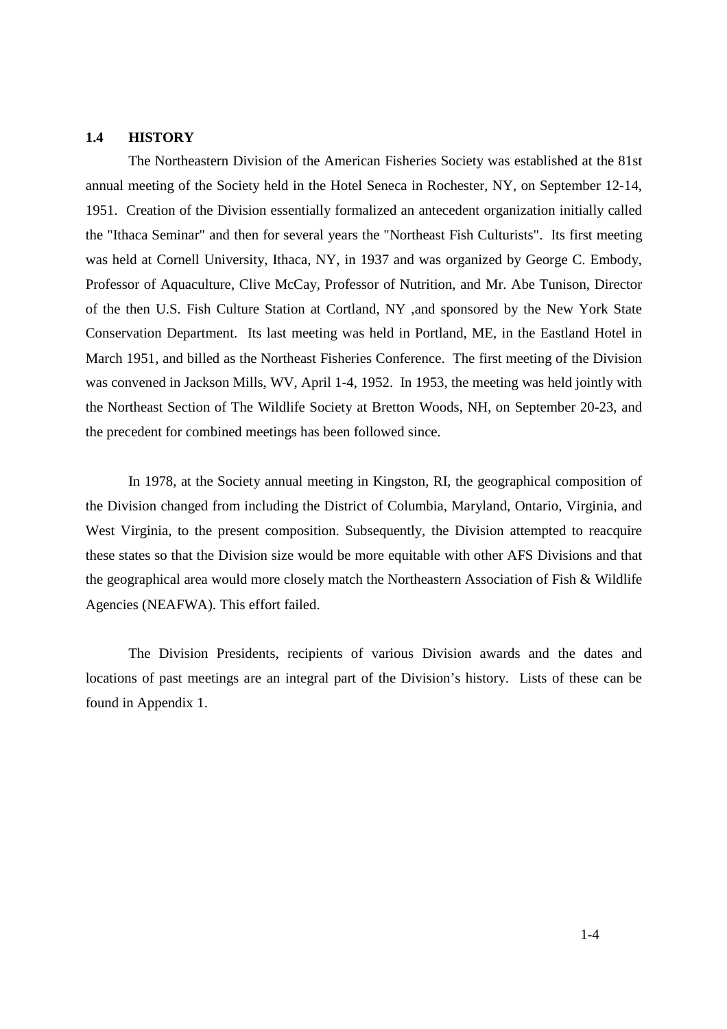## 1.4 HISTORY

The Northeastern Division of the American Fisheries Society was established at the 81st annual meeting of the Society held in the Hotel Seneca in Rochester, NY, on September 12-14, 1951. Creation of the Division essentially formalized an antecedent organization initially called the "Ithaca Seminar" and then for several years the "Northeast Fish Culturists". Its first meeting was held at Cornell University, Ithaca, NY, in 1937 and was organized by George C. Embody, Professor of Aquaculture, Clive McCay, Professor of Nutrition, and Mr. Abe Tunison, Director of the then U.S. Fish Culture Station at Cortland, NY ,and sponsored by the New York State Conservation Department. Its last meeting was held in Portland, ME, in the Eastland Hotel in March 1951, and billed as the Northeast Fisheries Conference. The first meeting of the Division was convened in Jackson Mills, WV, April 1-4, 1952. In 1953, the meeting was held jointly with the Northeast Section of The Wildlife Society at Bretton Woods, NH, on September 20-23, and the precedent for combined meetings has been followed since.

In 1978, at the Society annual meeting in Kingston, RI, the geographical composition of the Division changed from including the District of Columbia, Maryland, Ontario, Virginia, and West Virginia, to the present composition. Subsequently, the Division attempted to reacquire these states so that the Division size would be more equitable with other AFS Divisions and that the geographical area would more closely match the Northeastern Association of Fish & Wildlife Agencies (NEAFWA). This effort failed.

The Division Presidents, recipients of various Division awards and the dates and locations of past meetings are an integral part of the Division's history. Lists of these can be found in Appendix 1.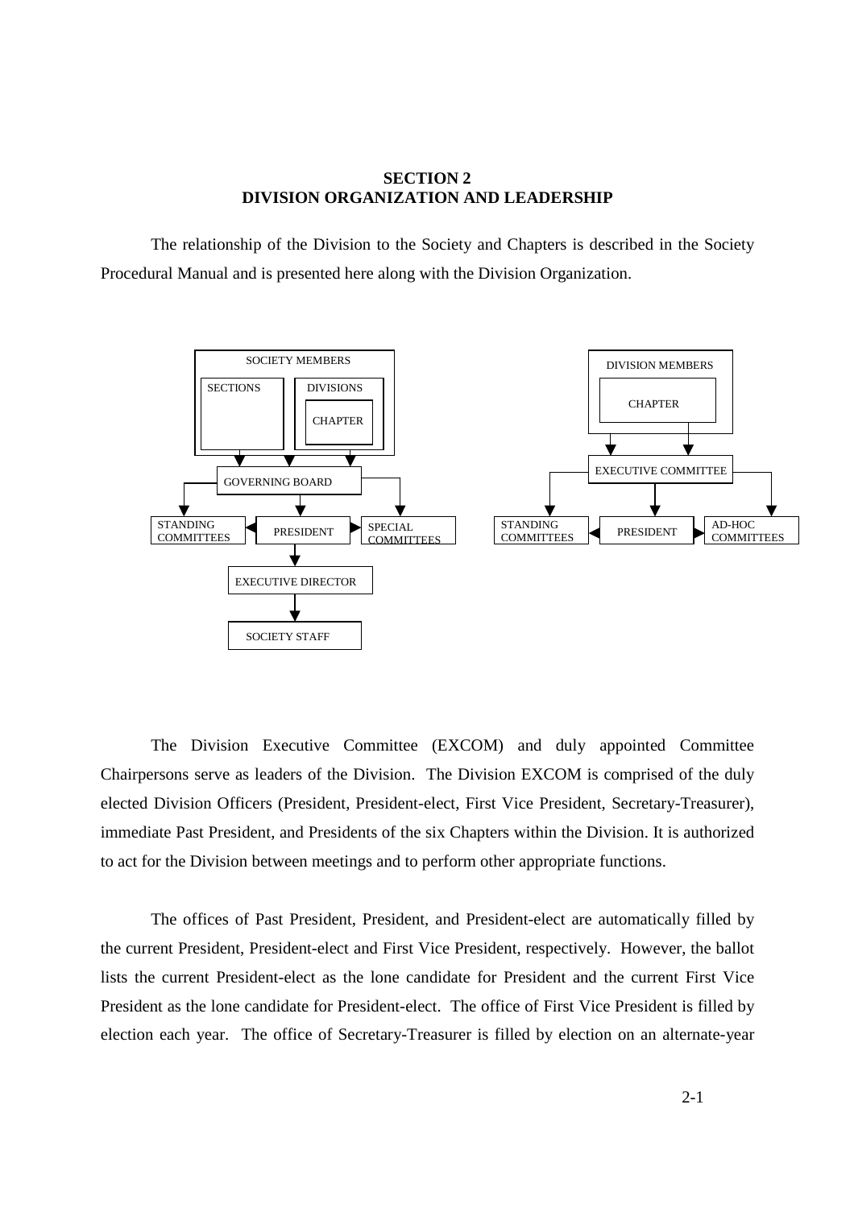# SECTION 2
# DIVISION ORGANIZATION AND LEADERSHIP

The relationship of the Division to the Society and Chapters is described in the Society Procedural Manual and is presented here along with the Division Organization.

SOCIETY MEMBERS
SECTIONS
DIVISIONS
CHAPTER
GOVERNING BOARD
STANDING COMMITTEES
PRESIDENT
SPECIAL COMMITTEES
EXECUTIVE DIRECTOR
SOCIETY STAFF

DIVISION MEMBERS
CHAPTER
EXECUTIVE COMMITTEE
STANDING COMMITTEES
PRESIDENT
AD-HOC COMMITTEES

The Division Executive Committee (EXCOM) and duly appointed Committee Chairpersons serve as leaders of the Division. The Division EXCOM is comprised of the duly elected Division Officers (President, President-elect, First Vice President, Secretary-Treasurer), immediate Past President, and Presidents of the six Chapters within the Division. It is authorized to act for the Division between meetings and to perform other appropriate functions.

The offices of Past President, President, and President-elect are automatically filled by the current President, President-elect and First Vice President, respectively. However, the ballot lists the current President-elect as the lone candidate for President and the current First Vice President as the lone candidate for President-elect. The office of First Vice President is filled by election each year. The office of Secretary-Treasurer is filled by election on an alternate-year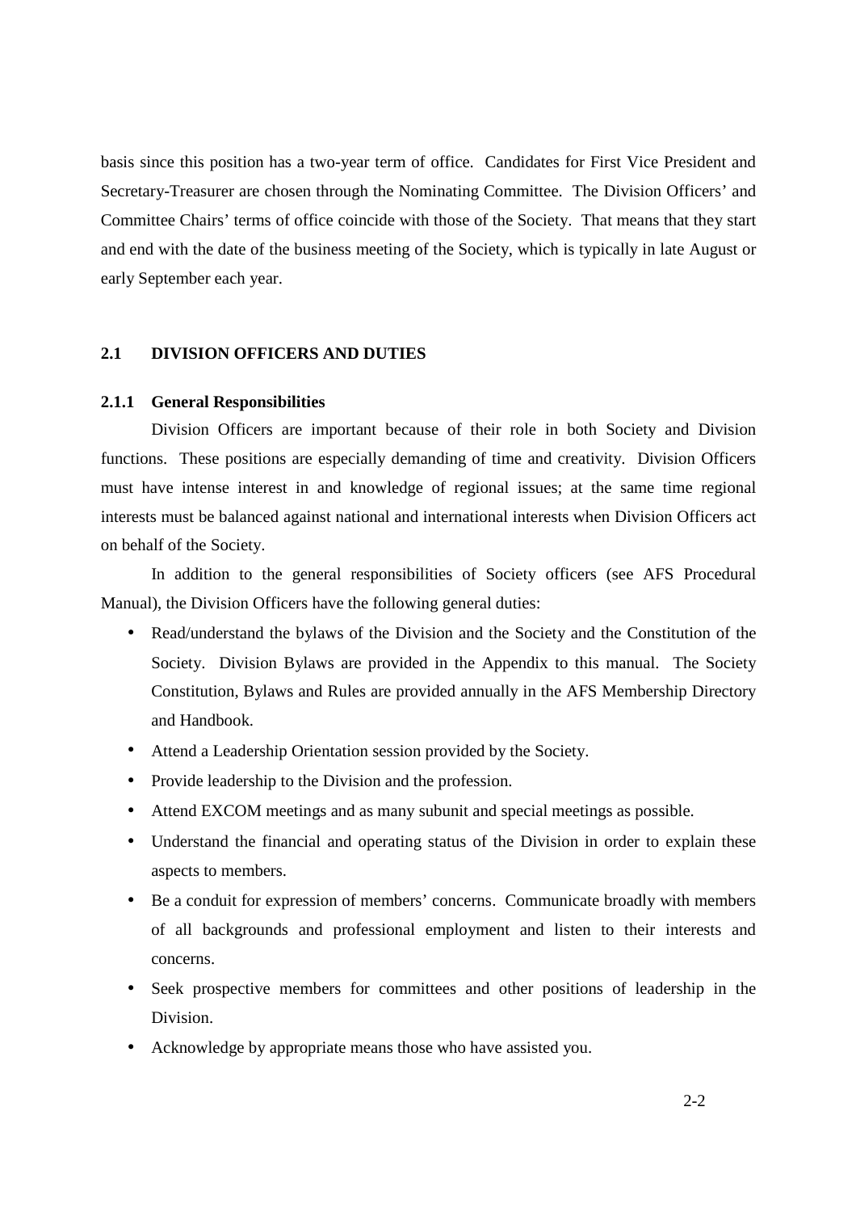basis since this position has a two-year term of office. Candidates for First Vice President and Secretary-Treasurer are chosen through the Nominating Committee. The Division Officers' and Committee Chairs' terms of office coincide with those of the Society. That means that they start and end with the date of the business meeting of the Society, which is typically in late August or early September each year.

## 2.1 DIVISION OFFICERS AND DUTIES

### 2.1.1 General Responsibilities

Division Officers are important because of their role in both Society and Division functions. These positions are especially demanding of time and creativity. Division Officers must have intense interest in and knowledge of regional issues; at the same time regional interests must be balanced against national and international interests when Division Officers act on behalf of the Society.

In addition to the general responsibilities of Society officers (see AFS Procedural Manual), the Division Officers have the following general duties:

- Read/understand the bylaws of the Division and the Society and the Constitution of the Society. Division Bylaws are provided in the Appendix to this manual. The Society Constitution, Bylaws and Rules are provided annually in the AFS Membership Directory and Handbook.
- Attend a Leadership Orientation session provided by the Society.
- Provide leadership to the Division and the profession.
- Attend EXCOM meetings and as many subunit and special meetings as possible.
- Understand the financial and operating status of the Division in order to explain these aspects to members.
- Be a conduit for expression of members' concerns. Communicate broadly with members of all backgrounds and professional employment and listen to their interests and concerns.
- Seek prospective members for committees and other positions of leadership in the Division.
- Acknowledge by appropriate means those who have assisted you.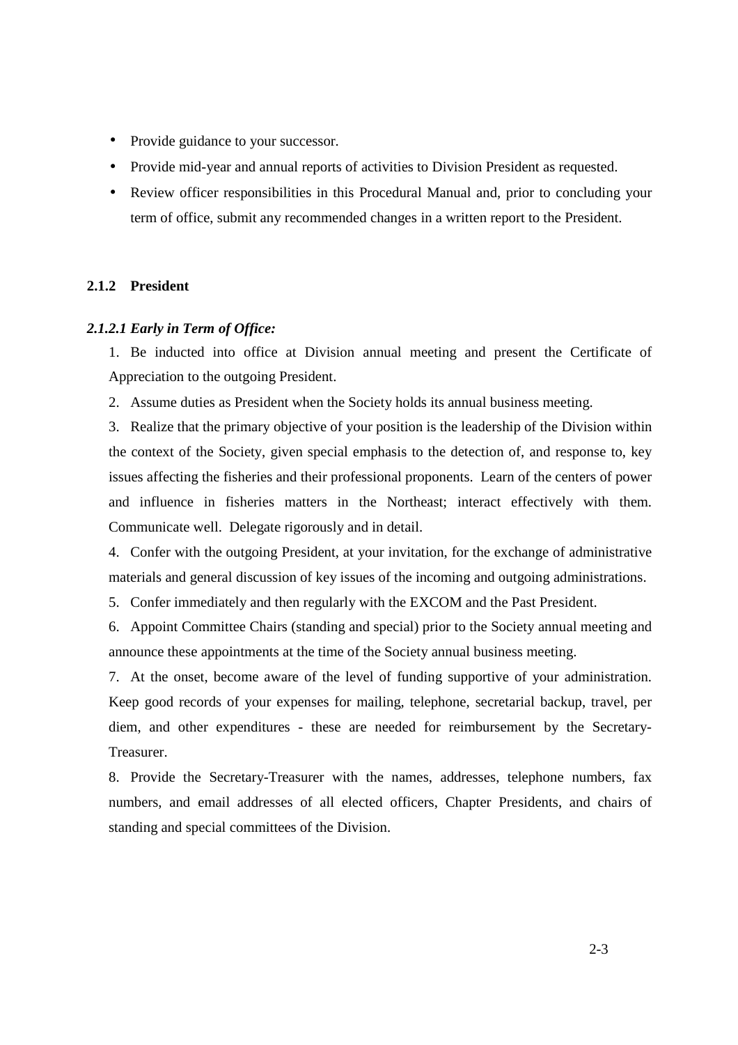- Provide guidance to your successor.
- Provide mid-year and annual reports of activities to Division President as requested.
- Review officer responsibilities in this Procedural Manual and, prior to concluding your term of office, submit any recommended changes in a written report to the President.

### 2.1.2 President

#### *2.1.2.1 Early in Term of Office:*

1. Be inducted into office at Division annual meeting and present the Certificate of Appreciation to the outgoing President.
2. Assume duties as President when the Society holds its annual business meeting.
3. Realize that the primary objective of your position is the leadership of the Division within the context of the Society, given special emphasis to the detection of, and response to, key issues affecting the fisheries and their professional proponents. Learn of the centers of power and influence in fisheries matters in the Northeast; interact effectively with them. Communicate well. Delegate rigorously and in detail.
4. Confer with the outgoing President, at your invitation, for the exchange of administrative materials and general discussion of key issues of the incoming and outgoing administrations.
5. Confer immediately and then regularly with the EXCOM and the Past President.
6. Appoint Committee Chairs (standing and special) prior to the Society annual meeting and announce these appointments at the time of the Society annual business meeting.
7. At the onset, become aware of the level of funding supportive of your administration. Keep good records of your expenses for mailing, telephone, secretarial backup, travel, per diem, and other expenditures - these are needed for reimbursement by the Secretary-Treasurer.
8. Provide the Secretary-Treasurer with the names, addresses, telephone numbers, fax numbers, and email addresses of all elected officers, Chapter Presidents, and chairs of standing and special committees of the Division.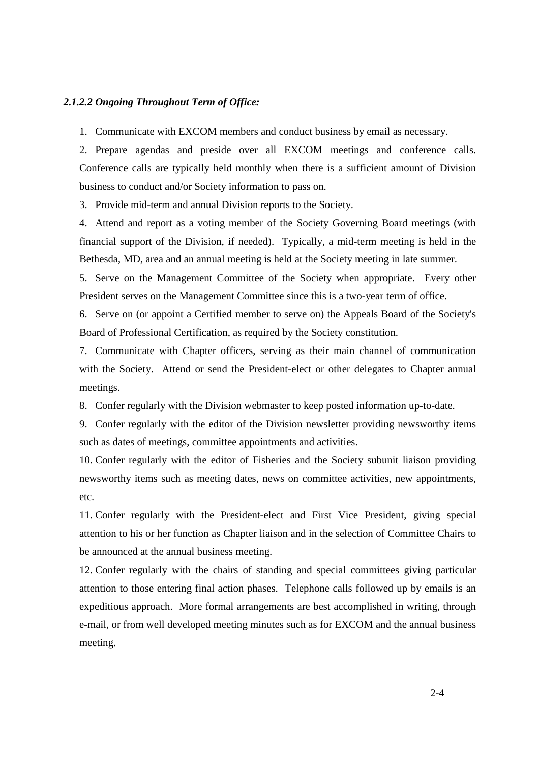#### *2.1.2.2 Ongoing Throughout Term of Office:*

1. Communicate with EXCOM members and conduct business by email as necessary.
2. Prepare agendas and preside over all EXCOM meetings and conference calls. Conference calls are typically held monthly when there is a sufficient amount of Division business to conduct and/or Society information to pass on.
3. Provide mid-term and annual Division reports to the Society.
4. Attend and report as a voting member of the Society Governing Board meetings (with financial support of the Division, if needed). Typically, a mid-term meeting is held in the Bethesda, MD, area and an annual meeting is held at the Society meeting in late summer.
5. Serve on the Management Committee of the Society when appropriate. Every other President serves on the Management Committee since this is a two-year term of office.
6. Serve on (or appoint a Certified member to serve on) the Appeals Board of the Society's Board of Professional Certification, as required by the Society constitution.
7. Communicate with Chapter officers, serving as their main channel of communication with the Society. Attend or send the President-elect or other delegates to Chapter annual meetings.
8. Confer regularly with the Division webmaster to keep posted information up-to-date.
9. Confer regularly with the editor of the Division newsletter providing newsworthy items such as dates of meetings, committee appointments and activities.
10. Confer regularly with the editor of Fisheries and the Society subunit liaison providing newsworthy items such as meeting dates, news on committee activities, new appointments, etc.
11. Confer regularly with the President-elect and First Vice President, giving special attention to his or her function as Chapter liaison and in the selection of Committee Chairs to be announced at the annual business meeting.
12. Confer regularly with the chairs of standing and special committees giving particular attention to those entering final action phases. Telephone calls followed up by emails is an expeditious approach. More formal arrangements are best accomplished in writing, through e-mail, or from well developed meeting minutes such as for EXCOM and the annual business meeting.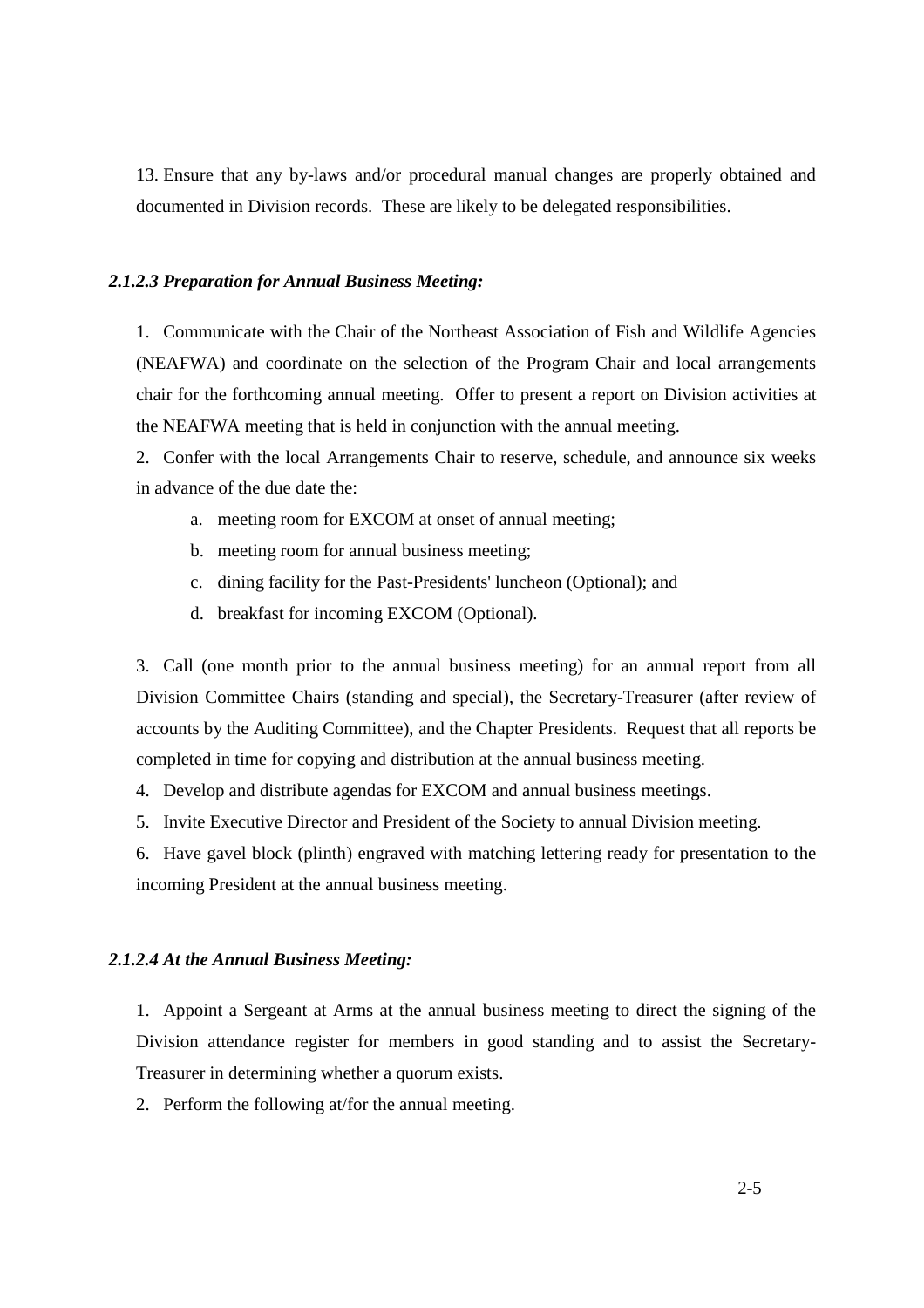13. Ensure that any by-laws and/or procedural manual changes are properly obtained and documented in Division records. These are likely to be delegated responsibilities.

#### *2.1.2.3 Preparation for Annual Business Meeting:*

1. Communicate with the Chair of the Northeast Association of Fish and Wildlife Agencies (NEAFWA) and coordinate on the selection of the Program Chair and local arrangements chair for the forthcoming annual meeting. Offer to present a report on Division activities at the NEAFWA meeting that is held in conjunction with the annual meeting.
2. Confer with the local Arrangements Chair to reserve, schedule, and announce six weeks in advance of the due date the:
    a. meeting room for EXCOM at onset of annual meeting;
    b. meeting room for annual business meeting;
    c. dining facility for the Past-Presidents' luncheon (Optional); and
    d. breakfast for incoming EXCOM (Optional).
3. Call (one month prior to the annual business meeting) for an annual report from all Division Committee Chairs (standing and special), the Secretary-Treasurer (after review of accounts by the Auditing Committee), and the Chapter Presidents. Request that all reports be completed in time for copying and distribution at the annual business meeting.
4. Develop and distribute agendas for EXCOM and annual business meetings.
5. Invite Executive Director and President of the Society to annual Division meeting.
6. Have gavel block (plinth) engraved with matching lettering ready for presentation to the incoming President at the annual business meeting.

#### *2.1.2.4 At the Annual Business Meeting:*

1. Appoint a Sergeant at Arms at the annual business meeting to direct the signing of the Division attendance register for members in good standing and to assist the Secretary-Treasurer in determining whether a quorum exists.
2. Perform the following at/for the annual meeting.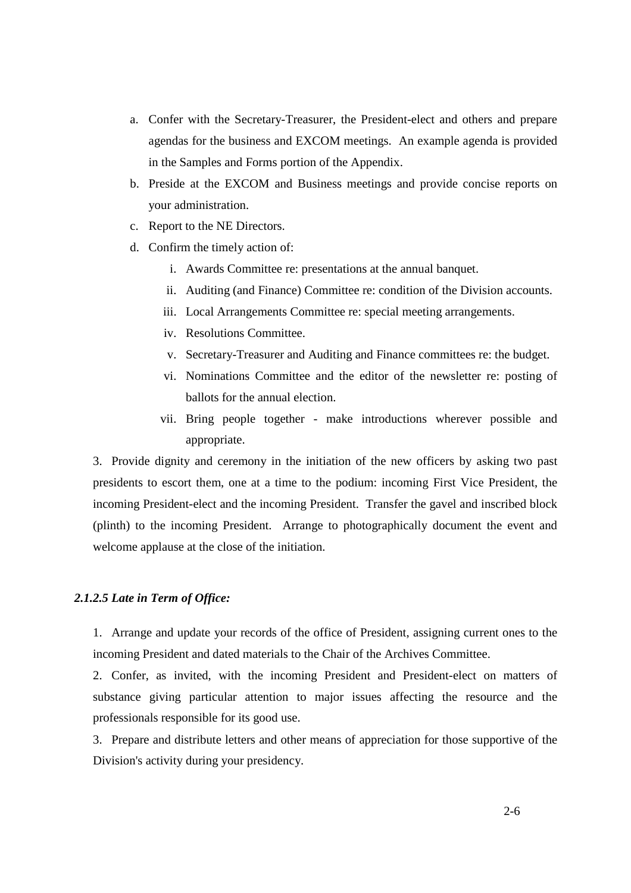a. Confer with the Secretary-Treasurer, the President-elect and others and prepare agendas for the business and EXCOM meetings. An example agenda is provided in the Samples and Forms portion of the Appendix.

b. Preside at the EXCOM and Business meetings and provide concise reports on your administration.

c. Report to the NE Directors.

d. Confirm the timely action of:

   i. Awards Committee re: presentations at the annual banquet.

   ii. Auditing (and Finance) Committee re: condition of the Division accounts.

   iii. Local Arrangements Committee re: special meeting arrangements.

   iv. Resolutions Committee.

   v. Secretary-Treasurer and Auditing and Finance committees re: the budget.

   vi. Nominations Committee and the editor of the newsletter re: posting of ballots for the annual election.

   vii. Bring people together - make introductions wherever possible and appropriate.

3. Provide dignity and ceremony in the initiation of the new officers by asking two past presidents to escort them, one at a time to the podium: incoming First Vice President, the incoming President-elect and the incoming President. Transfer the gavel and inscribed block (plinth) to the incoming President. Arrange to photographically document the event and welcome applause at the close of the initiation.

#### *2.1.2.5 Late in Term of Office:*

1. Arrange and update your records of the office of President, assigning current ones to the incoming President and dated materials to the Chair of the Archives Committee.

2. Confer, as invited, with the incoming President and President-elect on matters of substance giving particular attention to major issues affecting the resource and the professionals responsible for its good use.

3. Prepare and distribute letters and other means of appreciation for those supportive of the Division's activity during your presidency.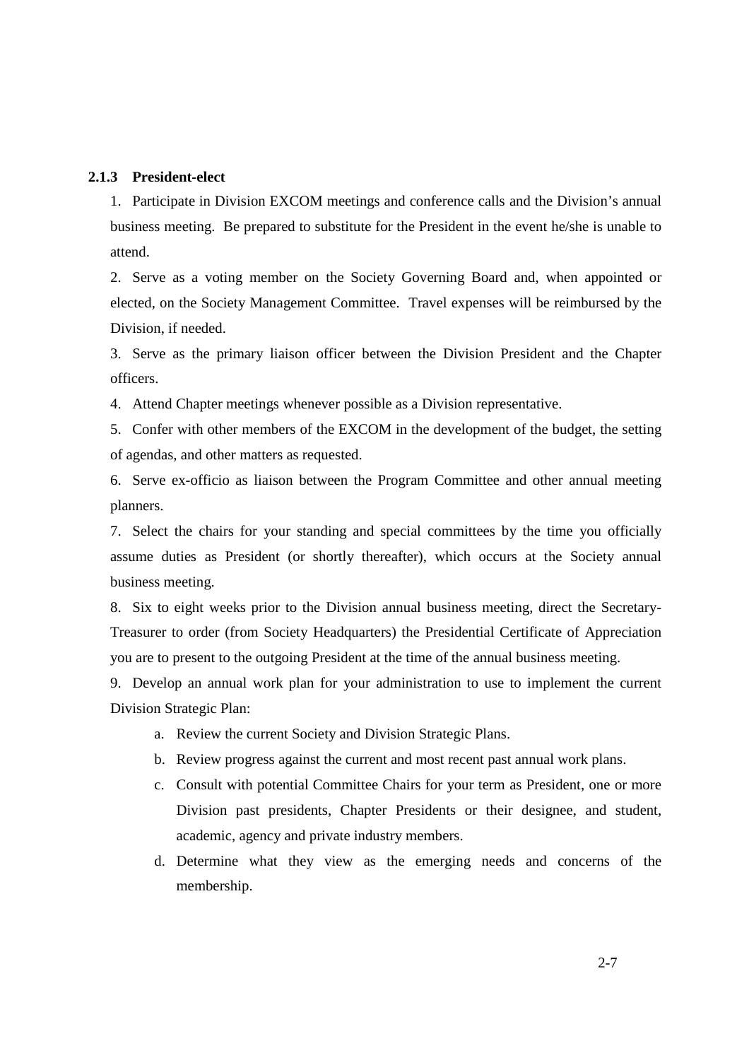### 2.1.3 President-elect

1. Participate in Division EXCOM meetings and conference calls and the Division's annual business meeting. Be prepared to substitute for the President in the event he/she is unable to attend.

2. Serve as a voting member on the Society Governing Board and, when appointed or elected, on the Society Management Committee. Travel expenses will be reimbursed by the Division, if needed.

3. Serve as the primary liaison officer between the Division President and the Chapter officers.

4. Attend Chapter meetings whenever possible as a Division representative.

5. Confer with other members of the EXCOM in the development of the budget, the setting of agendas, and other matters as requested.

6. Serve ex-officio as liaison between the Program Committee and other annual meeting planners.

7. Select the chairs for your standing and special committees by the time you officially assume duties as President (or shortly thereafter), which occurs at the Society annual business meeting.

8. Six to eight weeks prior to the Division annual business meeting, direct the Secretary-Treasurer to order (from Society Headquarters) the Presidential Certificate of Appreciation you are to present to the outgoing President at the time of the annual business meeting.

9. Develop an annual work plan for your administration to use to implement the current Division Strategic Plan:

   a. Review the current Society and Division Strategic Plans.

   b. Review progress against the current and most recent past annual work plans.

   c. Consult with potential Committee Chairs for your term as President, one or more Division past presidents, Chapter Presidents or their designee, and student, academic, agency and private industry members.

   d. Determine what they view as the emerging needs and concerns of the membership.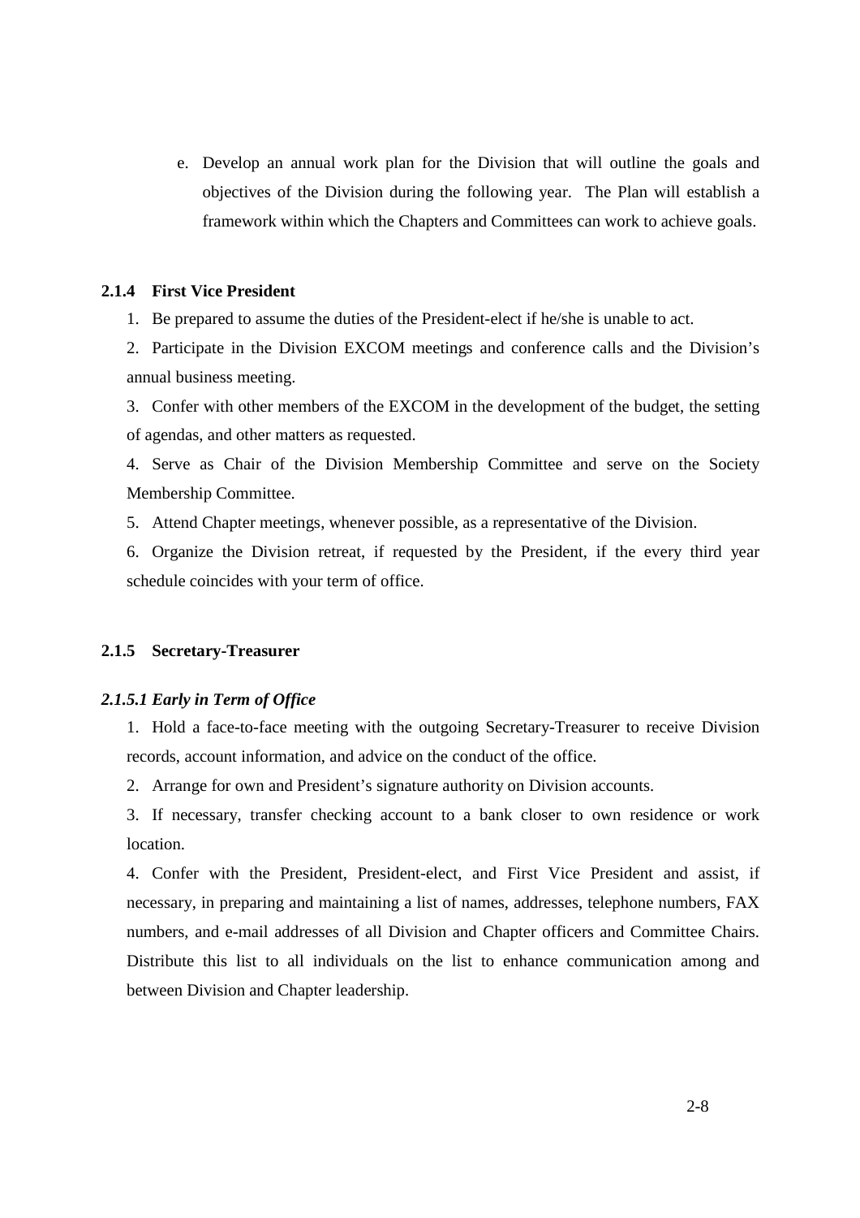e. Develop an annual work plan for the Division that will outline the goals and objectives of the Division during the following year. The Plan will establish a framework within which the Chapters and Committees can work to achieve goals.

### 2.1.4 First Vice President

1. Be prepared to assume the duties of the President-elect if he/she is unable to act.
2. Participate in the Division EXCOM meetings and conference calls and the Division's annual business meeting.
3. Confer with other members of the EXCOM in the development of the budget, the setting of agendas, and other matters as requested.
4. Serve as Chair of the Division Membership Committee and serve on the Society Membership Committee.
5. Attend Chapter meetings, whenever possible, as a representative of the Division.
6. Organize the Division retreat, if requested by the President, if the every third year schedule coincides with your term of office.

### 2.1.5 Secretary-Treasurer

#### *2.1.5.1 Early in Term of Office*

1. Hold a face-to-face meeting with the outgoing Secretary-Treasurer to receive Division records, account information, and advice on the conduct of the office.
2. Arrange for own and President's signature authority on Division accounts.
3. If necessary, transfer checking account to a bank closer to own residence or work location.
4. Confer with the President, President-elect, and First Vice President and assist, if necessary, in preparing and maintaining a list of names, addresses, telephone numbers, FAX numbers, and e-mail addresses of all Division and Chapter officers and Committee Chairs. Distribute this list to all individuals on the list to enhance communication among and between Division and Chapter leadership.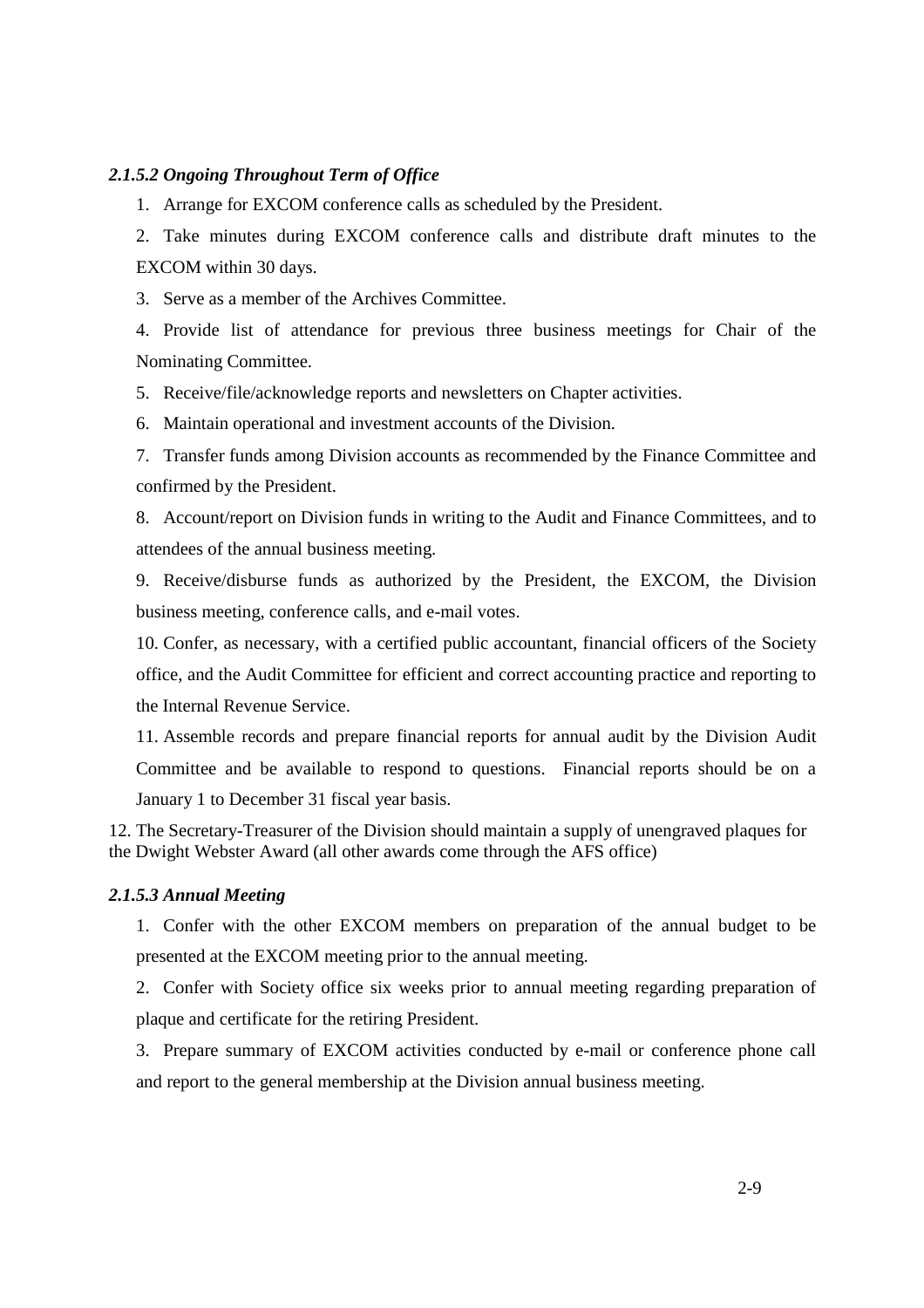#### *2.1.5.2 Ongoing Throughout Term of Office*

1. Arrange for EXCOM conference calls as scheduled by the President.
2. Take minutes during EXCOM conference calls and distribute draft minutes to the EXCOM within 30 days.
3. Serve as a member of the Archives Committee.
4. Provide list of attendance for previous three business meetings for Chair of the Nominating Committee.
5. Receive/file/acknowledge reports and newsletters on Chapter activities.
6. Maintain operational and investment accounts of the Division.
7. Transfer funds among Division accounts as recommended by the Finance Committee and confirmed by the President.
8. Account/report on Division funds in writing to the Audit and Finance Committees, and to attendees of the annual business meeting.
9. Receive/disburse funds as authorized by the President, the EXCOM, the Division business meeting, conference calls, and e-mail votes.
10. Confer, as necessary, with a certified public accountant, financial officers of the Society office, and the Audit Committee for efficient and correct accounting practice and reporting to the Internal Revenue Service.
11. Assemble records and prepare financial reports for annual audit by the Division Audit Committee and be available to respond to questions. Financial reports should be on a January 1 to December 31 fiscal year basis.
12. The Secretary-Treasurer of the Division should maintain a supply of unengraved plaques for the Dwight Webster Award (all other awards come through the AFS office)

#### *2.1.5.3 Annual Meeting*

1. Confer with the other EXCOM members on preparation of the annual budget to be presented at the EXCOM meeting prior to the annual meeting.
2. Confer with Society office six weeks prior to annual meeting regarding preparation of plaque and certificate for the retiring President.
3. Prepare summary of EXCOM activities conducted by e-mail or conference phone call and report to the general membership at the Division annual business meeting.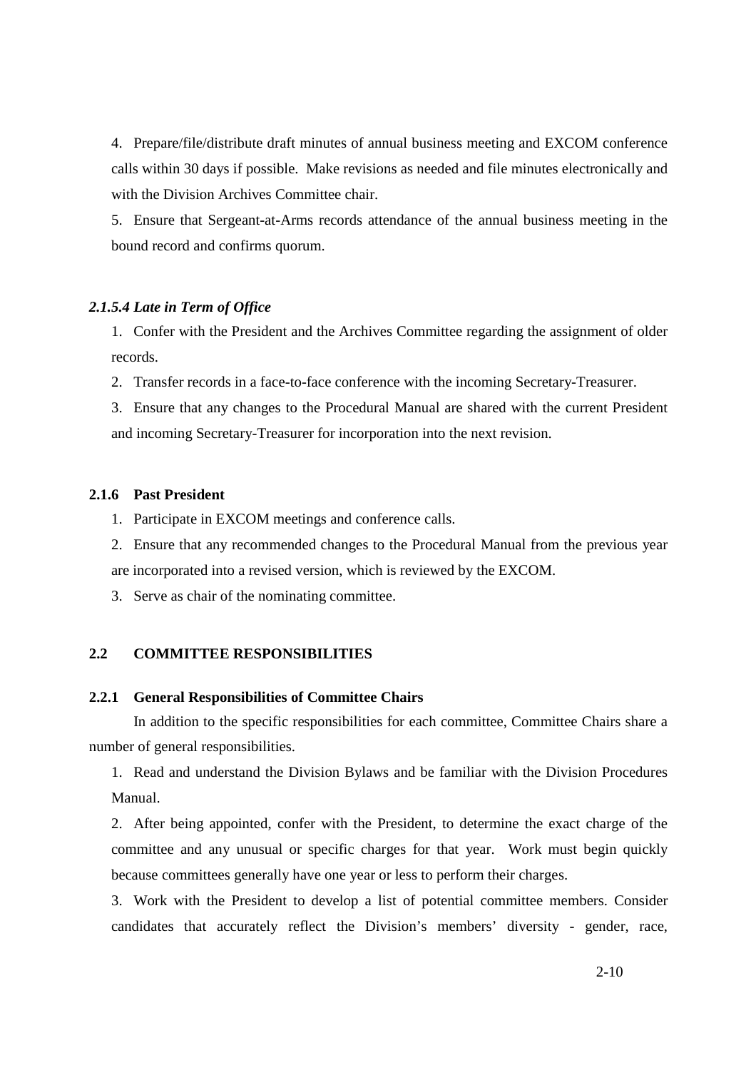4. Prepare/file/distribute draft minutes of annual business meeting and EXCOM conference calls within 30 days if possible. Make revisions as needed and file minutes electronically and with the Division Archives Committee chair.

5. Ensure that Sergeant-at-Arms records attendance of the annual business meeting in the bound record and confirms quorum.

#### *2.1.5.4 Late in Term of Office*

1. Confer with the President and the Archives Committee regarding the assignment of older records.

2. Transfer records in a face-to-face conference with the incoming Secretary-Treasurer.

3. Ensure that any changes to the Procedural Manual are shared with the current President and incoming Secretary-Treasurer for incorporation into the next revision.

### 2.1.6 Past President

1. Participate in EXCOM meetings and conference calls.

2. Ensure that any recommended changes to the Procedural Manual from the previous year are incorporated into a revised version, which is reviewed by the EXCOM.

3. Serve as chair of the nominating committee.

## 2.2 COMMITTEE RESPONSIBILITIES

### 2.2.1 General Responsibilities of Committee Chairs

In addition to the specific responsibilities for each committee, Committee Chairs share a number of general responsibilities.

1. Read and understand the Division Bylaws and be familiar with the Division Procedures Manual.

2. After being appointed, confer with the President, to determine the exact charge of the committee and any unusual or specific charges for that year. Work must begin quickly because committees generally have one year or less to perform their charges.

3. Work with the President to develop a list of potential committee members. Consider candidates that accurately reflect the Division's members' diversity - gender, race,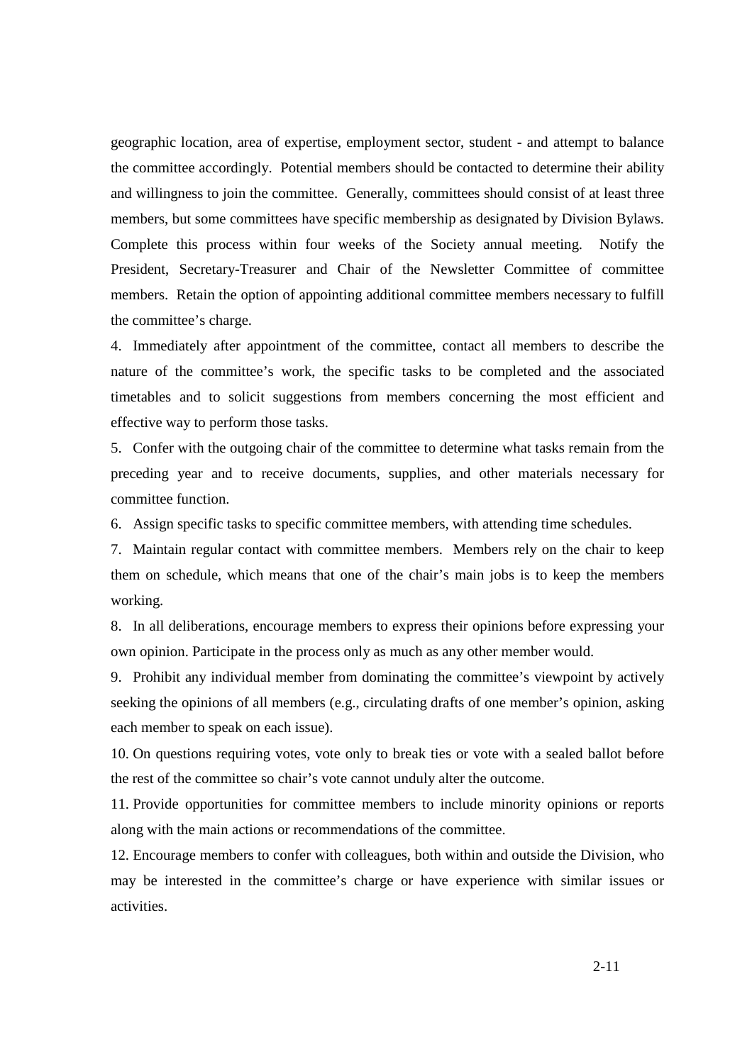geographic location, area of expertise, employment sector, student - and attempt to balance the committee accordingly. Potential members should be contacted to determine their ability and willingness to join the committee. Generally, committees should consist of at least three members, but some committees have specific membership as designated by Division Bylaws. Complete this process within four weeks of the Society annual meeting. Notify the President, Secretary-Treasurer and Chair of the Newsletter Committee of committee members. Retain the option of appointing additional committee members necessary to fulfill the committee's charge.

4. Immediately after appointment of the committee, contact all members to describe the nature of the committee's work, the specific tasks to be completed and the associated timetables and to solicit suggestions from members concerning the most efficient and effective way to perform those tasks.

5. Confer with the outgoing chair of the committee to determine what tasks remain from the preceding year and to receive documents, supplies, and other materials necessary for committee function.

6. Assign specific tasks to specific committee members, with attending time schedules.

7. Maintain regular contact with committee members. Members rely on the chair to keep them on schedule, which means that one of the chair's main jobs is to keep the members working.

8. In all deliberations, encourage members to express their opinions before expressing your own opinion. Participate in the process only as much as any other member would.

9. Prohibit any individual member from dominating the committee's viewpoint by actively seeking the opinions of all members (e.g., circulating drafts of one member's opinion, asking each member to speak on each issue).

10. On questions requiring votes, vote only to break ties or vote with a sealed ballot before the rest of the committee so chair's vote cannot unduly alter the outcome.

11. Provide opportunities for committee members to include minority opinions or reports along with the main actions or recommendations of the committee.

12. Encourage members to confer with colleagues, both within and outside the Division, who may be interested in the committee's charge or have experience with similar issues or activities.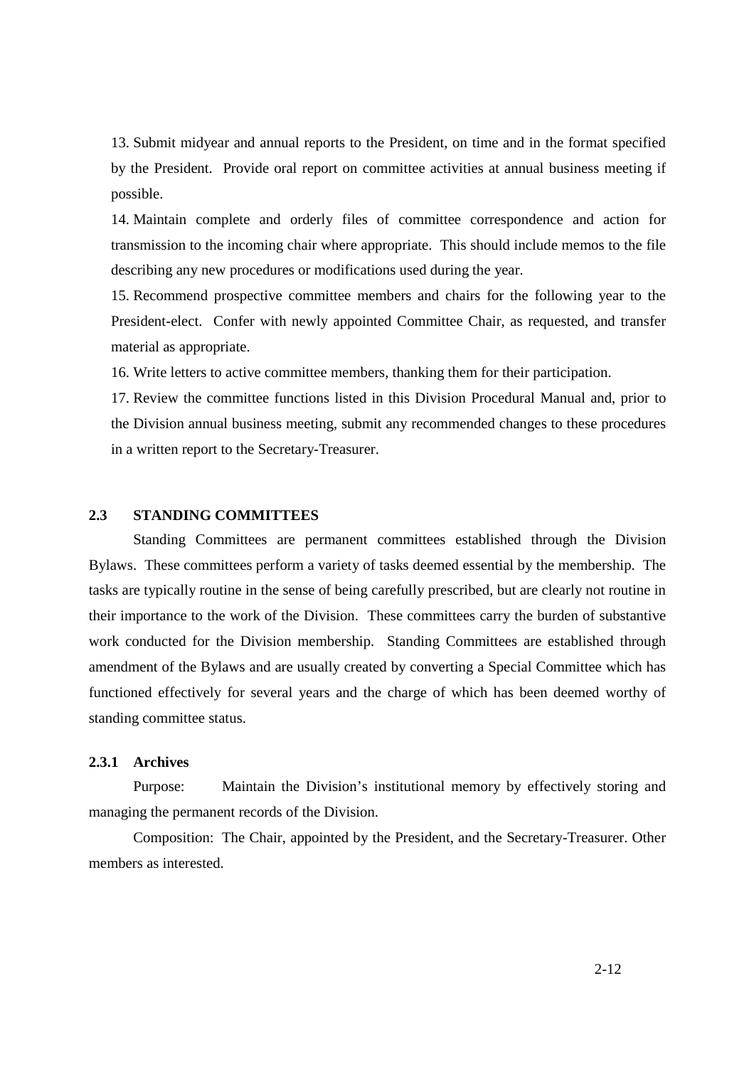13. Submit midyear and annual reports to the President, on time and in the format specified by the President. Provide oral report on committee activities at annual business meeting if possible.

14. Maintain complete and orderly files of committee correspondence and action for transmission to the incoming chair where appropriate. This should include memos to the file describing any new procedures or modifications used during the year.

15. Recommend prospective committee members and chairs for the following year to the President-elect. Confer with newly appointed Committee Chair, as requested, and transfer material as appropriate.

16. Write letters to active committee members, thanking them for their participation.

17. Review the committee functions listed in this Division Procedural Manual and, prior to the Division annual business meeting, submit any recommended changes to these procedures in a written report to the Secretary-Treasurer.

## 2.3 STANDING COMMITTEES

Standing Committees are permanent committees established through the Division Bylaws. These committees perform a variety of tasks deemed essential by the membership. The tasks are typically routine in the sense of being carefully prescribed, but are clearly not routine in their importance to the work of the Division. These committees carry the burden of substantive work conducted for the Division membership. Standing Committees are established through amendment of the Bylaws and are usually created by converting a Special Committee which has functioned effectively for several years and the charge of which has been deemed worthy of standing committee status.

### 2.3.1 Archives

Purpose: Maintain the Division's institutional memory by effectively storing and managing the permanent records of the Division.

Composition: The Chair, appointed by the President, and the Secretary-Treasurer. Other members as interested.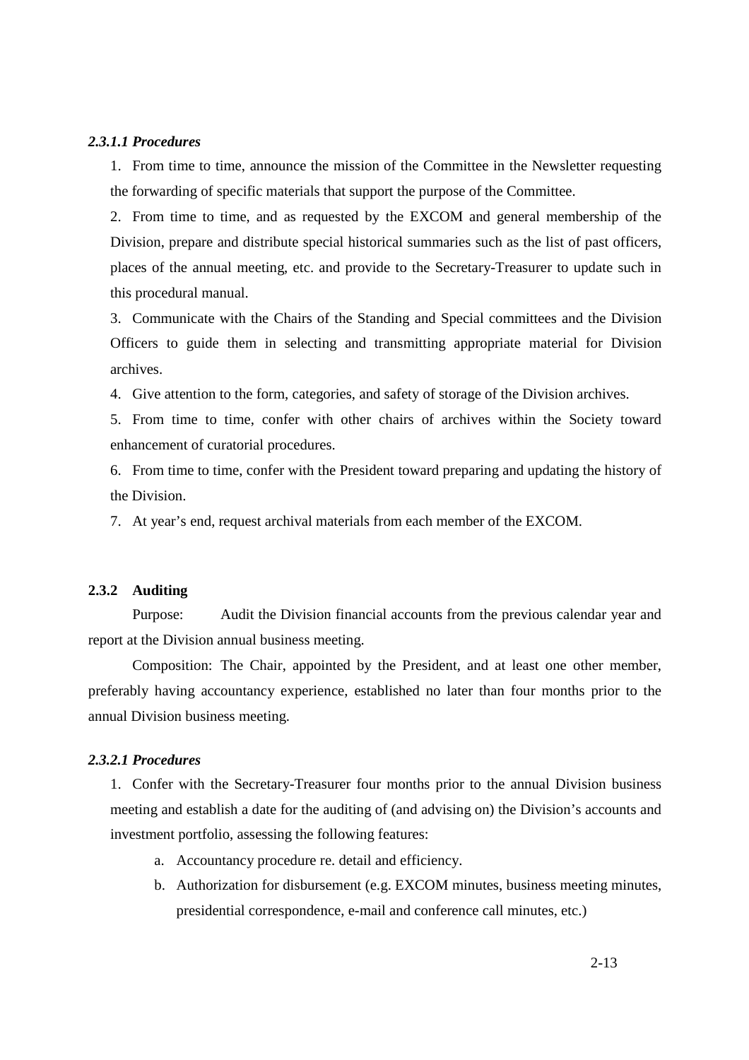#### *2.3.1.1 Procedures*

1. From time to time, announce the mission of the Committee in the Newsletter requesting the forwarding of specific materials that support the purpose of the Committee.
2. From time to time, and as requested by the EXCOM and general membership of the Division, prepare and distribute special historical summaries such as the list of past officers, places of the annual meeting, etc. and provide to the Secretary-Treasurer to update such in this procedural manual.
3. Communicate with the Chairs of the Standing and Special committees and the Division Officers to guide them in selecting and transmitting appropriate material for Division archives.
4. Give attention to the form, categories, and safety of storage of the Division archives.
5. From time to time, confer with other chairs of archives within the Society toward enhancement of curatorial procedures.
6. From time to time, confer with the President toward preparing and updating the history of the Division.
7. At year's end, request archival materials from each member of the EXCOM.

### 2.3.2 Auditing

Purpose: Audit the Division financial accounts from the previous calendar year and report at the Division annual business meeting.

Composition: The Chair, appointed by the President, and at least one other member, preferably having accountancy experience, established no later than four months prior to the annual Division business meeting.

#### *2.3.2.1 Procedures*

1. Confer with the Secretary-Treasurer four months prior to the annual Division business meeting and establish a date for the auditing of (and advising on) the Division's accounts and investment portfolio, assessing the following features:
    a. Accountancy procedure re. detail and efficiency.
    b. Authorization for disbursement (e.g. EXCOM minutes, business meeting minutes, presidential correspondence, e-mail and conference call minutes, etc.)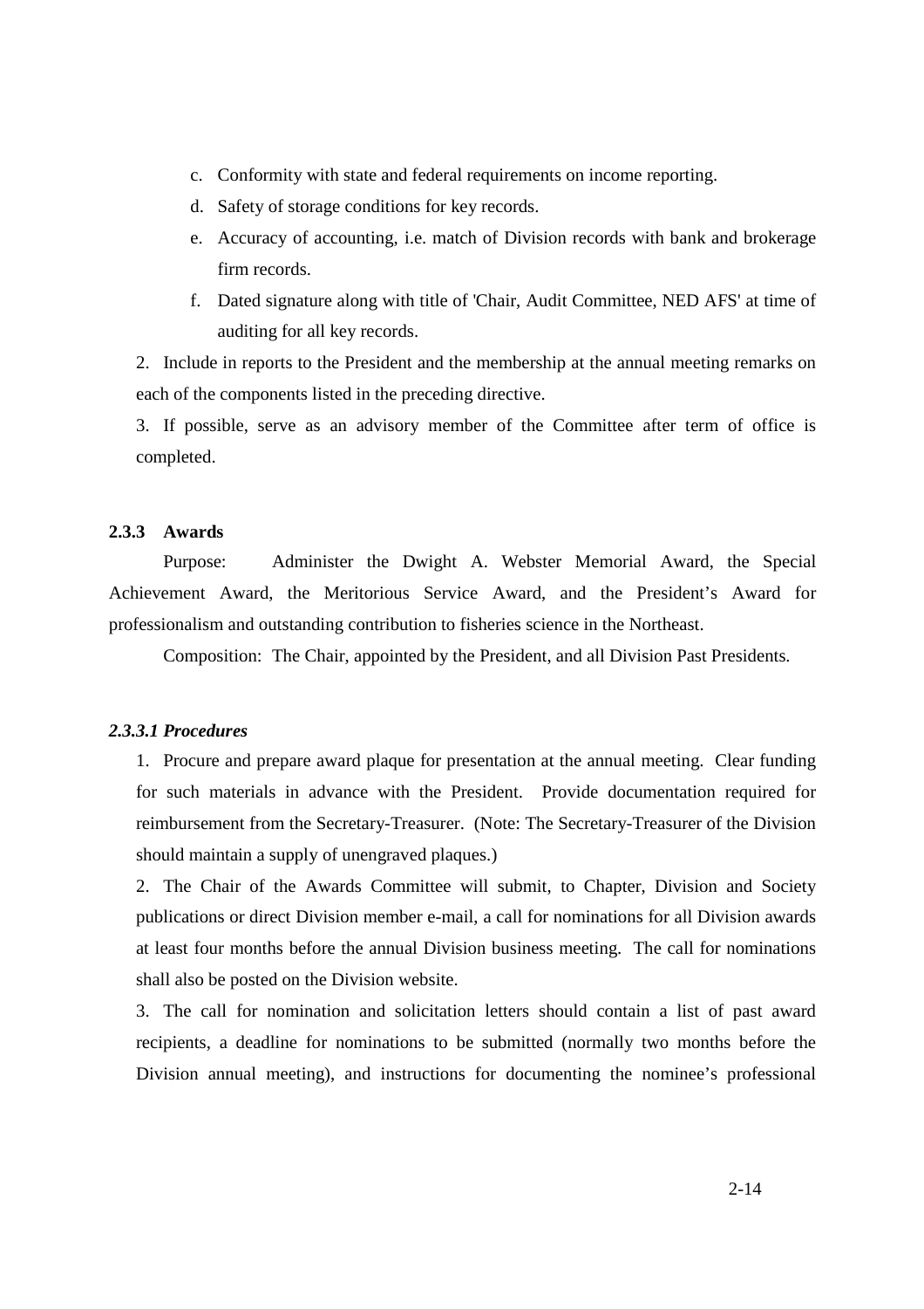c. Conformity with state and federal requirements on income reporting.

d. Safety of storage conditions for key records.

e. Accuracy of accounting, i.e. match of Division records with bank and brokerage firm records.

f. Dated signature along with title of 'Chair, Audit Committee, NED AFS' at time of auditing for all key records.

2. Include in reports to the President and the membership at the annual meeting remarks on each of the components listed in the preceding directive.

3. If possible, serve as an advisory member of the Committee after term of office is completed.

### 2.3.3 Awards

Purpose: Administer the Dwight A. Webster Memorial Award, the Special Achievement Award, the Meritorious Service Award, and the President's Award for professionalism and outstanding contribution to fisheries science in the Northeast.

Composition: The Chair, appointed by the President, and all Division Past Presidents.

#### *2.3.3.1 Procedures*

1. Procure and prepare award plaque for presentation at the annual meeting. Clear funding for such materials in advance with the President. Provide documentation required for reimbursement from the Secretary-Treasurer. (Note: The Secretary-Treasurer of the Division should maintain a supply of unengraved plaques.)

2. The Chair of the Awards Committee will submit, to Chapter, Division and Society publications or direct Division member e-mail, a call for nominations for all Division awards at least four months before the annual Division business meeting. The call for nominations shall also be posted on the Division website.

3. The call for nomination and solicitation letters should contain a list of past award recipients, a deadline for nominations to be submitted (normally two months before the Division annual meeting), and instructions for documenting the nominee's professional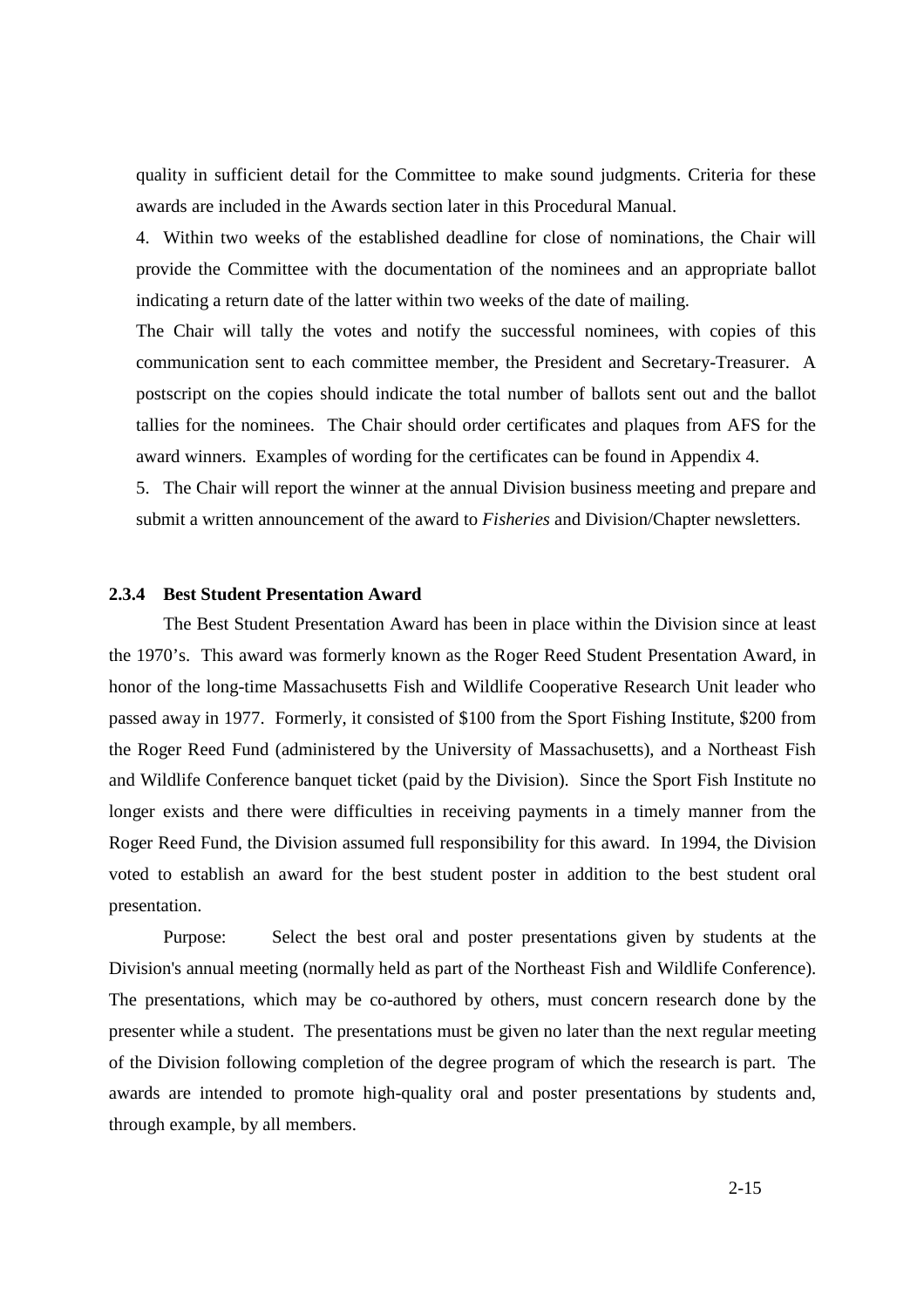quality in sufficient detail for the Committee to make sound judgments. Criteria for these awards are included in the Awards section later in this Procedural Manual.

4. Within two weeks of the established deadline for close of nominations, the Chair will provide the Committee with the documentation of the nominees and an appropriate ballot indicating a return date of the latter within two weeks of the date of mailing.

The Chair will tally the votes and notify the successful nominees, with copies of this communication sent to each committee member, the President and Secretary-Treasurer. A postscript on the copies should indicate the total number of ballots sent out and the ballot tallies for the nominees. The Chair should order certificates and plaques from AFS for the award winners. Examples of wording for the certificates can be found in Appendix 4.

5. The Chair will report the winner at the annual Division business meeting and prepare and submit a written announcement of the award to *Fisheries* and Division/Chapter newsletters.

### 2.3.4 Best Student Presentation Award

The Best Student Presentation Award has been in place within the Division since at least the 1970's. This award was formerly known as the Roger Reed Student Presentation Award, in honor of the long-time Massachusetts Fish and Wildlife Cooperative Research Unit leader who passed away in 1977. Formerly, it consisted of $100 from the Sport Fishing Institute, $200 from the Roger Reed Fund (administered by the University of Massachusetts), and a Northeast Fish and Wildlife Conference banquet ticket (paid by the Division). Since the Sport Fish Institute no longer exists and there were difficulties in receiving payments in a timely manner from the Roger Reed Fund, the Division assumed full responsibility for this award. In 1994, the Division voted to establish an award for the best student poster in addition to the best student oral presentation.

Purpose: Select the best oral and poster presentations given by students at the Division's annual meeting (normally held as part of the Northeast Fish and Wildlife Conference). The presentations, which may be co-authored by others, must concern research done by the presenter while a student. The presentations must be given no later than the next regular meeting of the Division following completion of the degree program of which the research is part. The awards are intended to promote high-quality oral and poster presentations by students and, through example, by all members.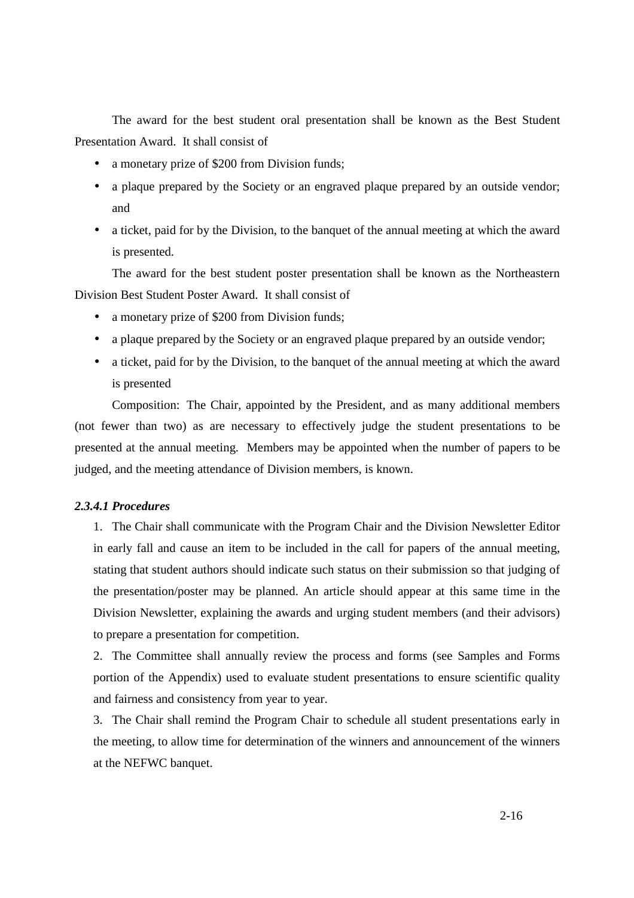The award for the best student oral presentation shall be known as the Best Student Presentation Award. It shall consist of

- a monetary prize of $200 from Division funds;
- a plaque prepared by the Society or an engraved plaque prepared by an outside vendor; and
- a ticket, paid for by the Division, to the banquet of the annual meeting at which the award is presented.

The award for the best student poster presentation shall be known as the Northeastern Division Best Student Poster Award. It shall consist of

- a monetary prize of $200 from Division funds;
- a plaque prepared by the Society or an engraved plaque prepared by an outside vendor;
- a ticket, paid for by the Division, to the banquet of the annual meeting at which the award is presented

Composition: The Chair, appointed by the President, and as many additional members (not fewer than two) as are necessary to effectively judge the student presentations to be presented at the annual meeting. Members may be appointed when the number of papers to be judged, and the meeting attendance of Division members, is known.

#### *2.3.4.1 Procedures*

1. The Chair shall communicate with the Program Chair and the Division Newsletter Editor in early fall and cause an item to be included in the call for papers of the annual meeting, stating that student authors should indicate such status on their submission so that judging of the presentation/poster may be planned. An article should appear at this same time in the Division Newsletter, explaining the awards and urging student members (and their advisors) to prepare a presentation for competition.
2. The Committee shall annually review the process and forms (see Samples and Forms portion of the Appendix) used to evaluate student presentations to ensure scientific quality and fairness and consistency from year to year.
3. The Chair shall remind the Program Chair to schedule all student presentations early in the meeting, to allow time for determination of the winners and announcement of the winners at the NEFWC banquet.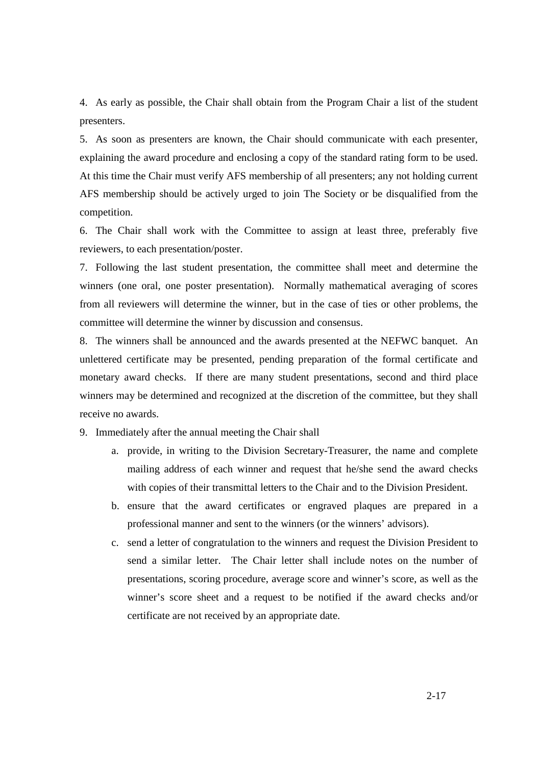4. As early as possible, the Chair shall obtain from the Program Chair a list of the student presenters.

5. As soon as presenters are known, the Chair should communicate with each presenter, explaining the award procedure and enclosing a copy of the standard rating form to be used. At this time the Chair must verify AFS membership of all presenters; any not holding current AFS membership should be actively urged to join The Society or be disqualified from the competition.

6. The Chair shall work with the Committee to assign at least three, preferably five reviewers, to each presentation/poster.

7. Following the last student presentation, the committee shall meet and determine the winners (one oral, one poster presentation). Normally mathematical averaging of scores from all reviewers will determine the winner, but in the case of ties or other problems, the committee will determine the winner by discussion and consensus.

8. The winners shall be announced and the awards presented at the NEFWC banquet. An unlettered certificate may be presented, pending preparation of the formal certificate and monetary award checks. If there are many student presentations, second and third place winners may be determined and recognized at the discretion of the committee, but they shall receive no awards.

9. Immediately after the annual meeting the Chair shall

   a. provide, in writing to the Division Secretary-Treasurer, the name and complete mailing address of each winner and request that he/she send the award checks with copies of their transmittal letters to the Chair and to the Division President.

   b. ensure that the award certificates or engraved plaques are prepared in a professional manner and sent to the winners (or the winners' advisors).

   c. send a letter of congratulation to the winners and request the Division President to send a similar letter. The Chair letter shall include notes on the number of presentations, scoring procedure, average score and winner's score, as well as the winner's score sheet and a request to be notified if the award checks and/or certificate are not received by an appropriate date.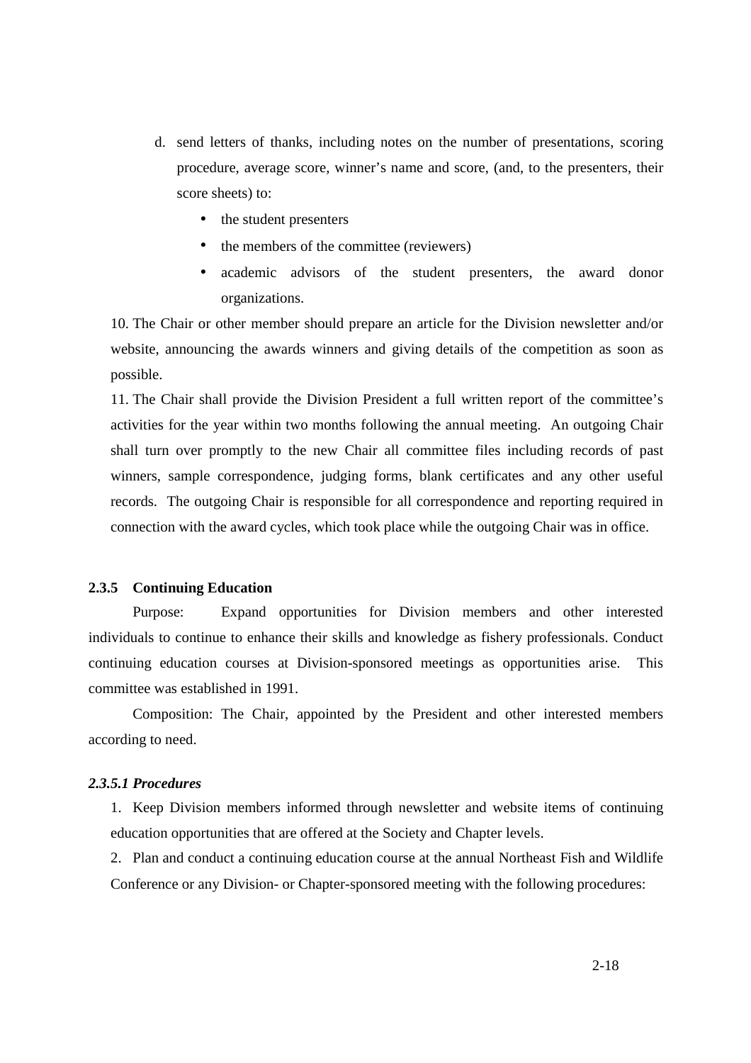d. send letters of thanks, including notes on the number of presentations, scoring procedure, average score, winner's name and score, (and, to the presenters, their score sheets) to:
   - the student presenters
   - the members of the committee (reviewers)
   - academic advisors of the student presenters, the award donor organizations.

10. The Chair or other member should prepare an article for the Division newsletter and/or website, announcing the awards winners and giving details of the competition as soon as possible.

11. The Chair shall provide the Division President a full written report of the committee's activities for the year within two months following the annual meeting. An outgoing Chair shall turn over promptly to the new Chair all committee files including records of past winners, sample correspondence, judging forms, blank certificates and any other useful records. The outgoing Chair is responsible for all correspondence and reporting required in connection with the award cycles, which took place while the outgoing Chair was in office.

### 2.3.5 Continuing Education

Purpose: Expand opportunities for Division members and other interested individuals to continue to enhance their skills and knowledge as fishery professionals. Conduct continuing education courses at Division-sponsored meetings as opportunities arise. This committee was established in 1991.

Composition: The Chair, appointed by the President and other interested members according to need.

#### *2.3.5.1 Procedures*

1. Keep Division members informed through newsletter and website items of continuing education opportunities that are offered at the Society and Chapter levels.
2. Plan and conduct a continuing education course at the annual Northeast Fish and Wildlife Conference or any Division- or Chapter-sponsored meeting with the following procedures: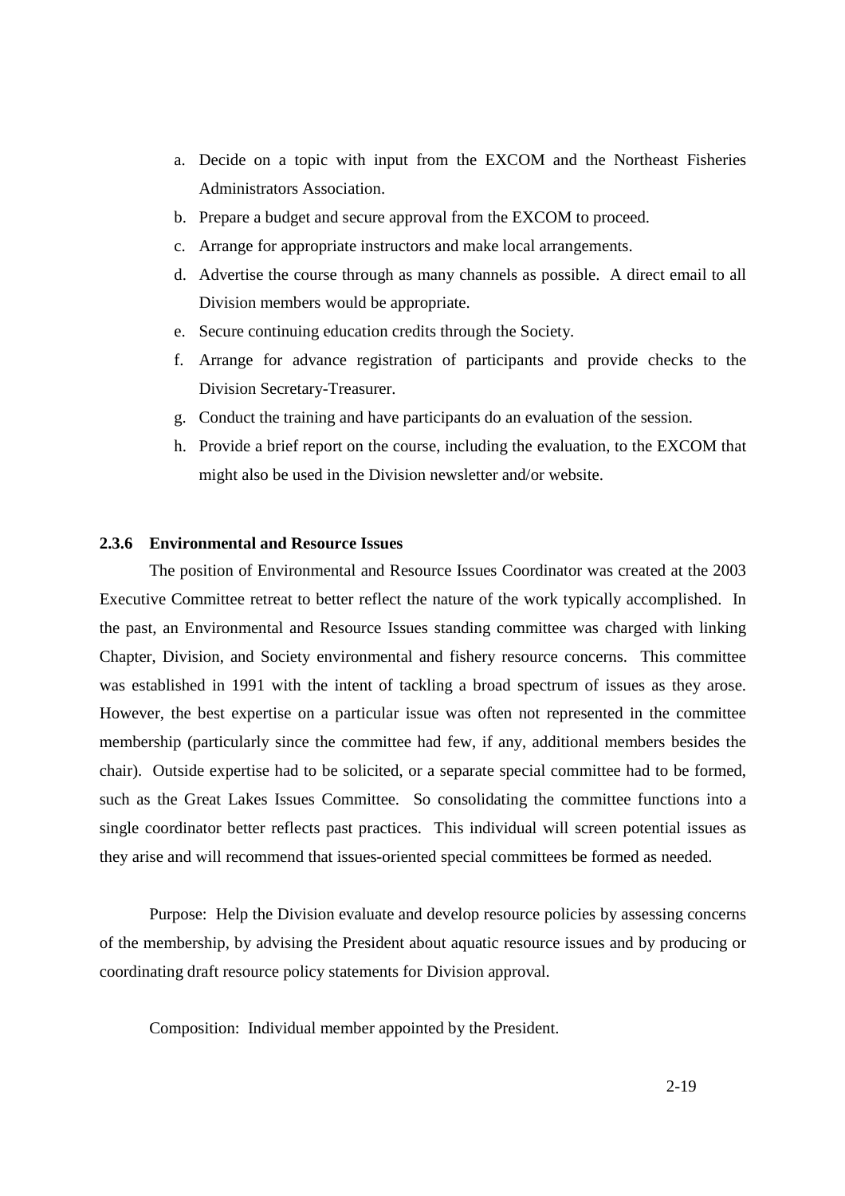a. Decide on a topic with input from the EXCOM and the Northeast Fisheries Administrators Association.
b. Prepare a budget and secure approval from the EXCOM to proceed.
c. Arrange for appropriate instructors and make local arrangements.
d. Advertise the course through as many channels as possible. A direct email to all Division members would be appropriate.
e. Secure continuing education credits through the Society.
f. Arrange for advance registration of participants and provide checks to the Division Secretary-Treasurer.
g. Conduct the training and have participants do an evaluation of the session.
h. Provide a brief report on the course, including the evaluation, to the EXCOM that might also be used in the Division newsletter and/or website.

### 2.3.6 Environmental and Resource Issues

The position of Environmental and Resource Issues Coordinator was created at the 2003 Executive Committee retreat to better reflect the nature of the work typically accomplished. In the past, an Environmental and Resource Issues standing committee was charged with linking Chapter, Division, and Society environmental and fishery resource concerns. This committee was established in 1991 with the intent of tackling a broad spectrum of issues as they arose. However, the best expertise on a particular issue was often not represented in the committee membership (particularly since the committee had few, if any, additional members besides the chair). Outside expertise had to be solicited, or a separate special committee had to be formed, such as the Great Lakes Issues Committee. So consolidating the committee functions into a single coordinator better reflects past practices. This individual will screen potential issues as they arise and will recommend that issues-oriented special committees be formed as needed.

Purpose: Help the Division evaluate and develop resource policies by assessing concerns of the membership, by advising the President about aquatic resource issues and by producing or coordinating draft resource policy statements for Division approval.

Composition: Individual member appointed by the President.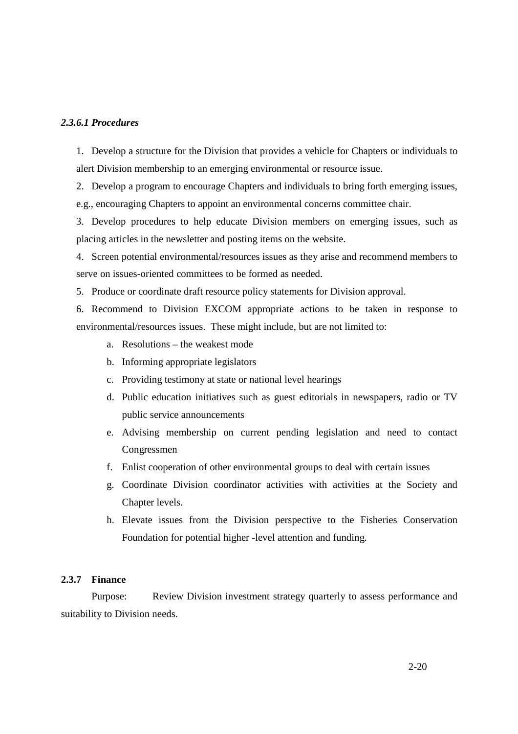#### *2.3.6.1 Procedures*

1. Develop a structure for the Division that provides a vehicle for Chapters or individuals to alert Division membership to an emerging environmental or resource issue.
2. Develop a program to encourage Chapters and individuals to bring forth emerging issues, e.g., encouraging Chapters to appoint an environmental concerns committee chair.
3. Develop procedures to help educate Division members on emerging issues, such as placing articles in the newsletter and posting items on the website.
4. Screen potential environmental/resources issues as they arise and recommend members to serve on issues-oriented committees to be formed as needed.
5. Produce or coordinate draft resource policy statements for Division approval.
6. Recommend to Division EXCOM appropriate actions to be taken in response to environmental/resources issues. These might include, but are not limited to:
   a. Resolutions – the weakest mode
   b. Informing appropriate legislators
   c. Providing testimony at state or national level hearings
   d. Public education initiatives such as guest editorials in newspapers, radio or TV public service announcements
   e. Advising membership on current pending legislation and need to contact Congressmen
   f. Enlist cooperation of other environmental groups to deal with certain issues
   g. Coordinate Division coordinator activities with activities at the Society and Chapter levels.
   h. Elevate issues from the Division perspective to the Fisheries Conservation Foundation for potential higher -level attention and funding.

### 2.3.7 Finance

Purpose: Review Division investment strategy quarterly to assess performance and suitability to Division needs.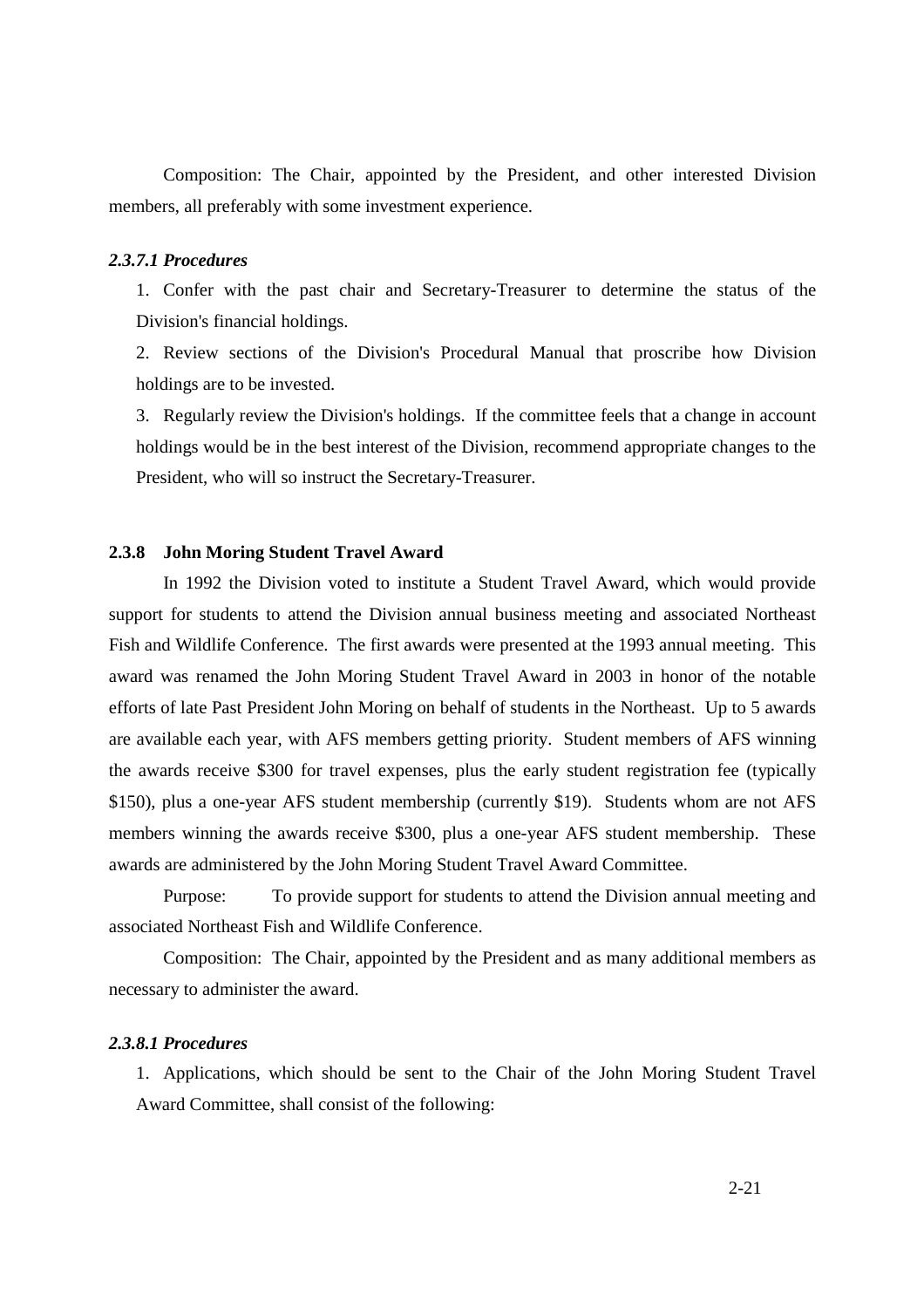Composition: The Chair, appointed by the President, and other interested Division members, all preferably with some investment experience.

#### *2.3.7.1 Procedures*

1. Confer with the past chair and Secretary-Treasurer to determine the status of the Division's financial holdings.
2. Review sections of the Division's Procedural Manual that proscribe how Division holdings are to be invested.
3. Regularly review the Division's holdings. If the committee feels that a change in account holdings would be in the best interest of the Division, recommend appropriate changes to the President, who will so instruct the Secretary-Treasurer.

### 2.3.8 John Moring Student Travel Award

In 1992 the Division voted to institute a Student Travel Award, which would provide support for students to attend the Division annual business meeting and associated Northeast Fish and Wildlife Conference. The first awards were presented at the 1993 annual meeting. This award was renamed the John Moring Student Travel Award in 2003 in honor of the notable efforts of late Past President John Moring on behalf of students in the Northeast. Up to 5 awards are available each year, with AFS members getting priority. Student members of AFS winning the awards receive $300 for travel expenses, plus the early student registration fee (typically $150), plus a one-year AFS student membership (currently $19). Students whom are not AFS members winning the awards receive $300, plus a one-year AFS student membership. These awards are administered by the John Moring Student Travel Award Committee.

Purpose: To provide support for students to attend the Division annual meeting and associated Northeast Fish and Wildlife Conference.

Composition: The Chair, appointed by the President and as many additional members as necessary to administer the award.

#### *2.3.8.1 Procedures*

1. Applications, which should be sent to the Chair of the John Moring Student Travel Award Committee, shall consist of the following: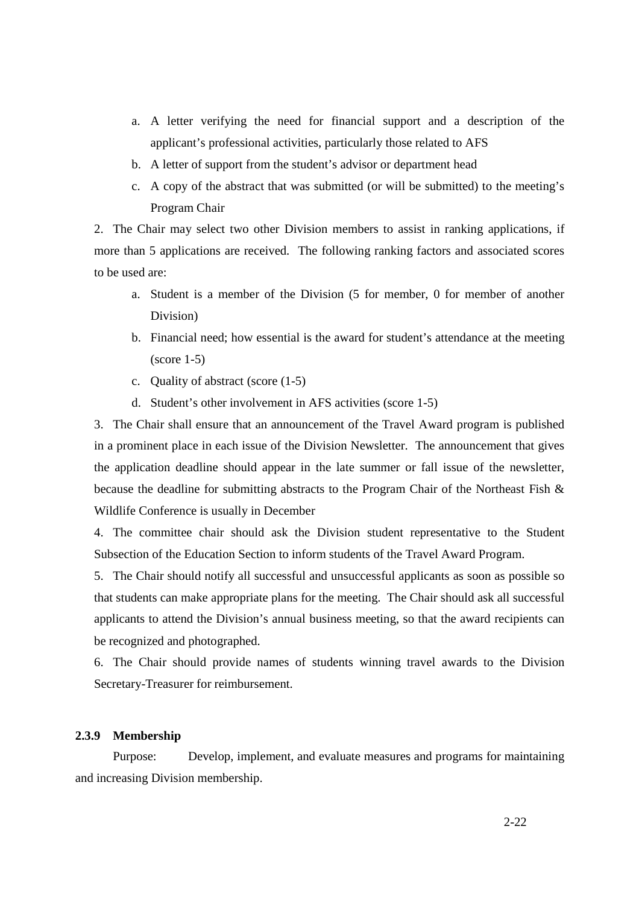a. A letter verifying the need for financial support and a description of the applicant's professional activities, particularly those related to AFS
   b. A letter of support from the student's advisor or department head
   c. A copy of the abstract that was submitted (or will be submitted) to the meeting's Program Chair

2. The Chair may select two other Division members to assist in ranking applications, if more than 5 applications are received. The following ranking factors and associated scores to be used are:
   a. Student is a member of the Division (5 for member, 0 for member of another Division)
   b. Financial need; how essential is the award for student's attendance at the meeting (score 1-5)
   c. Quality of abstract (score (1-5)
   d. Student's other involvement in AFS activities (score 1-5)

3. The Chair shall ensure that an announcement of the Travel Award program is published in a prominent place in each issue of the Division Newsletter. The announcement that gives the application deadline should appear in the late summer or fall issue of the newsletter, because the deadline for submitting abstracts to the Program Chair of the Northeast Fish & Wildlife Conference is usually in December

4. The committee chair should ask the Division student representative to the Student Subsection of the Education Section to inform students of the Travel Award Program.

5. The Chair should notify all successful and unsuccessful applicants as soon as possible so that students can make appropriate plans for the meeting. The Chair should ask all successful applicants to attend the Division's annual business meeting, so that the award recipients can be recognized and photographed.

6. The Chair should provide names of students winning travel awards to the Division Secretary-Treasurer for reimbursement.

### 2.3.9 Membership

Purpose: Develop, implement, and evaluate measures and programs for maintaining and increasing Division membership.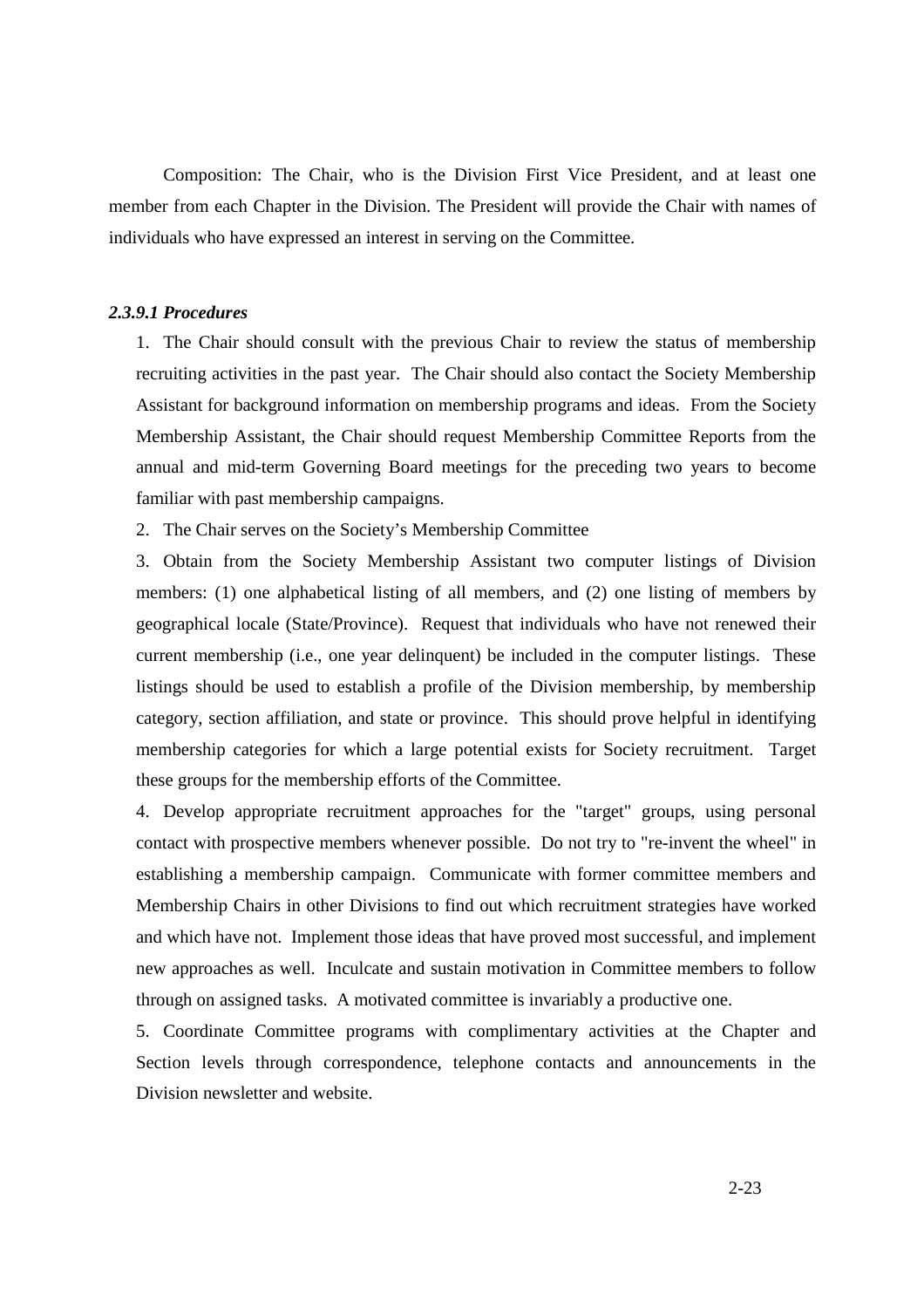Composition: The Chair, who is the Division First Vice President, and at least one member from each Chapter in the Division. The President will provide the Chair with names of individuals who have expressed an interest in serving on the Committee.

#### *2.3.9.1 Procedures*

1. The Chair should consult with the previous Chair to review the status of membership recruiting activities in the past year. The Chair should also contact the Society Membership Assistant for background information on membership programs and ideas. From the Society Membership Assistant, the Chair should request Membership Committee Reports from the annual and mid-term Governing Board meetings for the preceding two years to become familiar with past membership campaigns.
2. The Chair serves on the Society's Membership Committee
3. Obtain from the Society Membership Assistant two computer listings of Division members: (1) one alphabetical listing of all members, and (2) one listing of members by geographical locale (State/Province). Request that individuals who have not renewed their current membership (i.e., one year delinquent) be included in the computer listings. These listings should be used to establish a profile of the Division membership, by membership category, section affiliation, and state or province. This should prove helpful in identifying membership categories for which a large potential exists for Society recruitment. Target these groups for the membership efforts of the Committee.
4. Develop appropriate recruitment approaches for the "target" groups, using personal contact with prospective members whenever possible. Do not try to "re-invent the wheel" in establishing a membership campaign. Communicate with former committee members and Membership Chairs in other Divisions to find out which recruitment strategies have worked and which have not. Implement those ideas that have proved most successful, and implement new approaches as well. Inculcate and sustain motivation in Committee members to follow through on assigned tasks. A motivated committee is invariably a productive one.
5. Coordinate Committee programs with complimentary activities at the Chapter and Section levels through correspondence, telephone contacts and announcements in the Division newsletter and website.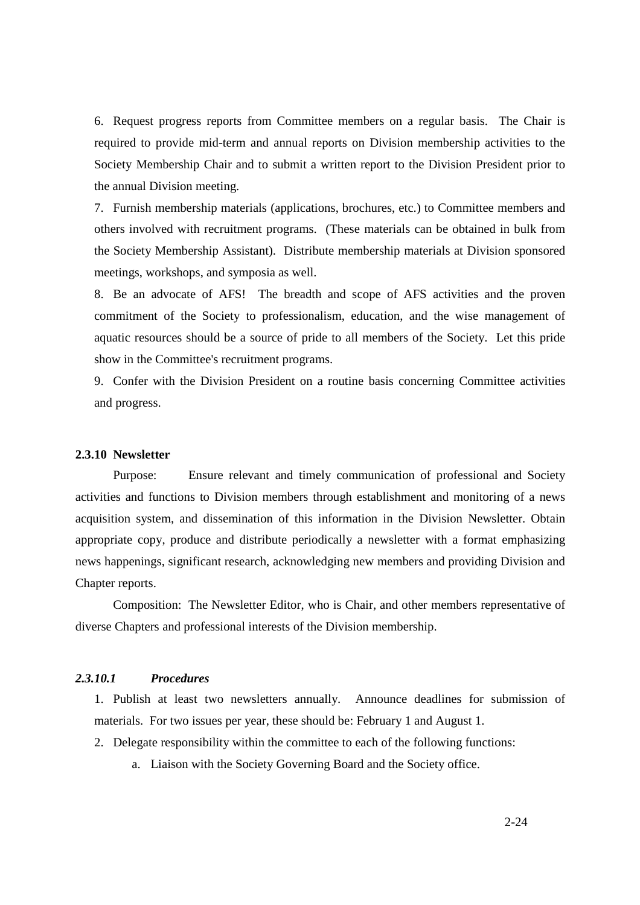6. Request progress reports from Committee members on a regular basis. The Chair is required to provide mid-term and annual reports on Division membership activities to the Society Membership Chair and to submit a written report to the Division President prior to the annual Division meeting.

7. Furnish membership materials (applications, brochures, etc.) to Committee members and others involved with recruitment programs. (These materials can be obtained in bulk from the Society Membership Assistant). Distribute membership materials at Division sponsored meetings, workshops, and symposia as well.

8. Be an advocate of AFS! The breadth and scope of AFS activities and the proven commitment of the Society to professionalism, education, and the wise management of aquatic resources should be a source of pride to all members of the Society. Let this pride show in the Committee's recruitment programs.

9. Confer with the Division President on a routine basis concerning Committee activities and progress.

### 2.3.10 Newsletter

Purpose: Ensure relevant and timely communication of professional and Society activities and functions to Division members through establishment and monitoring of a news acquisition system, and dissemination of this information in the Division Newsletter. Obtain appropriate copy, produce and distribute periodically a newsletter with a format emphasizing news happenings, significant research, acknowledging new members and providing Division and Chapter reports.

Composition: The Newsletter Editor, who is Chair, and other members representative of diverse Chapters and professional interests of the Division membership.

#### *2.3.10.1 Procedures*

1. Publish at least two newsletters annually. Announce deadlines for submission of materials. For two issues per year, these should be: February 1 and August 1.

2. Delegate responsibility within the committee to each of the following functions:

    a. Liaison with the Society Governing Board and the Society office.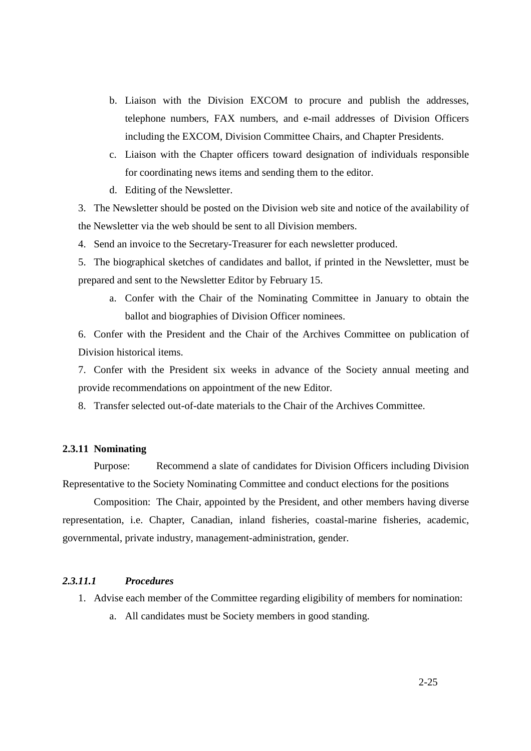b. Liaison with the Division EXCOM to procure and publish the addresses, telephone numbers, FAX numbers, and e-mail addresses of Division Officers including the EXCOM, Division Committee Chairs, and Chapter Presidents.

c. Liaison with the Chapter officers toward designation of individuals responsible for coordinating news items and sending them to the editor.

d. Editing of the Newsletter.

3. The Newsletter should be posted on the Division web site and notice of the availability of the Newsletter via the web should be sent to all Division members.

4. Send an invoice to the Secretary-Treasurer for each newsletter produced.

5. The biographical sketches of candidates and ballot, if printed in the Newsletter, must be prepared and sent to the Newsletter Editor by February 15.

   a. Confer with the Chair of the Nominating Committee in January to obtain the ballot and biographies of Division Officer nominees.

6. Confer with the President and the Chair of the Archives Committee on publication of Division historical items.

7. Confer with the President six weeks in advance of the Society annual meeting and provide recommendations on appointment of the new Editor.

8. Transfer selected out-of-date materials to the Chair of the Archives Committee.

### 2.3.11 Nominating

Purpose: Recommend a slate of candidates for Division Officers including Division Representative to the Society Nominating Committee and conduct elections for the positions

Composition: The Chair, appointed by the President, and other members having diverse representation, i.e. Chapter, Canadian, inland fisheries, coastal-marine fisheries, academic, governmental, private industry, management-administration, gender.

#### *2.3.11.1 Procedures*

1. Advise each member of the Committee regarding eligibility of members for nomination:

   a. All candidates must be Society members in good standing.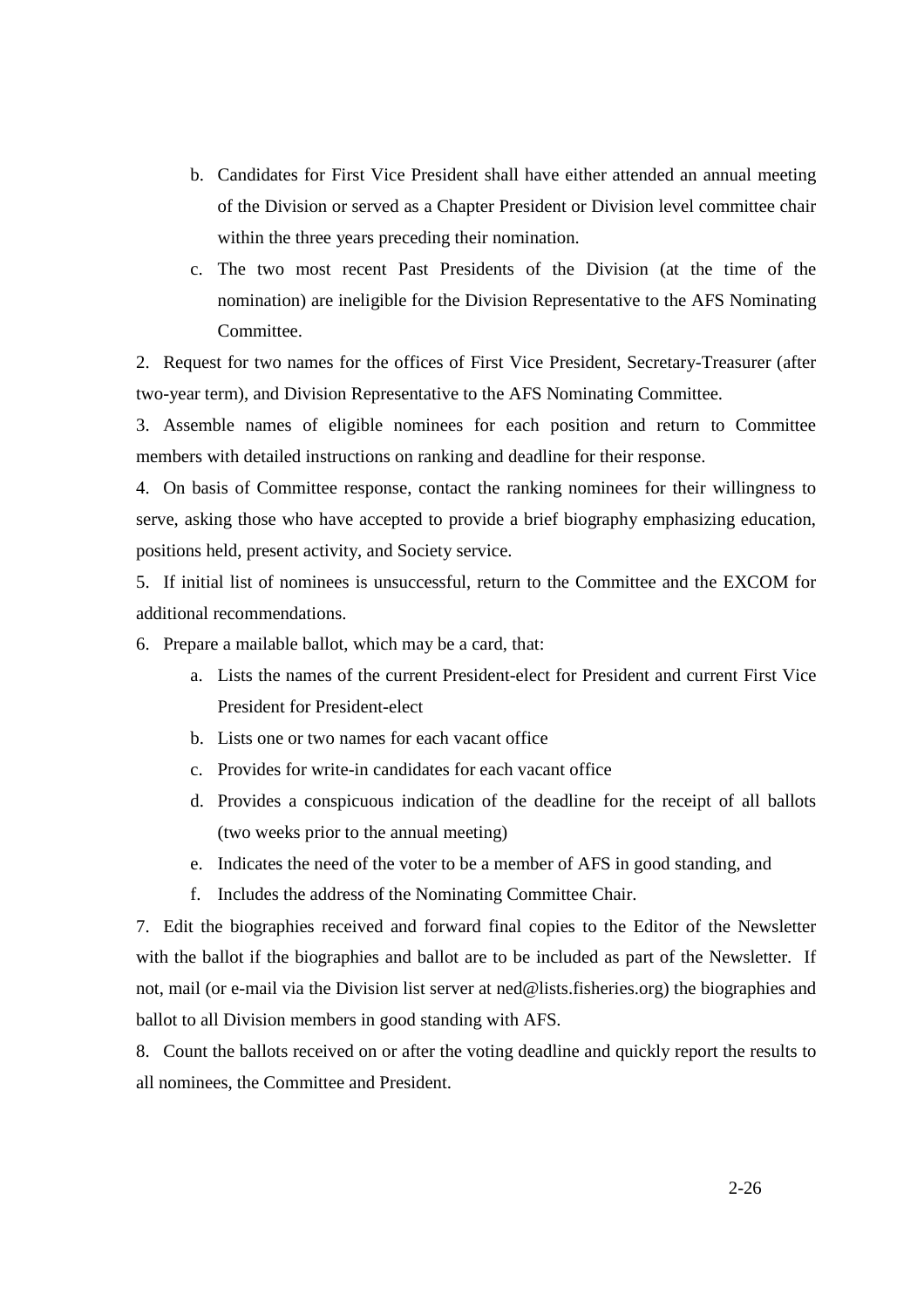b. Candidates for First Vice President shall have either attended an annual meeting of the Division or served as a Chapter President or Division level committee chair within the three years preceding their nomination.

c. The two most recent Past Presidents of the Division (at the time of the nomination) are ineligible for the Division Representative to the AFS Nominating Committee.

2. Request for two names for the offices of First Vice President, Secretary-Treasurer (after two-year term), and Division Representative to the AFS Nominating Committee.

3. Assemble names of eligible nominees for each position and return to Committee members with detailed instructions on ranking and deadline for their response.

4. On basis of Committee response, contact the ranking nominees for their willingness to serve, asking those who have accepted to provide a brief biography emphasizing education, positions held, present activity, and Society service.

5. If initial list of nominees is unsuccessful, return to the Committee and the EXCOM for additional recommendations.

6. Prepare a mailable ballot, which may be a card, that:

   a. Lists the names of the current President-elect for President and current First Vice President for President-elect

   b. Lists one or two names for each vacant office

   c. Provides for write-in candidates for each vacant office

   d. Provides a conspicuous indication of the deadline for the receipt of all ballots (two weeks prior to the annual meeting)

   e. Indicates the need of the voter to be a member of AFS in good standing, and

   f. Includes the address of the Nominating Committee Chair.

7. Edit the biographies received and forward final copies to the Editor of the Newsletter with the ballot if the biographies and ballot are to be included as part of the Newsletter. If not, mail (or e-mail via the Division list server at ned@lists.fisheries.org) the biographies and ballot to all Division members in good standing with AFS.

8. Count the ballots received on or after the voting deadline and quickly report the results to all nominees, the Committee and President.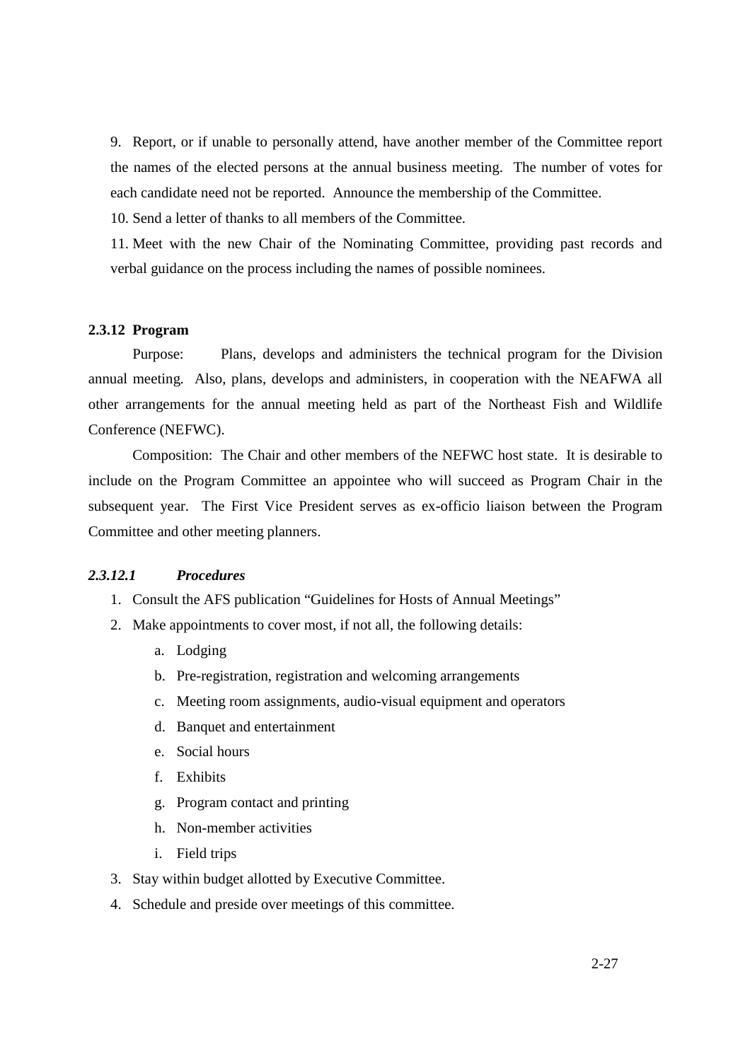9. Report, or if unable to personally attend, have another member of the Committee report the names of the elected persons at the annual business meeting. The number of votes for each candidate need not be reported. Announce the membership of the Committee.

10. Send a letter of thanks to all members of the Committee.

11. Meet with the new Chair of the Nominating Committee, providing past records and verbal guidance on the process including the names of possible nominees.

### 2.3.12 Program

Purpose: Plans, develops and administers the technical program for the Division annual meeting. Also, plans, develops and administers, in cooperation with the NEAFWA all other arrangements for the annual meeting held as part of the Northeast Fish and Wildlife Conference (NEFWC).

Composition: The Chair and other members of the NEFWC host state. It is desirable to include on the Program Committee an appointee who will succeed as Program Chair in the subsequent year. The First Vice President serves as ex-officio liaison between the Program Committee and other meeting planners.

#### *2.3.12.1 Procedures*

1. Consult the AFS publication "Guidelines for Hosts of Annual Meetings"
2. Make appointments to cover most, if not all, the following details:
   a. Lodging
   b. Pre-registration, registration and welcoming arrangements
   c. Meeting room assignments, audio-visual equipment and operators
   d. Banquet and entertainment
   e. Social hours
   f. Exhibits
   g. Program contact and printing
   h. Non-member activities
   i. Field trips
3. Stay within budget allotted by Executive Committee.
4. Schedule and preside over meetings of this committee.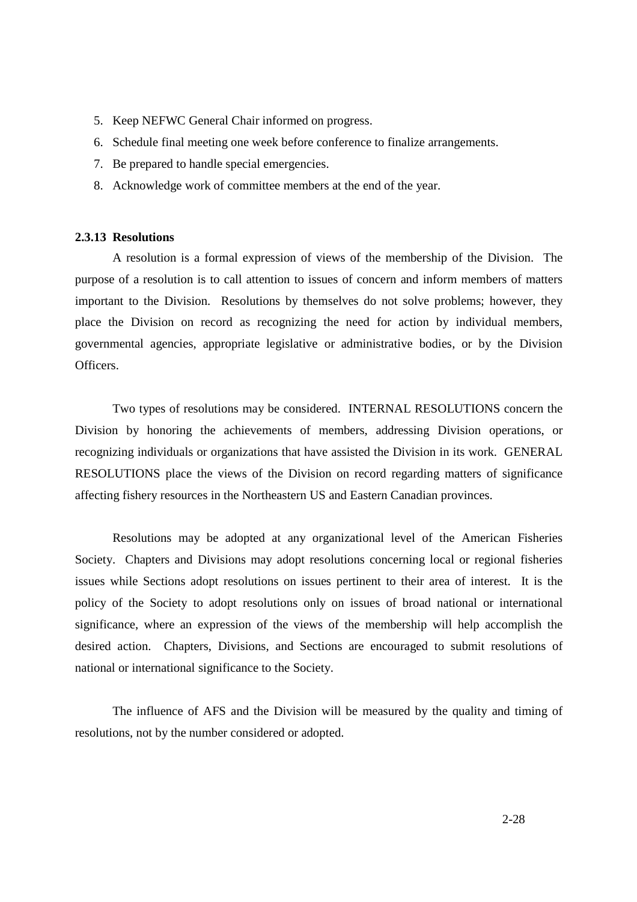5. Keep NEFWC General Chair informed on progress.
6. Schedule final meeting one week before conference to finalize arrangements.
7. Be prepared to handle special emergencies.
8. Acknowledge work of committee members at the end of the year.

### 2.3.13 Resolutions

A resolution is a formal expression of views of the membership of the Division. The purpose of a resolution is to call attention to issues of concern and inform members of matters important to the Division. Resolutions by themselves do not solve problems; however, they place the Division on record as recognizing the need for action by individual members, governmental agencies, appropriate legislative or administrative bodies, or by the Division Officers.

Two types of resolutions may be considered. INTERNAL RESOLUTIONS concern the Division by honoring the achievements of members, addressing Division operations, or recognizing individuals or organizations that have assisted the Division in its work. GENERAL RESOLUTIONS place the views of the Division on record regarding matters of significance affecting fishery resources in the Northeastern US and Eastern Canadian provinces.

Resolutions may be adopted at any organizational level of the American Fisheries Society. Chapters and Divisions may adopt resolutions concerning local or regional fisheries issues while Sections adopt resolutions on issues pertinent to their area of interest. It is the policy of the Society to adopt resolutions only on issues of broad national or international significance, where an expression of the views of the membership will help accomplish the desired action. Chapters, Divisions, and Sections are encouraged to submit resolutions of national or international significance to the Society.

The influence of AFS and the Division will be measured by the quality and timing of resolutions, not by the number considered or adopted.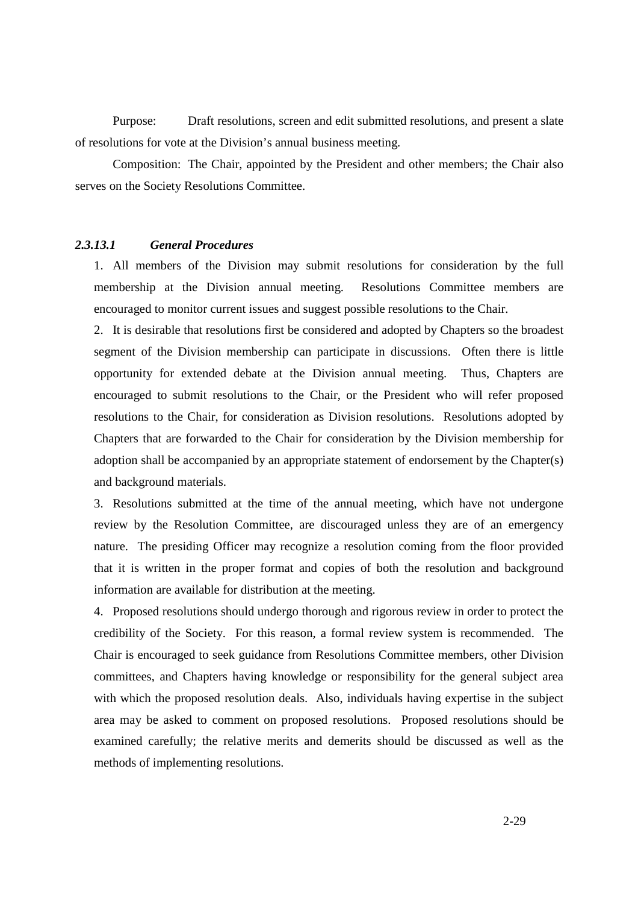Purpose: Draft resolutions, screen and edit submitted resolutions, and present a slate of resolutions for vote at the Division's annual business meeting.

Composition: The Chair, appointed by the President and other members; the Chair also serves on the Society Resolutions Committee.

### *2.3.13.1 General Procedures*

1. All members of the Division may submit resolutions for consideration by the full membership at the Division annual meeting. Resolutions Committee members are encouraged to monitor current issues and suggest possible resolutions to the Chair.
2. It is desirable that resolutions first be considered and adopted by Chapters so the broadest segment of the Division membership can participate in discussions. Often there is little opportunity for extended debate at the Division annual meeting. Thus, Chapters are encouraged to submit resolutions to the Chair, or the President who will refer proposed resolutions to the Chair, for consideration as Division resolutions. Resolutions adopted by Chapters that are forwarded to the Chair for consideration by the Division membership for adoption shall be accompanied by an appropriate statement of endorsement by the Chapter(s) and background materials.
3. Resolutions submitted at the time of the annual meeting, which have not undergone review by the Resolution Committee, are discouraged unless they are of an emergency nature. The presiding Officer may recognize a resolution coming from the floor provided that it is written in the proper format and copies of both the resolution and background information are available for distribution at the meeting.
4. Proposed resolutions should undergo thorough and rigorous review in order to protect the credibility of the Society. For this reason, a formal review system is recommended. The Chair is encouraged to seek guidance from Resolutions Committee members, other Division committees, and Chapters having knowledge or responsibility for the general subject area with which the proposed resolution deals. Also, individuals having expertise in the subject area may be asked to comment on proposed resolutions. Proposed resolutions should be examined carefully; the relative merits and demerits should be discussed as well as the methods of implementing resolutions.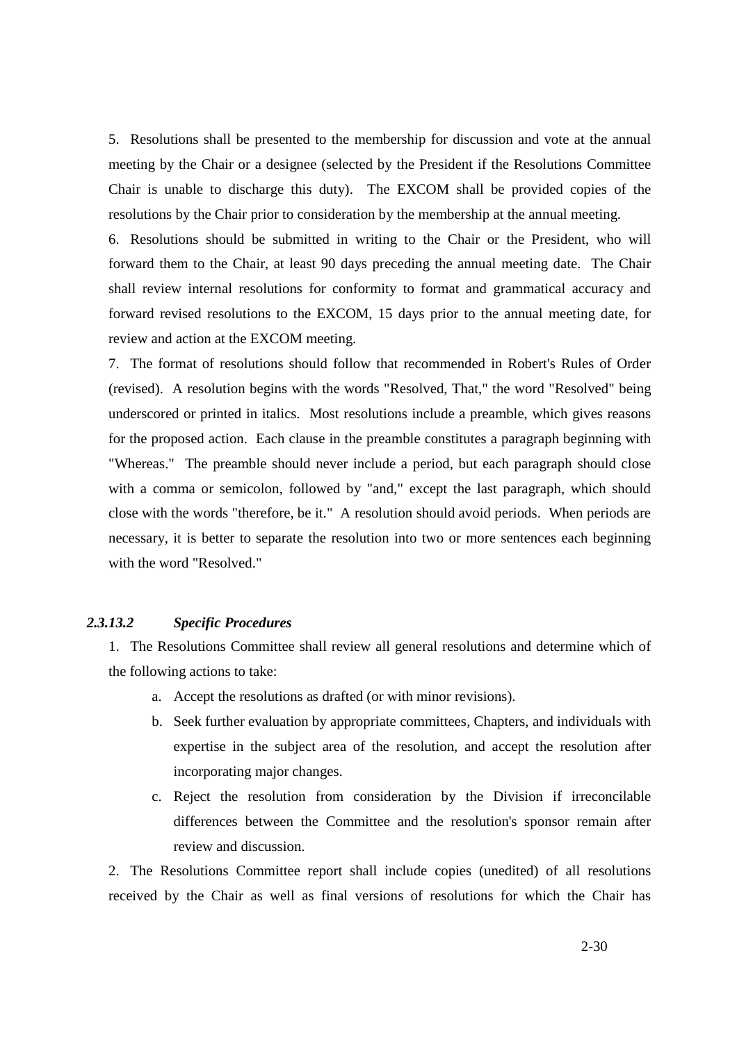5. Resolutions shall be presented to the membership for discussion and vote at the annual meeting by the Chair or a designee (selected by the President if the Resolutions Committee Chair is unable to discharge this duty). The EXCOM shall be provided copies of the resolutions by the Chair prior to consideration by the membership at the annual meeting.

6. Resolutions should be submitted in writing to the Chair or the President, who will forward them to the Chair, at least 90 days preceding the annual meeting date. The Chair shall review internal resolutions for conformity to format and grammatical accuracy and forward revised resolutions to the EXCOM, 15 days prior to the annual meeting date, for review and action at the EXCOM meeting.

7. The format of resolutions should follow that recommended in Robert's Rules of Order (revised). A resolution begins with the words "Resolved, That," the word "Resolved" being underscored or printed in italics. Most resolutions include a preamble, which gives reasons for the proposed action. Each clause in the preamble constitutes a paragraph beginning with "Whereas." The preamble should never include a period, but each paragraph should close with a comma or semicolon, followed by "and," except the last paragraph, which should close with the words "therefore, be it." A resolution should avoid periods. When periods are necessary, it is better to separate the resolution into two or more sentences each beginning with the word "Resolved."

### *2.3.13.2 Specific Procedures*

1. The Resolutions Committee shall review all general resolutions and determine which of the following actions to take:

   a. Accept the resolutions as drafted (or with minor revisions).

   b. Seek further evaluation by appropriate committees, Chapters, and individuals with expertise in the subject area of the resolution, and accept the resolution after incorporating major changes.

   c. Reject the resolution from consideration by the Division if irreconcilable differences between the Committee and the resolution's sponsor remain after review and discussion.

2. The Resolutions Committee report shall include copies (unedited) of all resolutions received by the Chair as well as final versions of resolutions for which the Chair has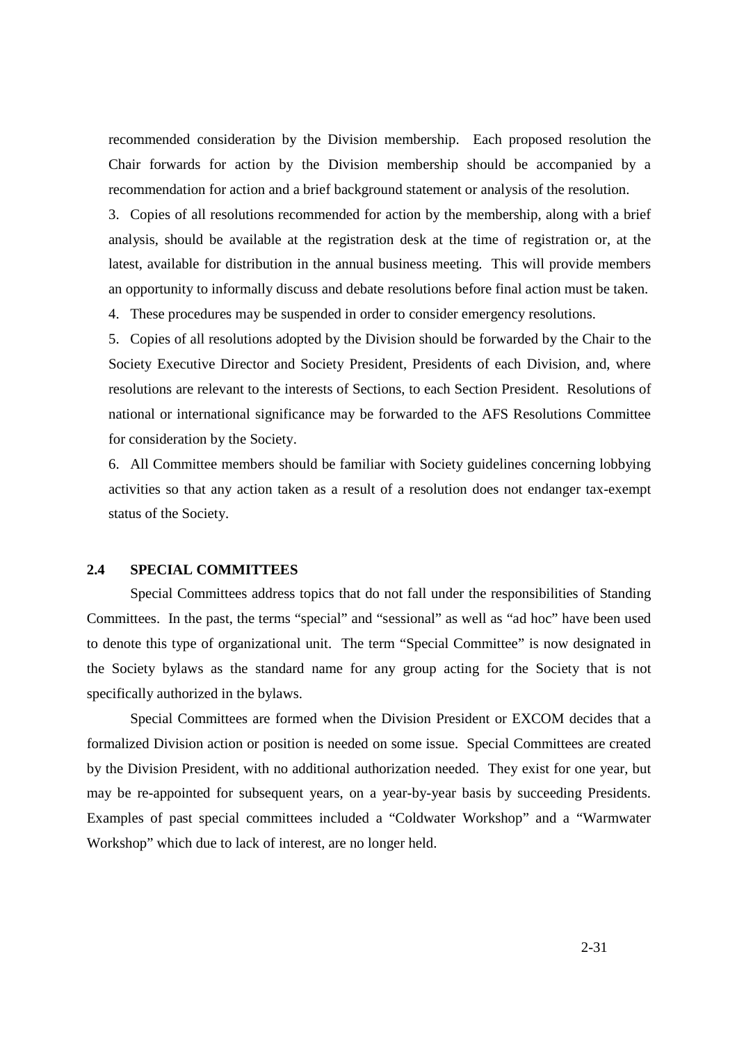recommended consideration by the Division membership. Each proposed resolution the Chair forwards for action by the Division membership should be accompanied by a recommendation for action and a brief background statement or analysis of the resolution.

3. Copies of all resolutions recommended for action by the membership, along with a brief analysis, should be available at the registration desk at the time of registration or, at the latest, available for distribution in the annual business meeting. This will provide members an opportunity to informally discuss and debate resolutions before final action must be taken.

4. These procedures may be suspended in order to consider emergency resolutions.

5. Copies of all resolutions adopted by the Division should be forwarded by the Chair to the Society Executive Director and Society President, Presidents of each Division, and, where resolutions are relevant to the interests of Sections, to each Section President. Resolutions of national or international significance may be forwarded to the AFS Resolutions Committee for consideration by the Society.

6. All Committee members should be familiar with Society guidelines concerning lobbying activities so that any action taken as a result of a resolution does not endanger tax-exempt status of the Society.

### 2.4 SPECIAL COMMITTEES

Special Committees address topics that do not fall under the responsibilities of Standing Committees. In the past, the terms "special" and "sessional" as well as "ad hoc" have been used to denote this type of organizational unit. The term "Special Committee" is now designated in the Society bylaws as the standard name for any group acting for the Society that is not specifically authorized in the bylaws.

Special Committees are formed when the Division President or EXCOM decides that a formalized Division action or position is needed on some issue. Special Committees are created by the Division President, with no additional authorization needed. They exist for one year, but may be re-appointed for subsequent years, on a year-by-year basis by succeeding Presidents. Examples of past special committees included a "Coldwater Workshop" and a "Warmwater Workshop" which due to lack of interest, are no longer held.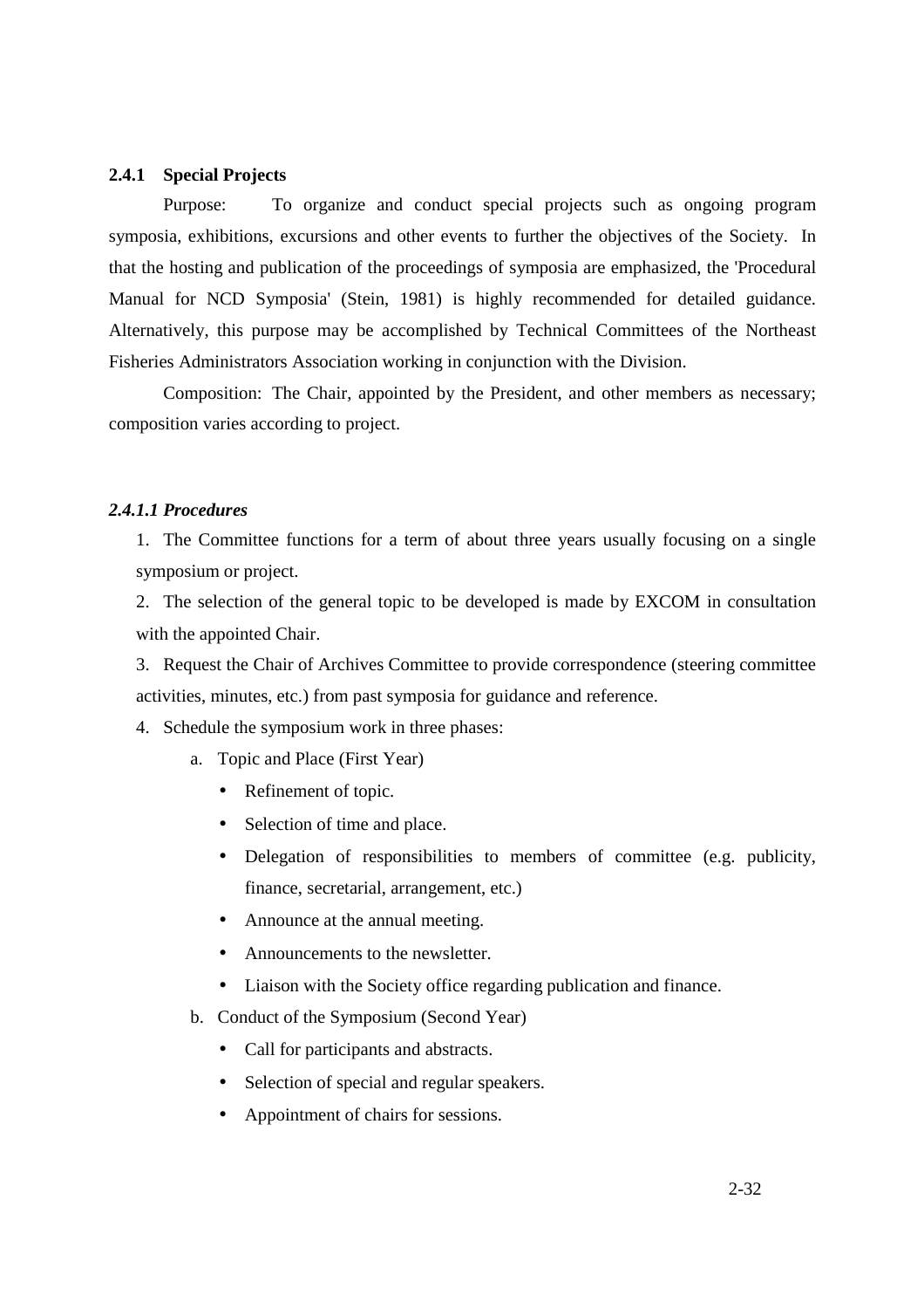### 2.4.1 Special Projects

Purpose: To organize and conduct special projects such as ongoing program symposia, exhibitions, excursions and other events to further the objectives of the Society. In that the hosting and publication of the proceedings of symposia are emphasized, the 'Procedural Manual for NCD Symposia' (Stein, 1981) is highly recommended for detailed guidance. Alternatively, this purpose may be accomplished by Technical Committees of the Northeast Fisheries Administrators Association working in conjunction with the Division.

Composition: The Chair, appointed by the President, and other members as necessary; composition varies according to project.

#### *2.4.1.1 Procedures*

1. The Committee functions for a term of about three years usually focusing on a single symposium or project.
2. The selection of the general topic to be developed is made by EXCOM in consultation with the appointed Chair.
3. Request the Chair of Archives Committee to provide correspondence (steering committee activities, minutes, etc.) from past symposia for guidance and reference.
4. Schedule the symposium work in three phases:
   a. Topic and Place (First Year)
      - Refinement of topic.
      - Selection of time and place.
      - Delegation of responsibilities to members of committee (e.g. publicity, finance, secretarial, arrangement, etc.)
      - Announce at the annual meeting.
      - Announcements to the newsletter.
      - Liaison with the Society office regarding publication and finance.

   b. Conduct of the Symposium (Second Year)
      - Call for participants and abstracts.
      - Selection of special and regular speakers.
      - Appointment of chairs for sessions.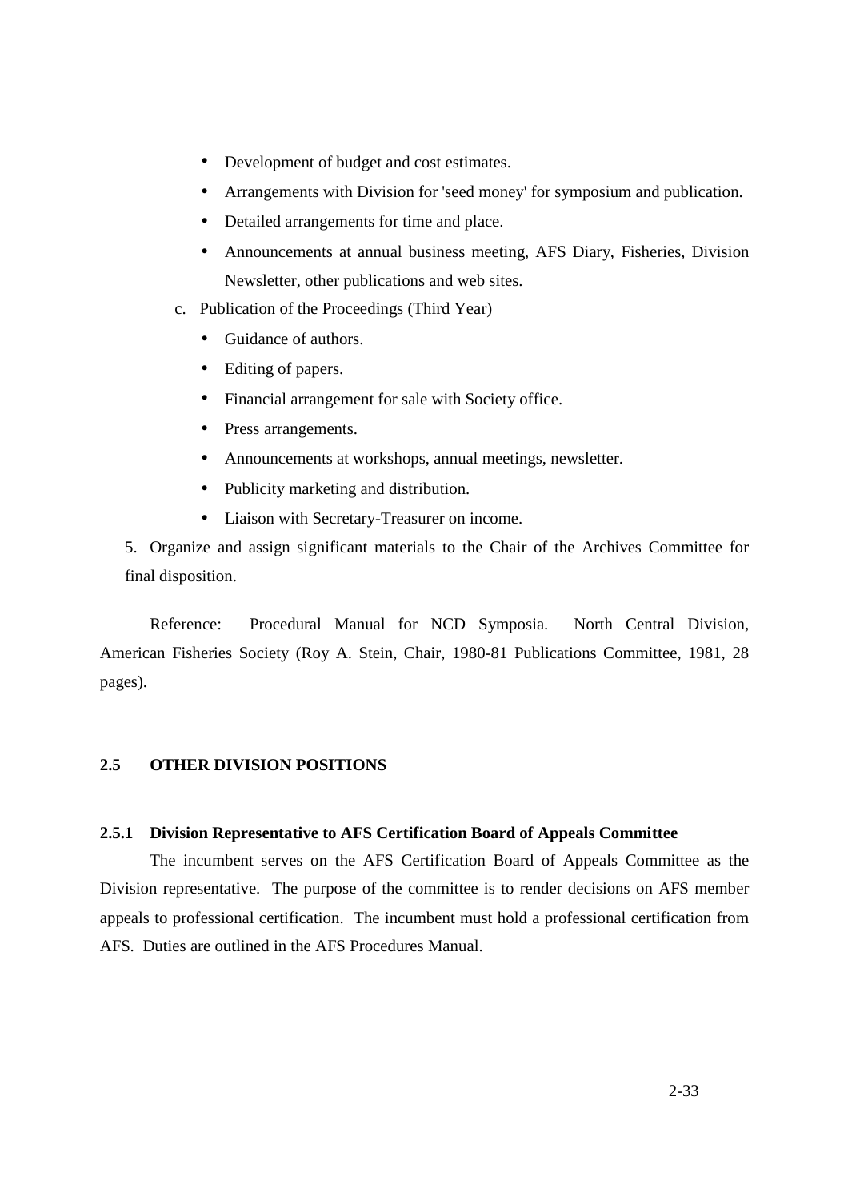- Development of budget and cost estimates.
- Arrangements with Division for 'seed money' for symposium and publication.
- Detailed arrangements for time and place.
- Announcements at annual business meeting, AFS Diary, Fisheries, Division Newsletter, other publications and web sites.

c. Publication of the Proceedings (Third Year)

- Guidance of authors.
- Editing of papers.
- Financial arrangement for sale with Society office.
- Press arrangements.
- Announcements at workshops, annual meetings, newsletter.
- Publicity marketing and distribution.
- Liaison with Secretary-Treasurer on income.

5. Organize and assign significant materials to the Chair of the Archives Committee for final disposition.

Reference: Procedural Manual for NCD Symposia. North Central Division, American Fisheries Society (Roy A. Stein, Chair, 1980-81 Publications Committee, 1981, 28 pages).

## 2.5 OTHER DIVISION POSITIONS

### 2.5.1 Division Representative to AFS Certification Board of Appeals Committee

The incumbent serves on the AFS Certification Board of Appeals Committee as the Division representative. The purpose of the committee is to render decisions on AFS member appeals to professional certification. The incumbent must hold a professional certification from AFS. Duties are outlined in the AFS Procedures Manual.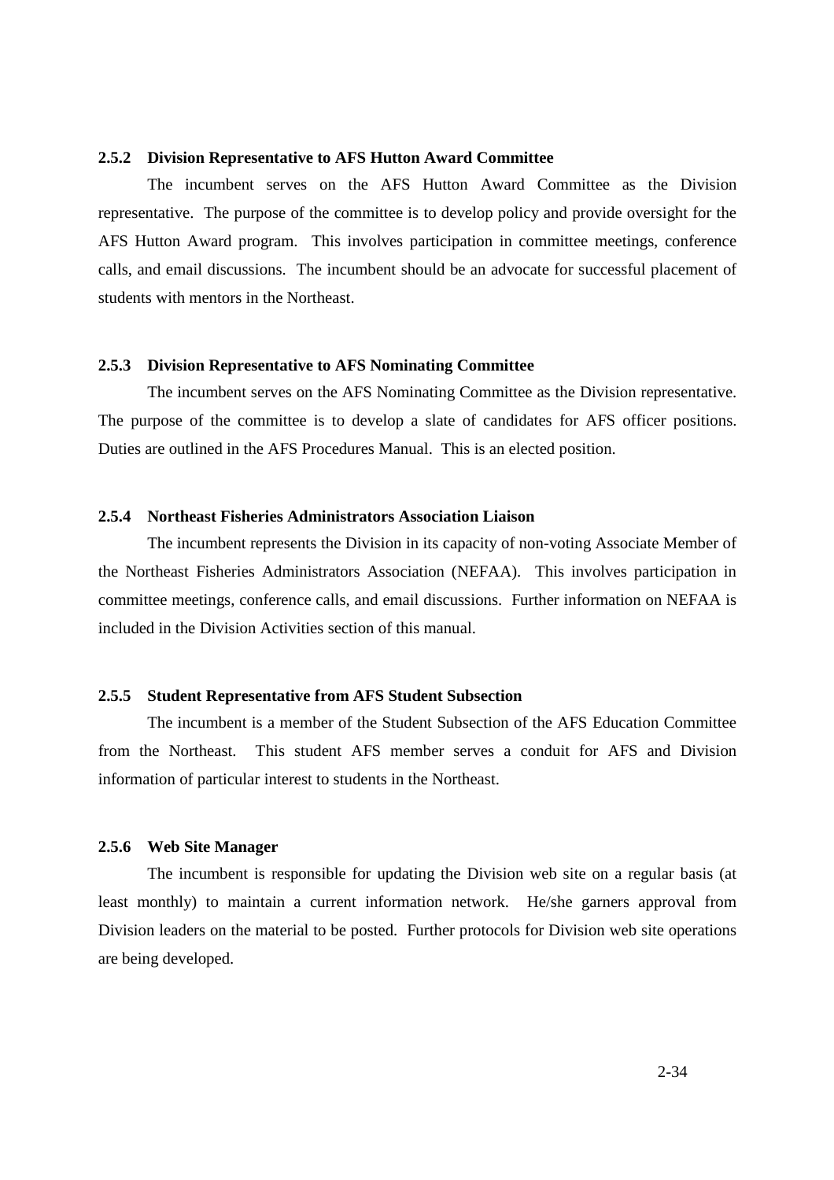### 2.5.2 Division Representative to AFS Hutton Award Committee

The incumbent serves on the AFS Hutton Award Committee as the Division representative. The purpose of the committee is to develop policy and provide oversight for the AFS Hutton Award program. This involves participation in committee meetings, conference calls, and email discussions. The incumbent should be an advocate for successful placement of students with mentors in the Northeast.

### 2.5.3 Division Representative to AFS Nominating Committee

The incumbent serves on the AFS Nominating Committee as the Division representative. The purpose of the committee is to develop a slate of candidates for AFS officer positions. Duties are outlined in the AFS Procedures Manual. This is an elected position.

### 2.5.4 Northeast Fisheries Administrators Association Liaison

The incumbent represents the Division in its capacity of non-voting Associate Member of the Northeast Fisheries Administrators Association (NEFAA). This involves participation in committee meetings, conference calls, and email discussions. Further information on NEFAA is included in the Division Activities section of this manual.

### 2.5.5 Student Representative from AFS Student Subsection

The incumbent is a member of the Student Subsection of the AFS Education Committee from the Northeast. This student AFS member serves a conduit for AFS and Division information of particular interest to students in the Northeast.

### 2.5.6 Web Site Manager

The incumbent is responsible for updating the Division web site on a regular basis (at least monthly) to maintain a current information network. He/she garners approval from Division leaders on the material to be posted. Further protocols for Division web site operations are being developed.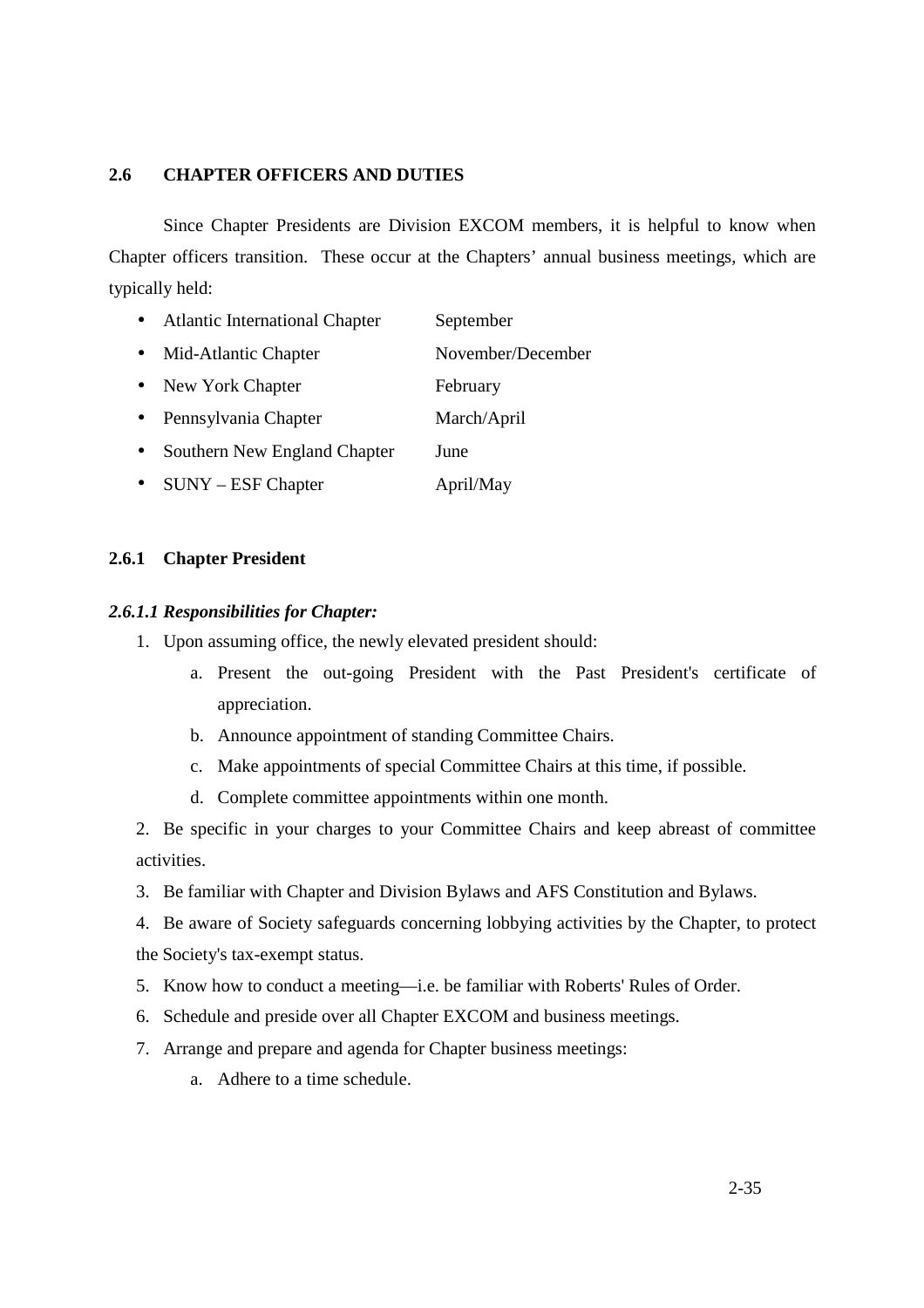## 2.6 CHAPTER OFFICERS AND DUTIES

Since Chapter Presidents are Division EXCOM members, it is helpful to know when Chapter officers transition. These occur at the Chapters' annual business meetings, which are typically held:

| | |
|---|---|
| • Atlantic International Chapter | September |
| • Mid-Atlantic Chapter | November/December |
| • New York Chapter | February |
| • Pennsylvania Chapter | March/April |
| • Southern New England Chapter | June |
| • SUNY – ESF Chapter | April/May |

### 2.6.1 Chapter President

#### *2.6.1.1 Responsibilities for Chapter:*

1. Upon assuming office, the newly elevated president should:
    a. Present the out-going President with the Past President's certificate of appreciation.
    b. Announce appointment of standing Committee Chairs.
    c. Make appointments of special Committee Chairs at this time, if possible.
    d. Complete committee appointments within one month.
2. Be specific in your charges to your Committee Chairs and keep abreast of committee activities.
3. Be familiar with Chapter and Division Bylaws and AFS Constitution and Bylaws.
4. Be aware of Society safeguards concerning lobbying activities by the Chapter, to protect the Society's tax-exempt status.
5. Know how to conduct a meeting—i.e. be familiar with Roberts' Rules of Order.
6. Schedule and preside over all Chapter EXCOM and business meetings.
7. Arrange and prepare and agenda for Chapter business meetings:
    a. Adhere to a time schedule.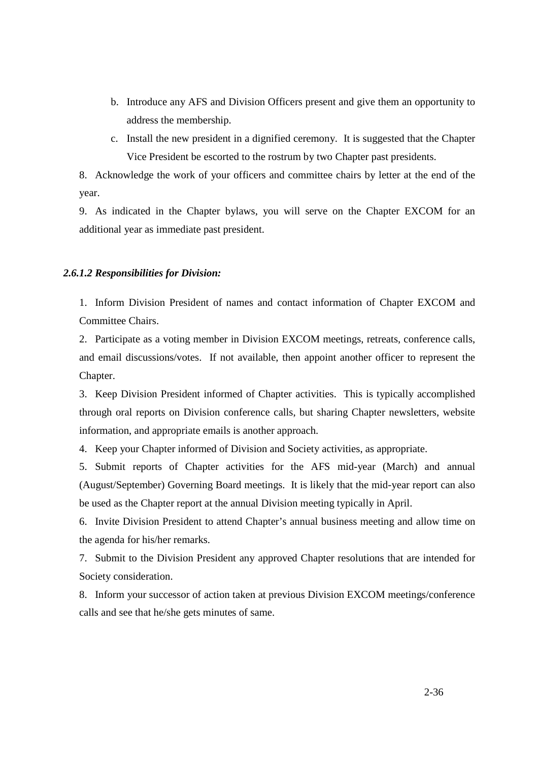b. Introduce any AFS and Division Officers present and give them an opportunity to address the membership.
   c. Install the new president in a dignified ceremony. It is suggested that the Chapter Vice President be escorted to the rostrum by two Chapter past presidents.

8. Acknowledge the work of your officers and committee chairs by letter at the end of the year.

9. As indicated in the Chapter bylaws, you will serve on the Chapter EXCOM for an additional year as immediate past president.

#### *2.6.1.2 Responsibilities for Division:*

1. Inform Division President of names and contact information of Chapter EXCOM and Committee Chairs.
2. Participate as a voting member in Division EXCOM meetings, retreats, conference calls, and email discussions/votes. If not available, then appoint another officer to represent the Chapter.
3. Keep Division President informed of Chapter activities. This is typically accomplished through oral reports on Division conference calls, but sharing Chapter newsletters, website information, and appropriate emails is another approach.
4. Keep your Chapter informed of Division and Society activities, as appropriate.
5. Submit reports of Chapter activities for the AFS mid-year (March) and annual (August/September) Governing Board meetings. It is likely that the mid-year report can also be used as the Chapter report at the annual Division meeting typically in April.
6. Invite Division President to attend Chapter's annual business meeting and allow time on the agenda for his/her remarks.
7. Submit to the Division President any approved Chapter resolutions that are intended for Society consideration.
8. Inform your successor of action taken at previous Division EXCOM meetings/conference calls and see that he/she gets minutes of same.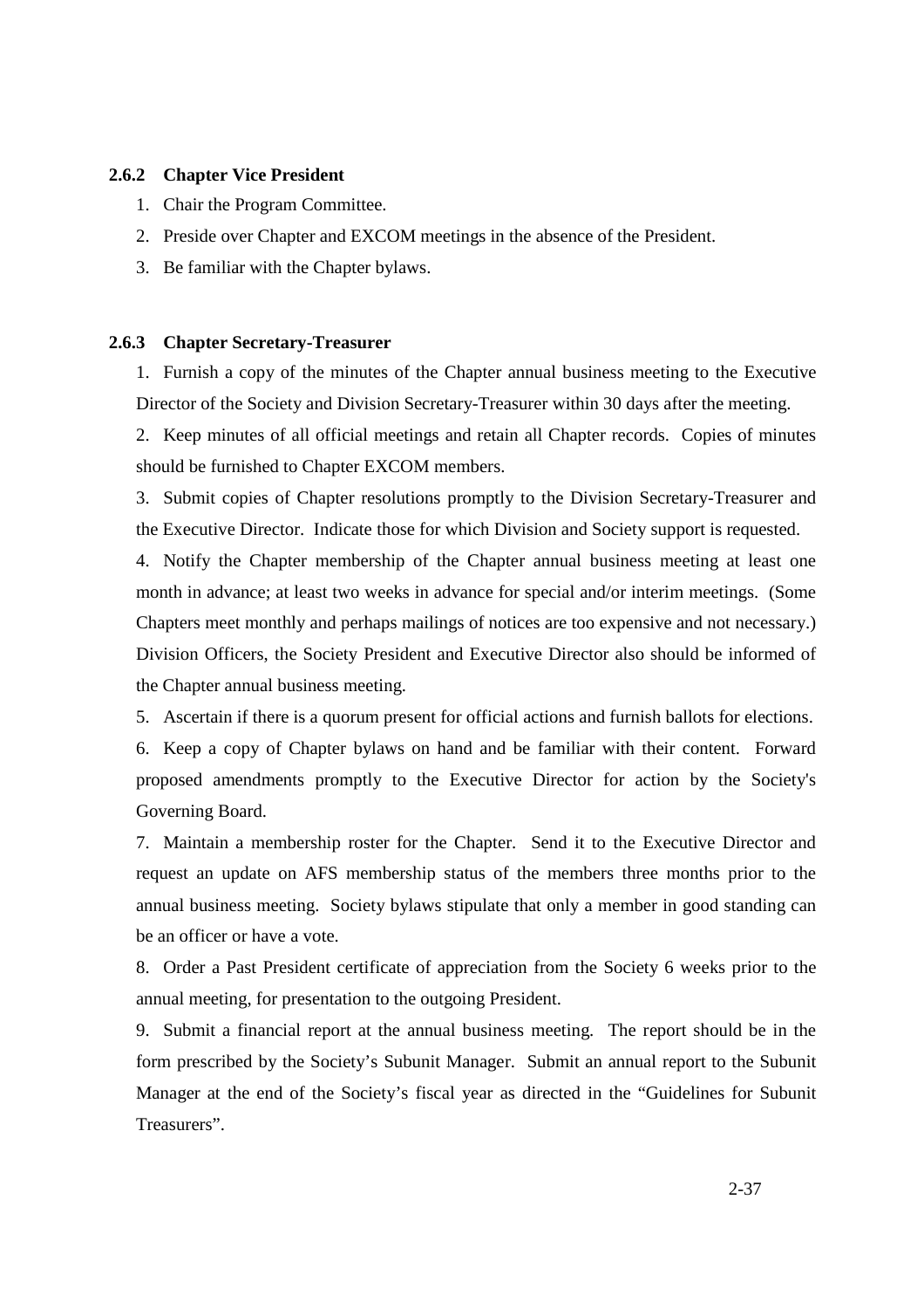### 2.6.2 Chapter Vice President

1. Chair the Program Committee.
2. Preside over Chapter and EXCOM meetings in the absence of the President.
3. Be familiar with the Chapter bylaws.

### 2.6.3 Chapter Secretary-Treasurer

1. Furnish a copy of the minutes of the Chapter annual business meeting to the Executive Director of the Society and Division Secretary-Treasurer within 30 days after the meeting.
2. Keep minutes of all official meetings and retain all Chapter records. Copies of minutes should be furnished to Chapter EXCOM members.
3. Submit copies of Chapter resolutions promptly to the Division Secretary-Treasurer and the Executive Director. Indicate those for which Division and Society support is requested.
4. Notify the Chapter membership of the Chapter annual business meeting at least one month in advance; at least two weeks in advance for special and/or interim meetings. (Some Chapters meet monthly and perhaps mailings of notices are too expensive and not necessary.) Division Officers, the Society President and Executive Director also should be informed of the Chapter annual business meeting.
5. Ascertain if there is a quorum present for official actions and furnish ballots for elections.
6. Keep a copy of Chapter bylaws on hand and be familiar with their content. Forward proposed amendments promptly to the Executive Director for action by the Society's Governing Board.
7. Maintain a membership roster for the Chapter. Send it to the Executive Director and request an update on AFS membership status of the members three months prior to the annual business meeting. Society bylaws stipulate that only a member in good standing can be an officer or have a vote.
8. Order a Past President certificate of appreciation from the Society 6 weeks prior to the annual meeting, for presentation to the outgoing President.
9. Submit a financial report at the annual business meeting. The report should be in the form prescribed by the Society's Subunit Manager. Submit an annual report to the Subunit Manager at the end of the Society's fiscal year as directed in the "Guidelines for Subunit Treasurers".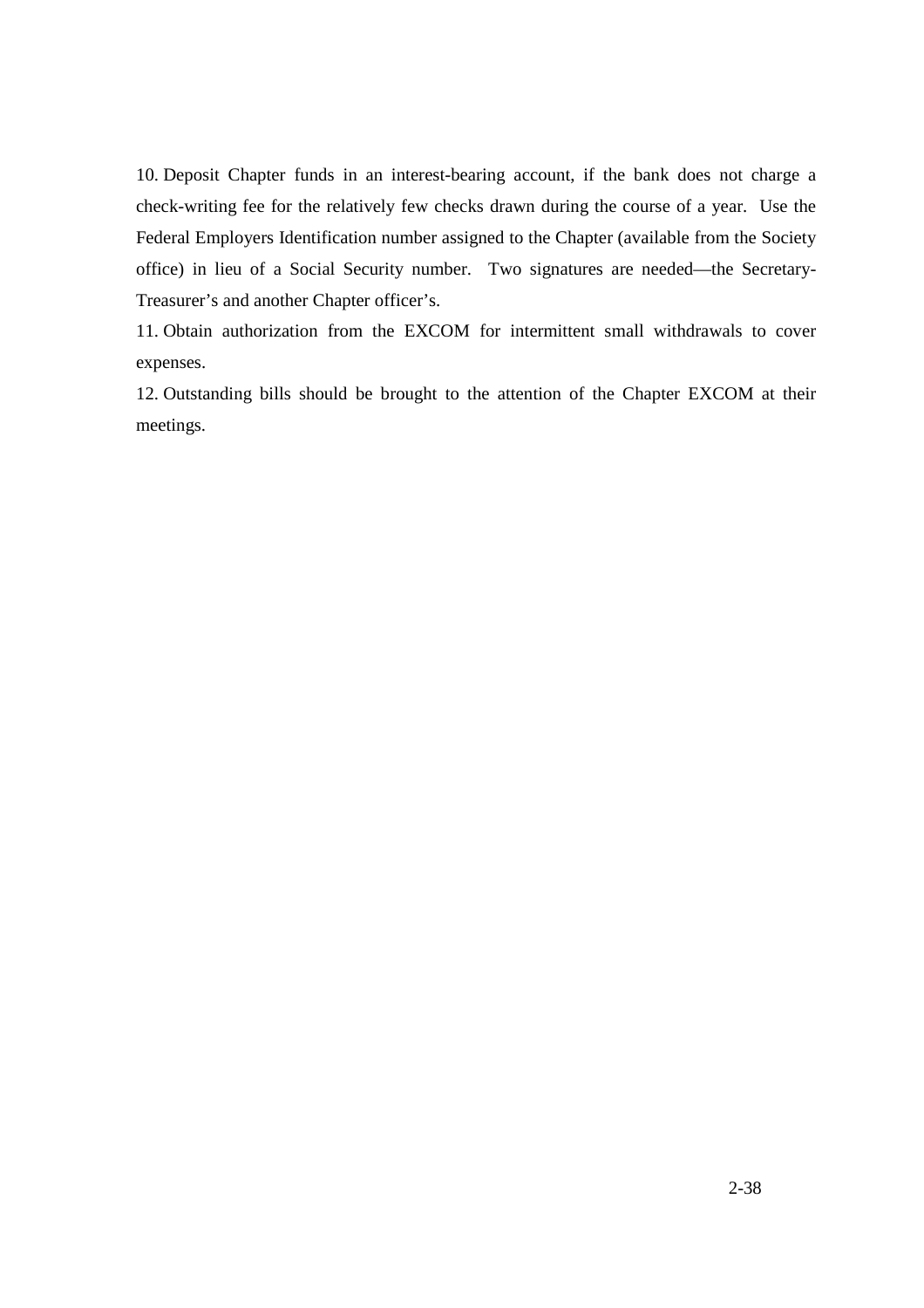10. Deposit Chapter funds in an interest-bearing account, if the bank does not charge a check-writing fee for the relatively few checks drawn during the course of a year. Use the Federal Employers Identification number assigned to the Chapter (available from the Society office) in lieu of a Social Security number. Two signatures are needed—the Secretary-Treasurer's and another Chapter officer's.

11. Obtain authorization from the EXCOM for intermittent small withdrawals to cover expenses.

12. Outstanding bills should be brought to the attention of the Chapter EXCOM at their meetings.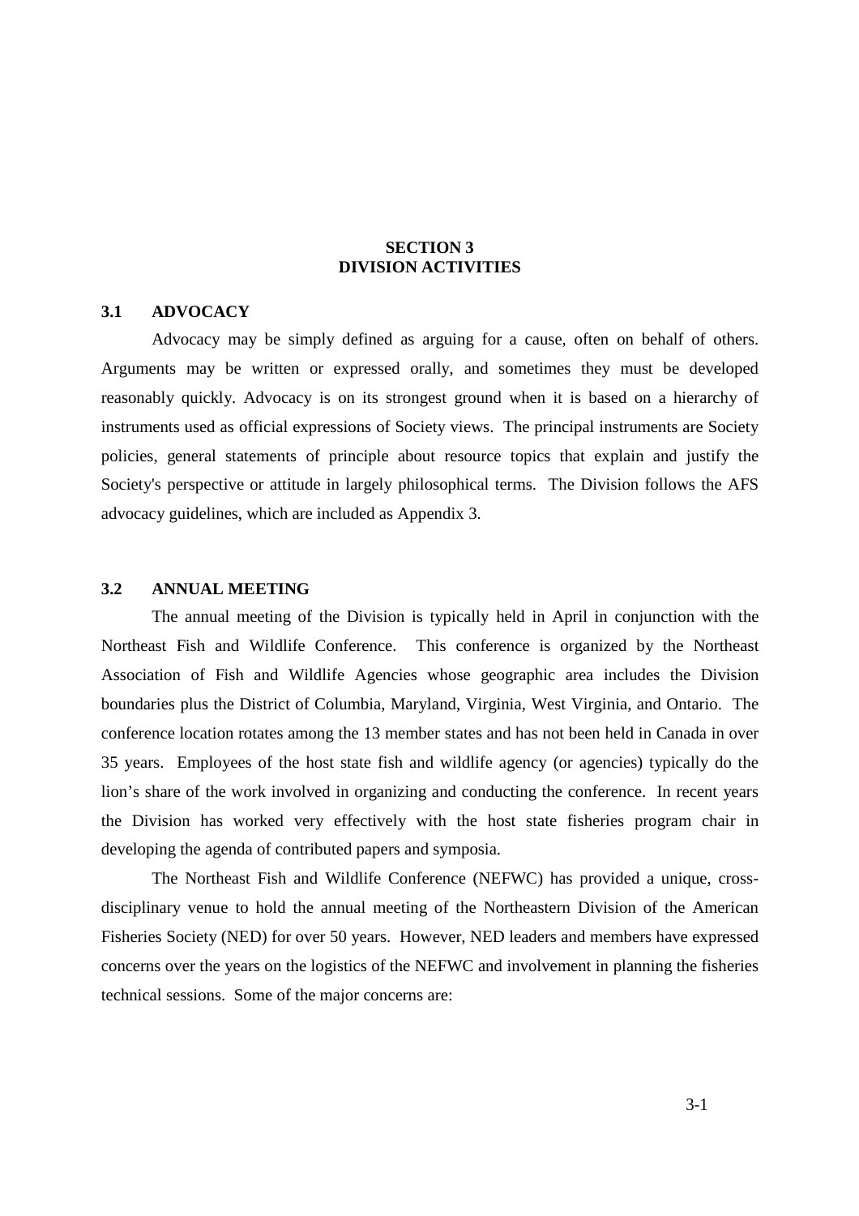# SECTION 3
# DIVISION ACTIVITIES

## 3.1 ADVOCACY

Advocacy may be simply defined as arguing for a cause, often on behalf of others. Arguments may be written or expressed orally, and sometimes they must be developed reasonably quickly. Advocacy is on its strongest ground when it is based on a hierarchy of instruments used as official expressions of Society views. The principal instruments are Society policies, general statements of principle about resource topics that explain and justify the Society's perspective or attitude in largely philosophical terms. The Division follows the AFS advocacy guidelines, which are included as Appendix 3.

## 3.2 ANNUAL MEETING

The annual meeting of the Division is typically held in April in conjunction with the Northeast Fish and Wildlife Conference. This conference is organized by the Northeast Association of Fish and Wildlife Agencies whose geographic area includes the Division boundaries plus the District of Columbia, Maryland, Virginia, West Virginia, and Ontario. The conference location rotates among the 13 member states and has not been held in Canada in over 35 years. Employees of the host state fish and wildlife agency (or agencies) typically do the lion's share of the work involved in organizing and conducting the conference. In recent years the Division has worked very effectively with the host state fisheries program chair in developing the agenda of contributed papers and symposia.

The Northeast Fish and Wildlife Conference (NEFWC) has provided a unique, cross-disciplinary venue to hold the annual meeting of the Northeastern Division of the American Fisheries Society (NED) for over 50 years. However, NED leaders and members have expressed concerns over the years on the logistics of the NEFWC and involvement in planning the fisheries technical sessions. Some of the major concerns are: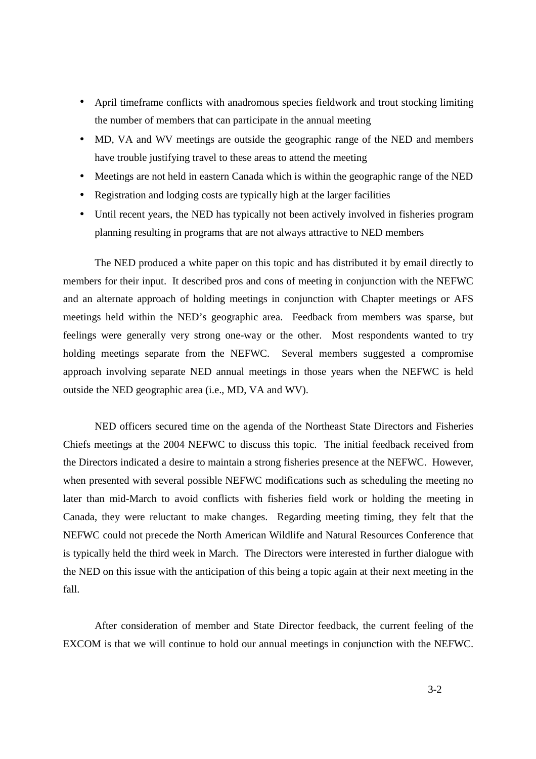- April timeframe conflicts with anadromous species fieldwork and trout stocking limiting the number of members that can participate in the annual meeting
- MD, VA and WV meetings are outside the geographic range of the NED and members have trouble justifying travel to these areas to attend the meeting
- Meetings are not held in eastern Canada which is within the geographic range of the NED
- Registration and lodging costs are typically high at the larger facilities
- Until recent years, the NED has typically not been actively involved in fisheries program planning resulting in programs that are not always attractive to NED members

The NED produced a white paper on this topic and has distributed it by email directly to members for their input. It described pros and cons of meeting in conjunction with the NEFWC and an alternate approach of holding meetings in conjunction with Chapter meetings or AFS meetings held within the NED's geographic area. Feedback from members was sparse, but feelings were generally very strong one-way or the other. Most respondents wanted to try holding meetings separate from the NEFWC. Several members suggested a compromise approach involving separate NED annual meetings in those years when the NEFWC is held outside the NED geographic area (i.e., MD, VA and WV).

NED officers secured time on the agenda of the Northeast State Directors and Fisheries Chiefs meetings at the 2004 NEFWC to discuss this topic. The initial feedback received from the Directors indicated a desire to maintain a strong fisheries presence at the NEFWC. However, when presented with several possible NEFWC modifications such as scheduling the meeting no later than mid-March to avoid conflicts with fisheries field work or holding the meeting in Canada, they were reluctant to make changes. Regarding meeting timing, they felt that the NEFWC could not precede the North American Wildlife and Natural Resources Conference that is typically held the third week in March. The Directors were interested in further dialogue with the NED on this issue with the anticipation of this being a topic again at their next meeting in the fall.

After consideration of member and State Director feedback, the current feeling of the EXCOM is that we will continue to hold our annual meetings in conjunction with the NEFWC.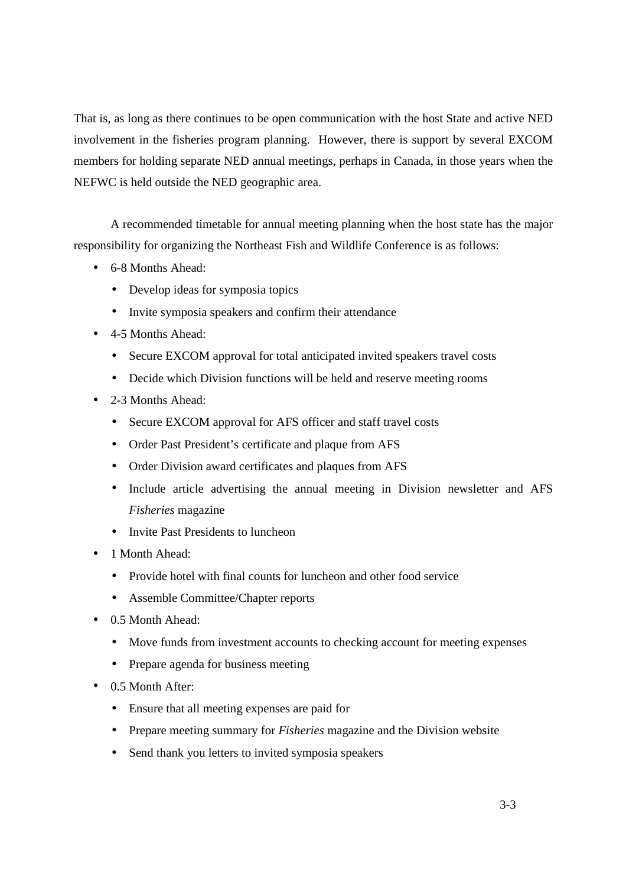That is, as long as there continues to be open communication with the host State and active NED involvement in the fisheries program planning. However, there is support by several EXCOM members for holding separate NED annual meetings, perhaps in Canada, in those years when the NEFWC is held outside the NED geographic area.

A recommended timetable for annual meeting planning when the host state has the major responsibility for organizing the Northeast Fish and Wildlife Conference is as follows:

- 6-8 Months Ahead:
  - Develop ideas for symposia topics
  - Invite symposia speakers and confirm their attendance
- 4-5 Months Ahead:
  - Secure EXCOM approval for total anticipated invited speakers travel costs
  - Decide which Division functions will be held and reserve meeting rooms
- 2-3 Months Ahead:
  - Secure EXCOM approval for AFS officer and staff travel costs
  - Order Past President's certificate and plaque from AFS
  - Order Division award certificates and plaques from AFS
  - Include article advertising the annual meeting in Division newsletter and AFS *Fisheries* magazine
  - Invite Past Presidents to luncheon
- 1 Month Ahead:
  - Provide hotel with final counts for luncheon and other food service
  - Assemble Committee/Chapter reports
- 0.5 Month Ahead:
  - Move funds from investment accounts to checking account for meeting expenses
  - Prepare agenda for business meeting
- 0.5 Month After:
  - Ensure that all meeting expenses are paid for
  - Prepare meeting summary for *Fisheries* magazine and the Division website
  - Send thank you letters to invited symposia speakers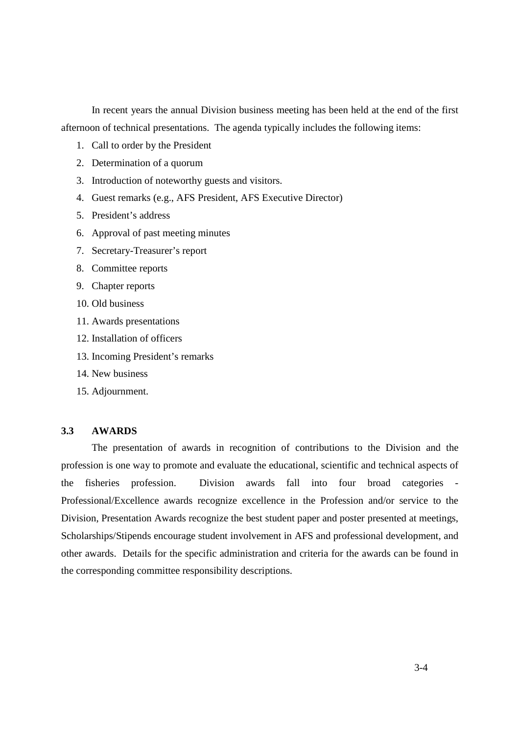In recent years the annual Division business meeting has been held at the end of the first afternoon of technical presentations. The agenda typically includes the following items:

1. Call to order by the President
2. Determination of a quorum
3. Introduction of noteworthy guests and visitors.
4. Guest remarks (e.g., AFS President, AFS Executive Director)
5. President's address
6. Approval of past meeting minutes
7. Secretary-Treasurer's report
8. Committee reports
9. Chapter reports
10. Old business
11. Awards presentations
12. Installation of officers
13. Incoming President's remarks
14. New business
15. Adjournment.

### 3.3 AWARDS

The presentation of awards in recognition of contributions to the Division and the profession is one way to promote and evaluate the educational, scientific and technical aspects of the fisheries profession. Division awards fall into four broad categories - Professional/Excellence awards recognize excellence in the Profession and/or service to the Division, Presentation Awards recognize the best student paper and poster presented at meetings, Scholarships/Stipends encourage student involvement in AFS and professional development, and other awards. Details for the specific administration and criteria for the awards can be found in the corresponding committee responsibility descriptions.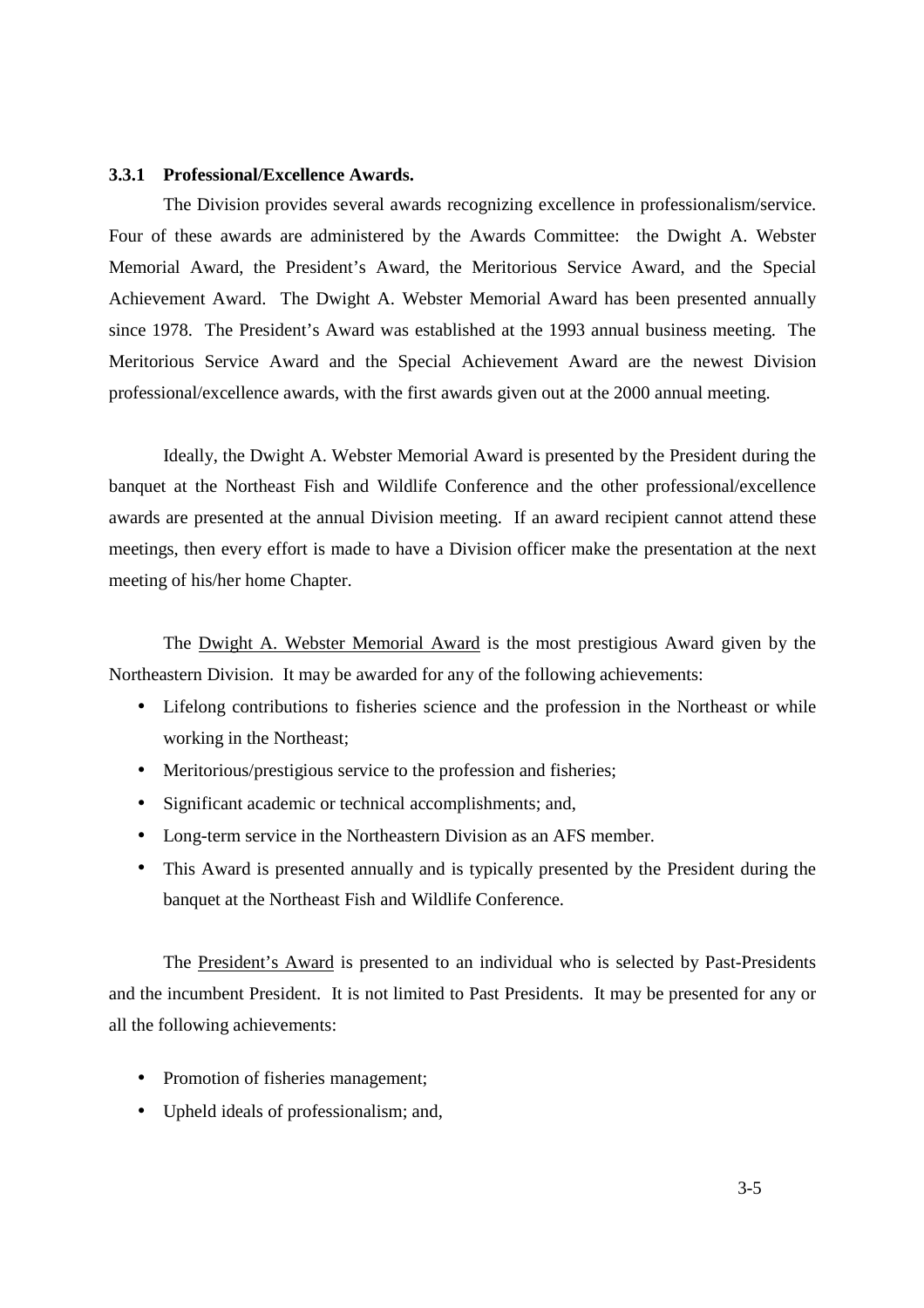### 3.3.1 Professional/Excellence Awards.

The Division provides several awards recognizing excellence in professionalism/service. Four of these awards are administered by the Awards Committee: the Dwight A. Webster Memorial Award, the President's Award, the Meritorious Service Award, and the Special Achievement Award. The Dwight A. Webster Memorial Award has been presented annually since 1978. The President's Award was established at the 1993 annual business meeting. The Meritorious Service Award and the Special Achievement Award are the newest Division professional/excellence awards, with the first awards given out at the 2000 annual meeting.

Ideally, the Dwight A. Webster Memorial Award is presented by the President during the banquet at the Northeast Fish and Wildlife Conference and the other professional/excellence awards are presented at the annual Division meeting. If an award recipient cannot attend these meetings, then every effort is made to have a Division officer make the presentation at the next meeting of his/her home Chapter.

The Dwight A. Webster Memorial Award is the most prestigious Award given by the Northeastern Division. It may be awarded for any of the following achievements:

- Lifelong contributions to fisheries science and the profession in the Northeast or while working in the Northeast;
- Meritorious/prestigious service to the profession and fisheries;
- Significant academic or technical accomplishments; and,
- Long-term service in the Northeastern Division as an AFS member.
- This Award is presented annually and is typically presented by the President during the banquet at the Northeast Fish and Wildlife Conference.

The President's Award is presented to an individual who is selected by Past-Presidents and the incumbent President. It is not limited to Past Presidents. It may be presented for any or all the following achievements:

- Promotion of fisheries management;
- Upheld ideals of professionalism; and,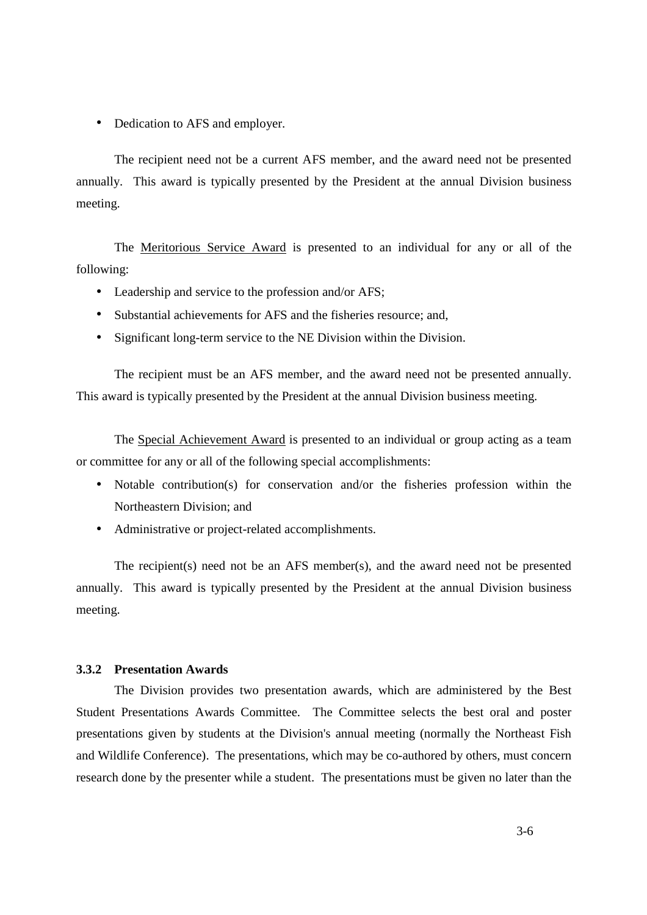- Dedication to AFS and employer.

The recipient need not be a current AFS member, and the award need not be presented annually. This award is typically presented by the President at the annual Division business meeting.

The Meritorious Service Award is presented to an individual for any or all of the following:

- Leadership and service to the profession and/or AFS;
- Substantial achievements for AFS and the fisheries resource; and,
- Significant long-term service to the NE Division within the Division.

The recipient must be an AFS member, and the award need not be presented annually. This award is typically presented by the President at the annual Division business meeting.

The Special Achievement Award is presented to an individual or group acting as a team or committee for any or all of the following special accomplishments:

- Notable contribution(s) for conservation and/or the fisheries profession within the Northeastern Division; and
- Administrative or project-related accomplishments.

The recipient(s) need not be an AFS member(s), and the award need not be presented annually. This award is typically presented by the President at the annual Division business meeting.

### 3.3.2 Presentation Awards

The Division provides two presentation awards, which are administered by the Best Student Presentations Awards Committee. The Committee selects the best oral and poster presentations given by students at the Division's annual meeting (normally the Northeast Fish and Wildlife Conference). The presentations, which may be co-authored by others, must concern research done by the presenter while a student. The presentations must be given no later than the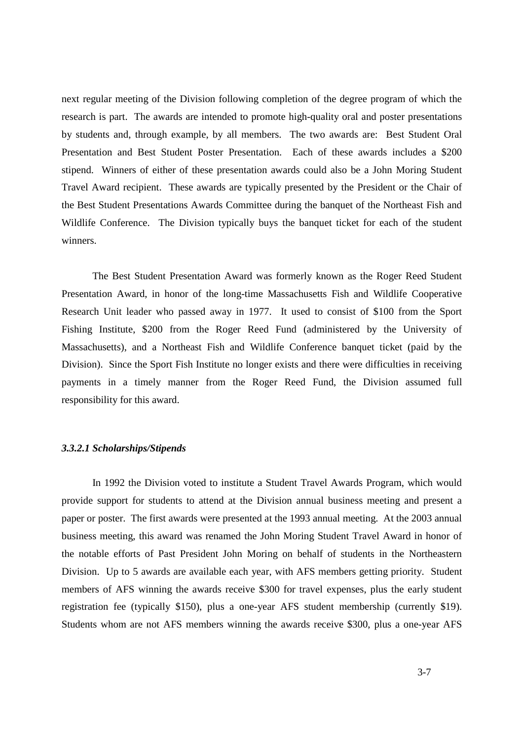next regular meeting of the Division following completion of the degree program of which the research is part. The awards are intended to promote high-quality oral and poster presentations by students and, through example, by all members. The two awards are: Best Student Oral Presentation and Best Student Poster Presentation. Each of these awards includes a $200 stipend. Winners of either of these presentation awards could also be a John Moring Student Travel Award recipient. These awards are typically presented by the President or the Chair of the Best Student Presentations Awards Committee during the banquet of the Northeast Fish and Wildlife Conference. The Division typically buys the banquet ticket for each of the student winners.

The Best Student Presentation Award was formerly known as the Roger Reed Student Presentation Award, in honor of the long-time Massachusetts Fish and Wildlife Cooperative Research Unit leader who passed away in 1977. It used to consist of $100 from the Sport Fishing Institute, $200 from the Roger Reed Fund (administered by the University of Massachusetts), and a Northeast Fish and Wildlife Conference banquet ticket (paid by the Division). Since the Sport Fish Institute no longer exists and there were difficulties in receiving payments in a timely manner from the Roger Reed Fund, the Division assumed full responsibility for this award.

#### *3.3.2.1 Scholarships/Stipends*

In 1992 the Division voted to institute a Student Travel Awards Program, which would provide support for students to attend at the Division annual business meeting and present a paper or poster. The first awards were presented at the 1993 annual meeting. At the 2003 annual business meeting, this award was renamed the John Moring Student Travel Award in honor of the notable efforts of Past President John Moring on behalf of students in the Northeastern Division. Up to 5 awards are available each year, with AFS members getting priority. Student members of AFS winning the awards receive $300 for travel expenses, plus the early student registration fee (typically $150), plus a one-year AFS student membership (currently $19). Students whom are not AFS members winning the awards receive $300, plus a one-year AFS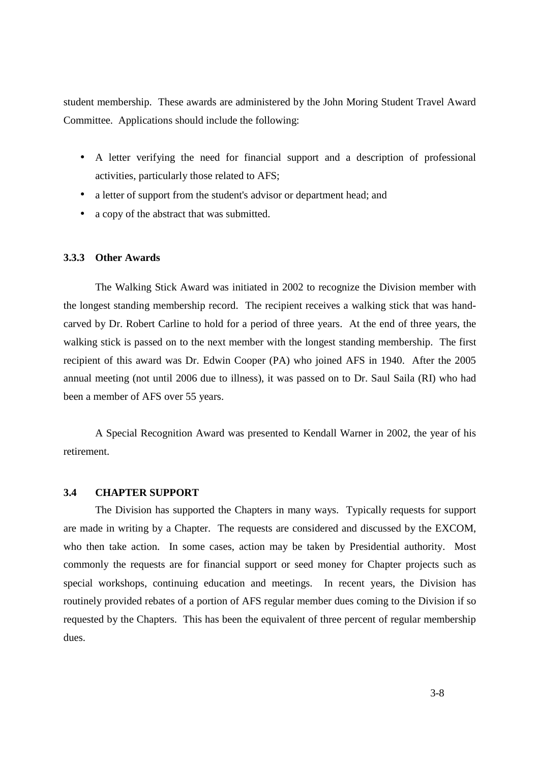student membership. These awards are administered by the John Moring Student Travel Award Committee. Applications should include the following:

- A letter verifying the need for financial support and a description of professional activities, particularly those related to AFS;
- a letter of support from the student's advisor or department head; and
- a copy of the abstract that was submitted.

### 3.3.3 Other Awards

The Walking Stick Award was initiated in 2002 to recognize the Division member with the longest standing membership record. The recipient receives a walking stick that was hand-carved by Dr. Robert Carline to hold for a period of three years. At the end of three years, the walking stick is passed on to the next member with the longest standing membership. The first recipient of this award was Dr. Edwin Cooper (PA) who joined AFS in 1940. After the 2005 annual meeting (not until 2006 due to illness), it was passed on to Dr. Saul Saila (RI) who had been a member of AFS over 55 years.

A Special Recognition Award was presented to Kendall Warner in 2002, the year of his retirement.

## 3.4 CHAPTER SUPPORT

The Division has supported the Chapters in many ways. Typically requests for support are made in writing by a Chapter. The requests are considered and discussed by the EXCOM, who then take action. In some cases, action may be taken by Presidential authority. Most commonly the requests are for financial support or seed money for Chapter projects such as special workshops, continuing education and meetings. In recent years, the Division has routinely provided rebates of a portion of AFS regular member dues coming to the Division if so requested by the Chapters. This has been the equivalent of three percent of regular membership dues.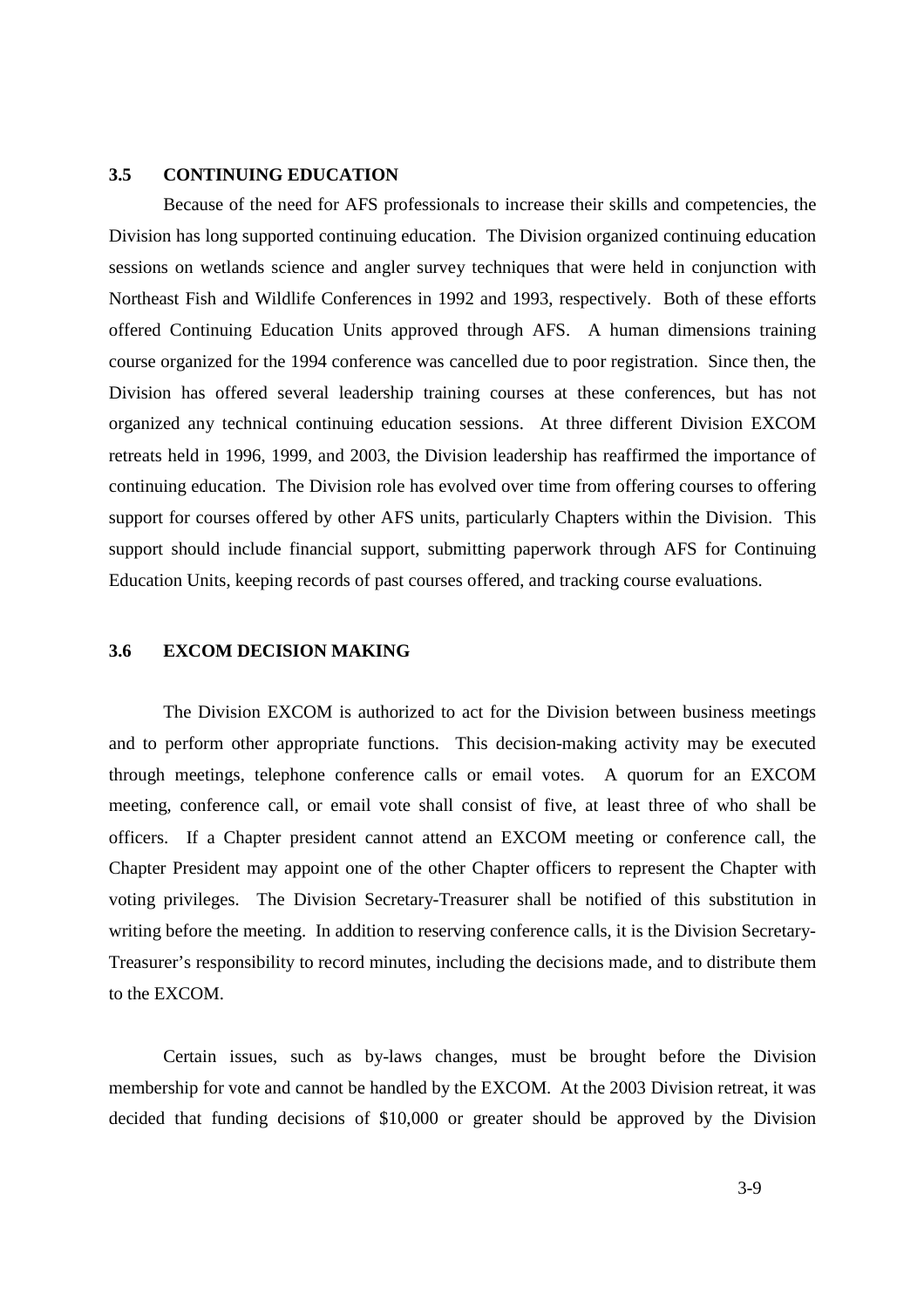### 3.5 CONTINUING EDUCATION

Because of the need for AFS professionals to increase their skills and competencies, the Division has long supported continuing education. The Division organized continuing education sessions on wetlands science and angler survey techniques that were held in conjunction with Northeast Fish and Wildlife Conferences in 1992 and 1993, respectively. Both of these efforts offered Continuing Education Units approved through AFS. A human dimensions training course organized for the 1994 conference was cancelled due to poor registration. Since then, the Division has offered several leadership training courses at these conferences, but has not organized any technical continuing education sessions. At three different Division EXCOM retreats held in 1996, 1999, and 2003, the Division leadership has reaffirmed the importance of continuing education. The Division role has evolved over time from offering courses to offering support for courses offered by other AFS units, particularly Chapters within the Division. This support should include financial support, submitting paperwork through AFS for Continuing Education Units, keeping records of past courses offered, and tracking course evaluations.

### 3.6 EXCOM DECISION MAKING

The Division EXCOM is authorized to act for the Division between business meetings and to perform other appropriate functions. This decision-making activity may be executed through meetings, telephone conference calls or email votes. A quorum for an EXCOM meeting, conference call, or email vote shall consist of five, at least three of who shall be officers. If a Chapter president cannot attend an EXCOM meeting or conference call, the Chapter President may appoint one of the other Chapter officers to represent the Chapter with voting privileges. The Division Secretary-Treasurer shall be notified of this substitution in writing before the meeting. In addition to reserving conference calls, it is the Division Secretary-Treasurer's responsibility to record minutes, including the decisions made, and to distribute them to the EXCOM.

Certain issues, such as by-laws changes, must be brought before the Division membership for vote and cannot be handled by the EXCOM. At the 2003 Division retreat, it was decided that funding decisions of $10,000 or greater should be approved by the Division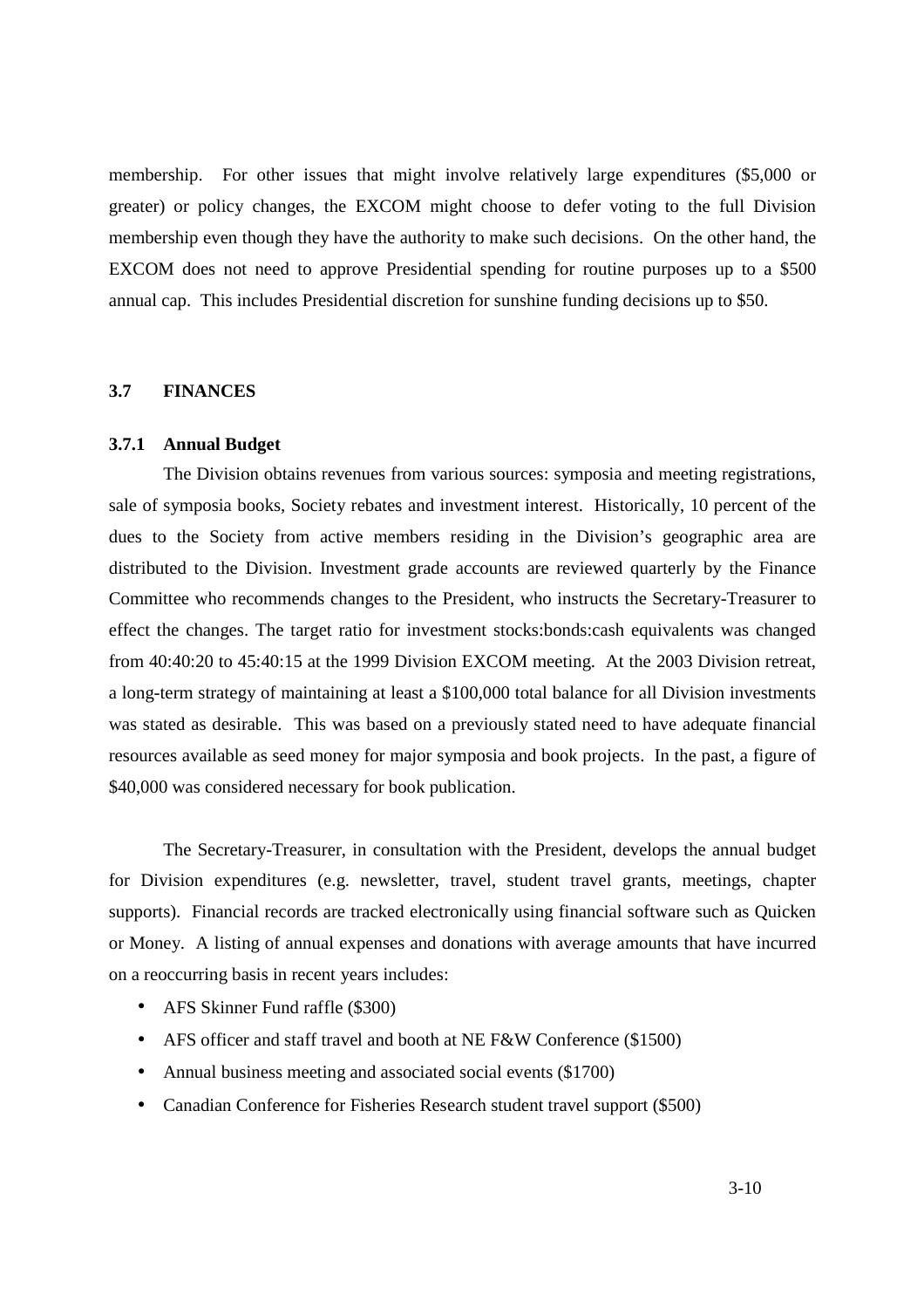membership. For other issues that might involve relatively large expenditures ($5,000 or greater) or policy changes, the EXCOM might choose to defer voting to the full Division membership even though they have the authority to make such decisions. On the other hand, the EXCOM does not need to approve Presidential spending for routine purposes up to a $500 annual cap. This includes Presidential discretion for sunshine funding decisions up to $50.

## 3.7 FINANCES

### 3.7.1 Annual Budget

The Division obtains revenues from various sources: symposia and meeting registrations, sale of symposia books, Society rebates and investment interest. Historically, 10 percent of the dues to the Society from active members residing in the Division's geographic area are distributed to the Division. Investment grade accounts are reviewed quarterly by the Finance Committee who recommends changes to the President, who instructs the Secretary-Treasurer to effect the changes. The target ratio for investment stocks:bonds:cash equivalents was changed from 40:40:20 to 45:40:15 at the 1999 Division EXCOM meeting. At the 2003 Division retreat, a long-term strategy of maintaining at least a $100,000 total balance for all Division investments was stated as desirable. This was based on a previously stated need to have adequate financial resources available as seed money for major symposia and book projects. In the past, a figure of $40,000 was considered necessary for book publication.

The Secretary-Treasurer, in consultation with the President, develops the annual budget for Division expenditures (e.g. newsletter, travel, student travel grants, meetings, chapter supports). Financial records are tracked electronically using financial software such as Quicken or Money. A listing of annual expenses and donations with average amounts that have incurred on a reoccurring basis in recent years includes:

- AFS Skinner Fund raffle ($300)
- AFS officer and staff travel and booth at NE F&W Conference ($1500)
- Annual business meeting and associated social events ($1700)
- Canadian Conference for Fisheries Research student travel support ($500)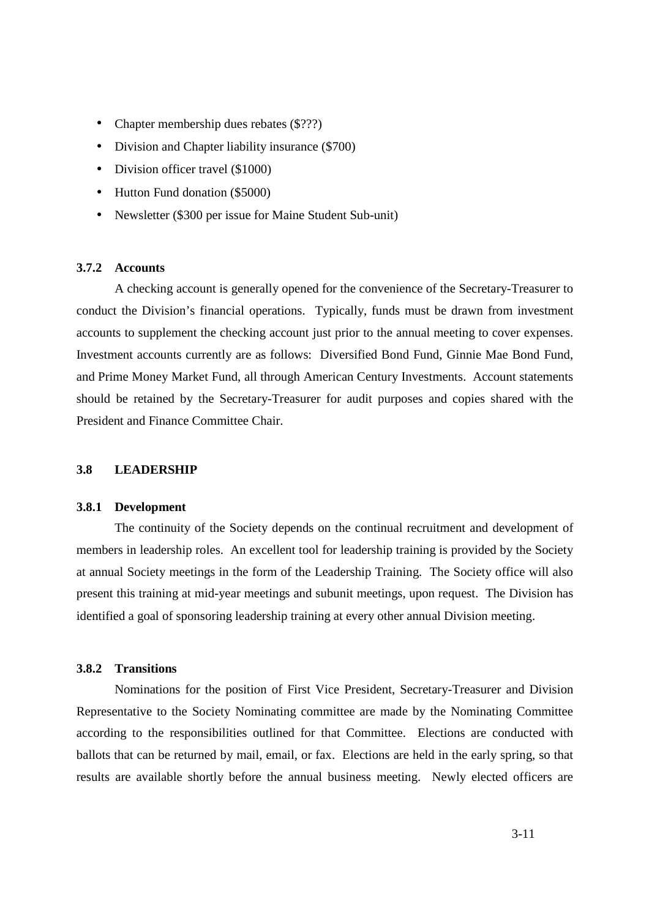- Chapter membership dues rebates ($???)
- Division and Chapter liability insurance ($700)
- Division officer travel ($1000)
- Hutton Fund donation ($5000)
- Newsletter ($300 per issue for Maine Student Sub-unit)

### 3.7.2 Accounts

A checking account is generally opened for the convenience of the Secretary-Treasurer to conduct the Division's financial operations. Typically, funds must be drawn from investment accounts to supplement the checking account just prior to the annual meeting to cover expenses. Investment accounts currently are as follows: Diversified Bond Fund, Ginnie Mae Bond Fund, and Prime Money Market Fund, all through American Century Investments. Account statements should be retained by the Secretary-Treasurer for audit purposes and copies shared with the President and Finance Committee Chair.

## 3.8 LEADERSHIP

### 3.8.1 Development

The continuity of the Society depends on the continual recruitment and development of members in leadership roles. An excellent tool for leadership training is provided by the Society at annual Society meetings in the form of the Leadership Training. The Society office will also present this training at mid-year meetings and subunit meetings, upon request. The Division has identified a goal of sponsoring leadership training at every other annual Division meeting.

### 3.8.2 Transitions

Nominations for the position of First Vice President, Secretary-Treasurer and Division Representative to the Society Nominating committee are made by the Nominating Committee according to the responsibilities outlined for that Committee. Elections are conducted with ballots that can be returned by mail, email, or fax. Elections are held in the early spring, so that results are available shortly before the annual business meeting. Newly elected officers are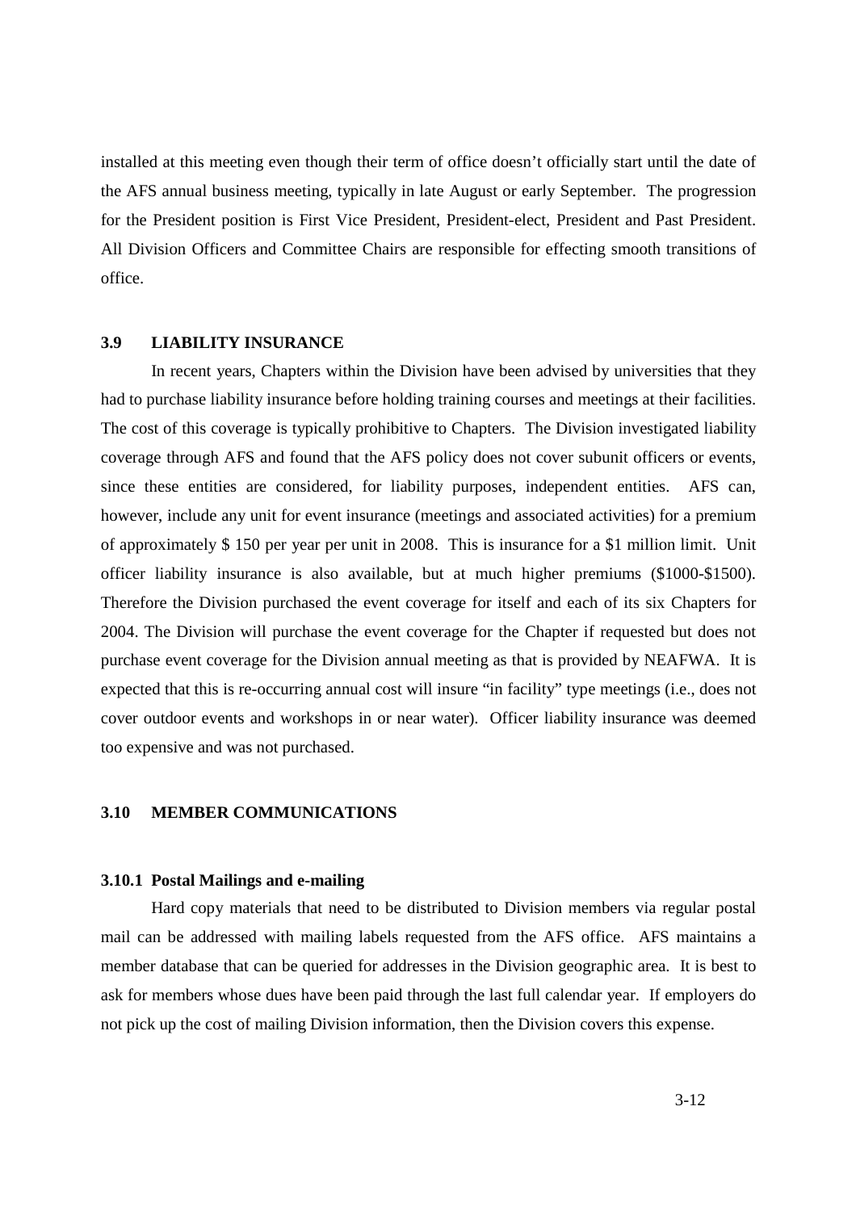installed at this meeting even though their term of office doesn't officially start until the date of the AFS annual business meeting, typically in late August or early September. The progression for the President position is First Vice President, President-elect, President and Past President. All Division Officers and Committee Chairs are responsible for effecting smooth transitions of office.

### 3.9 LIABILITY INSURANCE

In recent years, Chapters within the Division have been advised by universities that they had to purchase liability insurance before holding training courses and meetings at their facilities. The cost of this coverage is typically prohibitive to Chapters. The Division investigated liability coverage through AFS and found that the AFS policy does not cover subunit officers or events, since these entities are considered, for liability purposes, independent entities. AFS can, however, include any unit for event insurance (meetings and associated activities) for a premium of approximately $ 150 per year per unit in 2008. This is insurance for a $1 million limit. Unit officer liability insurance is also available, but at much higher premiums ($1000-$1500). Therefore the Division purchased the event coverage for itself and each of its six Chapters for 2004. The Division will purchase the event coverage for the Chapter if requested but does not purchase event coverage for the Division annual meeting as that is provided by NEAFWA. It is expected that this is re-occurring annual cost will insure "in facility" type meetings (i.e., does not cover outdoor events and workshops in or near water). Officer liability insurance was deemed too expensive and was not purchased.

### 3.10 MEMBER COMMUNICATIONS

#### 3.10.1 Postal Mailings and e-mailing

Hard copy materials that need to be distributed to Division members via regular postal mail can be addressed with mailing labels requested from the AFS office. AFS maintains a member database that can be queried for addresses in the Division geographic area. It is best to ask for members whose dues have been paid through the last full calendar year. If employers do not pick up the cost of mailing Division information, then the Division covers this expense.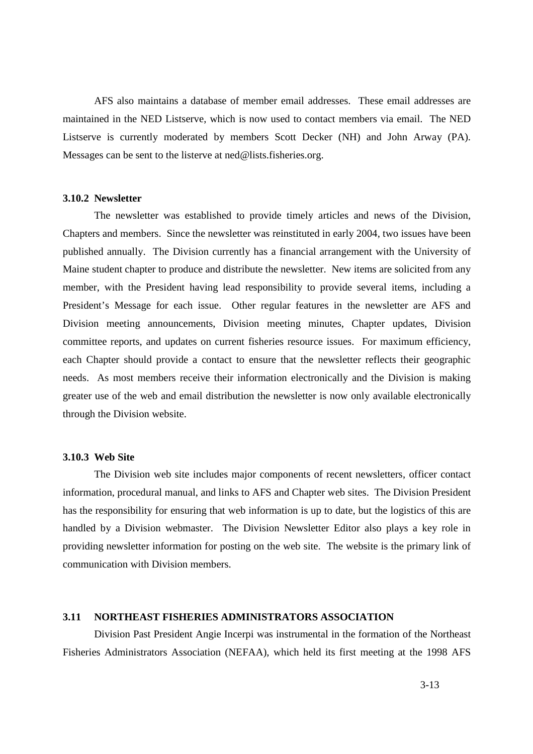AFS also maintains a database of member email addresses. These email addresses are maintained in the NED Listserve, which is now used to contact members via email. The NED Listserve is currently moderated by members Scott Decker (NH) and John Arway (PA). Messages can be sent to the listerve at ned@lists.fisheries.org.

### 3.10.2 Newsletter

The newsletter was established to provide timely articles and news of the Division, Chapters and members. Since the newsletter was reinstituted in early 2004, two issues have been published annually. The Division currently has a financial arrangement with the University of Maine student chapter to produce and distribute the newsletter. New items are solicited from any member, with the President having lead responsibility to provide several items, including a President's Message for each issue. Other regular features in the newsletter are AFS and Division meeting announcements, Division meeting minutes, Chapter updates, Division committee reports, and updates on current fisheries resource issues. For maximum efficiency, each Chapter should provide a contact to ensure that the newsletter reflects their geographic needs. As most members receive their information electronically and the Division is making greater use of the web and email distribution the newsletter is now only available electronically through the Division website.

### 3.10.3 Web Site

The Division web site includes major components of recent newsletters, officer contact information, procedural manual, and links to AFS and Chapter web sites. The Division President has the responsibility for ensuring that web information is up to date, but the logistics of this are handled by a Division webmaster. The Division Newsletter Editor also plays a key role in providing newsletter information for posting on the web site. The website is the primary link of communication with Division members.

## 3.11 NORTHEAST FISHERIES ADMINISTRATORS ASSOCIATION

Division Past President Angie Incerpi was instrumental in the formation of the Northeast Fisheries Administrators Association (NEFAA), which held its first meeting at the 1998 AFS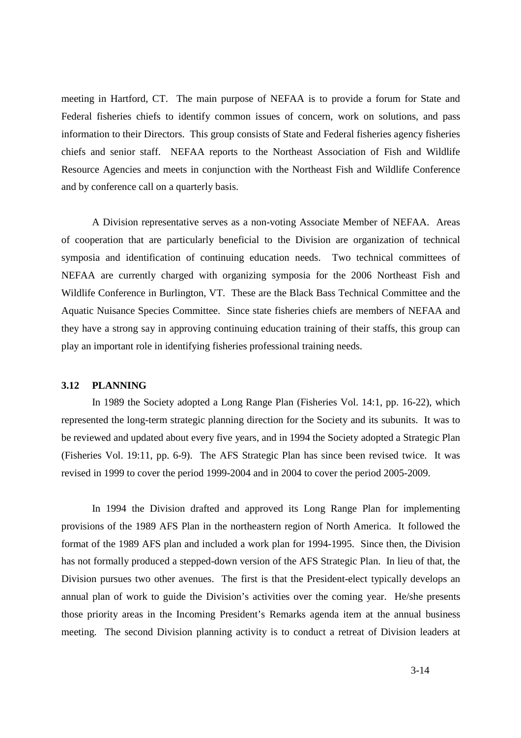meeting in Hartford, CT. The main purpose of NEFAA is to provide a forum for State and Federal fisheries chiefs to identify common issues of concern, work on solutions, and pass information to their Directors. This group consists of State and Federal fisheries agency fisheries chiefs and senior staff. NEFAA reports to the Northeast Association of Fish and Wildlife Resource Agencies and meets in conjunction with the Northeast Fish and Wildlife Conference and by conference call on a quarterly basis.

A Division representative serves as a non-voting Associate Member of NEFAA. Areas of cooperation that are particularly beneficial to the Division are organization of technical symposia and identification of continuing education needs. Two technical committees of NEFAA are currently charged with organizing symposia for the 2006 Northeast Fish and Wildlife Conference in Burlington, VT. These are the Black Bass Technical Committee and the Aquatic Nuisance Species Committee. Since state fisheries chiefs are members of NEFAA and they have a strong say in approving continuing education training of their staffs, this group can play an important role in identifying fisheries professional training needs.

### 3.12 PLANNING

In 1989 the Society adopted a Long Range Plan (Fisheries Vol. 14:1, pp. 16-22), which represented the long-term strategic planning direction for the Society and its subunits. It was to be reviewed and updated about every five years, and in 1994 the Society adopted a Strategic Plan (Fisheries Vol. 19:11, pp. 6-9). The AFS Strategic Plan has since been revised twice. It was revised in 1999 to cover the period 1999-2004 and in 2004 to cover the period 2005-2009.

In 1994 the Division drafted and approved its Long Range Plan for implementing provisions of the 1989 AFS Plan in the northeastern region of North America. It followed the format of the 1989 AFS plan and included a work plan for 1994-1995. Since then, the Division has not formally produced a stepped-down version of the AFS Strategic Plan. In lieu of that, the Division pursues two other avenues. The first is that the President-elect typically develops an annual plan of work to guide the Division's activities over the coming year. He/she presents those priority areas in the Incoming President's Remarks agenda item at the annual business meeting. The second Division planning activity is to conduct a retreat of Division leaders at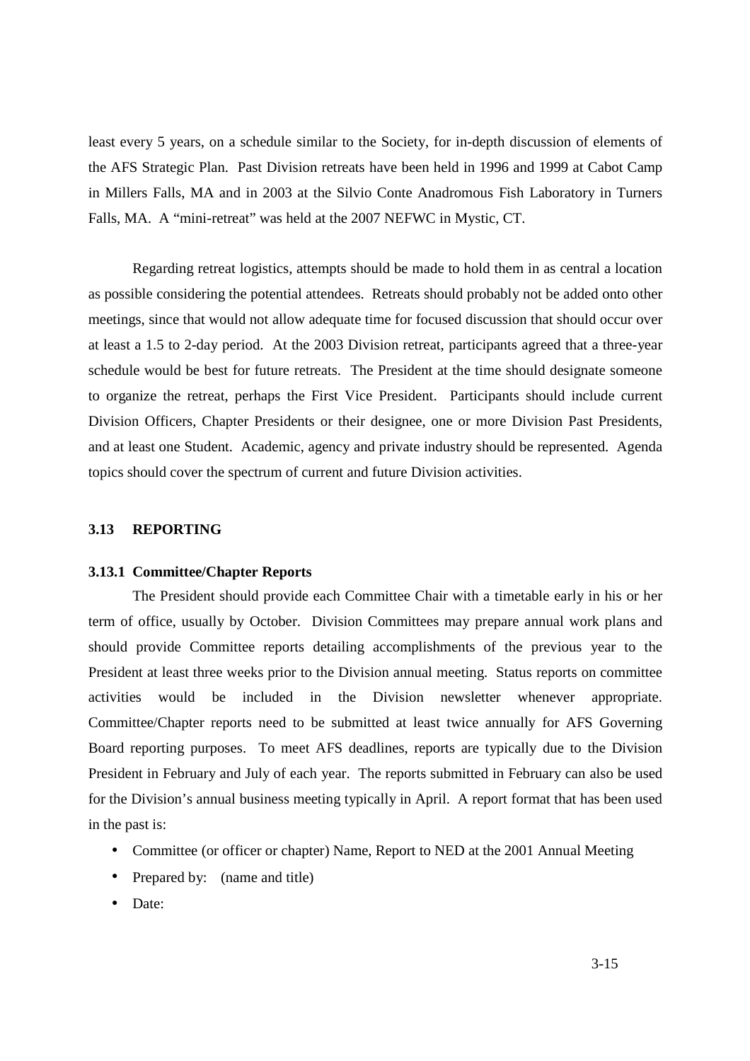least every 5 years, on a schedule similar to the Society, for in-depth discussion of elements of the AFS Strategic Plan. Past Division retreats have been held in 1996 and 1999 at Cabot Camp in Millers Falls, MA and in 2003 at the Silvio Conte Anadromous Fish Laboratory in Turners Falls, MA. A "mini-retreat" was held at the 2007 NEFWC in Mystic, CT.

Regarding retreat logistics, attempts should be made to hold them in as central a location as possible considering the potential attendees. Retreats should probably not be added onto other meetings, since that would not allow adequate time for focused discussion that should occur over at least a 1.5 to 2-day period. At the 2003 Division retreat, participants agreed that a three-year schedule would be best for future retreats. The President at the time should designate someone to organize the retreat, perhaps the First Vice President. Participants should include current Division Officers, Chapter Presidents or their designee, one or more Division Past Presidents, and at least one Student. Academic, agency and private industry should be represented. Agenda topics should cover the spectrum of current and future Division activities.

## 3.13 REPORTING

### 3.13.1 Committee/Chapter Reports

The President should provide each Committee Chair with a timetable early in his or her term of office, usually by October. Division Committees may prepare annual work plans and should provide Committee reports detailing accomplishments of the previous year to the President at least three weeks prior to the Division annual meeting. Status reports on committee activities would be included in the Division newsletter whenever appropriate. Committee/Chapter reports need to be submitted at least twice annually for AFS Governing Board reporting purposes. To meet AFS deadlines, reports are typically due to the Division President in February and July of each year. The reports submitted in February can also be used for the Division's annual business meeting typically in April. A report format that has been used in the past is:

- Committee (or officer or chapter) Name, Report to NED at the 2001 Annual Meeting
- Prepared by: (name and title)
- Date: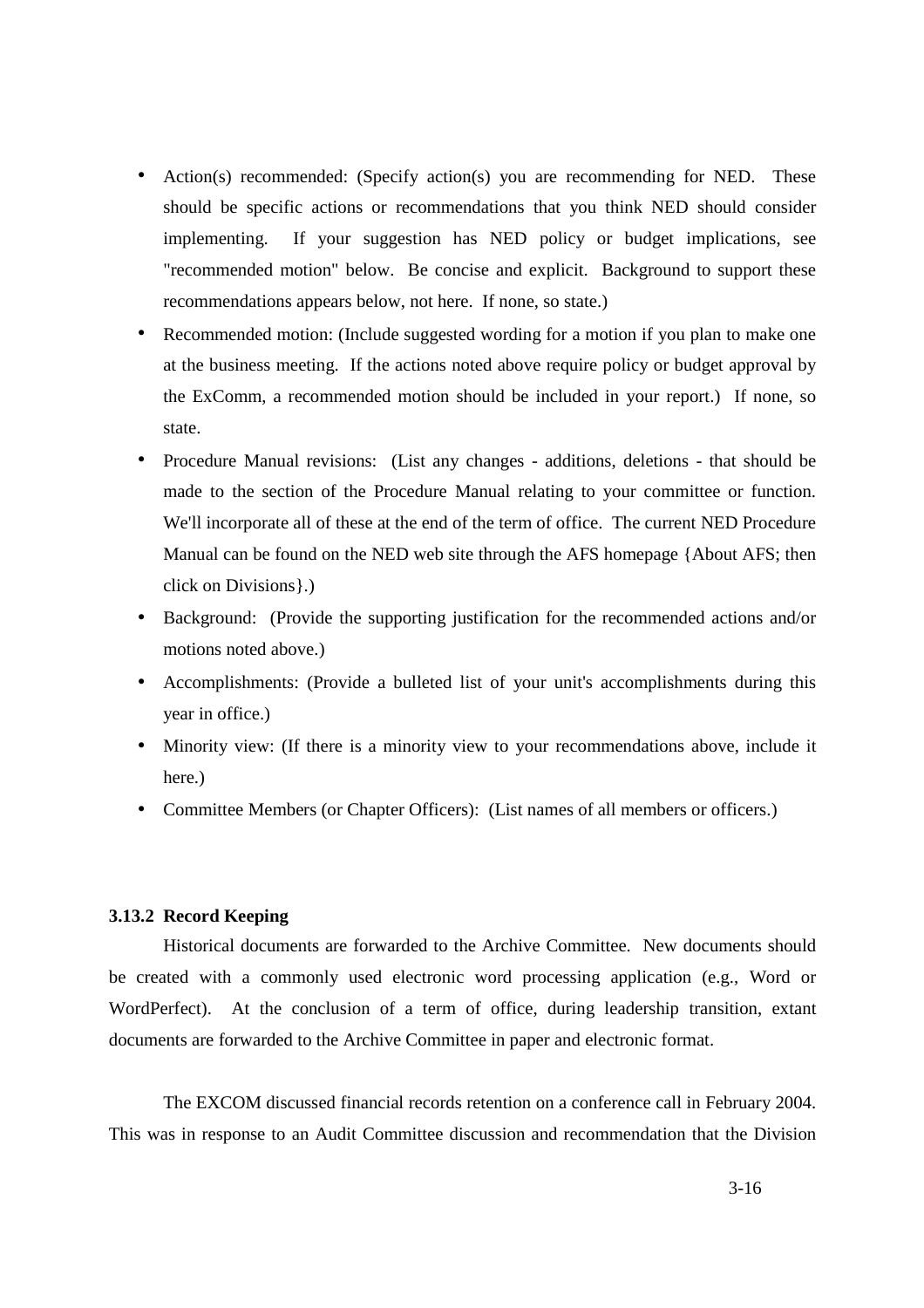- Action(s) recommended: (Specify action(s) you are recommending for NED. These should be specific actions or recommendations that you think NED should consider implementing. If your suggestion has NED policy or budget implications, see "recommended motion" below. Be concise and explicit. Background to support these recommendations appears below, not here. If none, so state.)
- Recommended motion: (Include suggested wording for a motion if you plan to make one at the business meeting. If the actions noted above require policy or budget approval by the ExComm, a recommended motion should be included in your report.) If none, so state.
- Procedure Manual revisions: (List any changes - additions, deletions - that should be made to the section of the Procedure Manual relating to your committee or function. We'll incorporate all of these at the end of the term of office. The current NED Procedure Manual can be found on the NED web site through the AFS homepage {About AFS; then click on Divisions}.)
- Background: (Provide the supporting justification for the recommended actions and/or motions noted above.)
- Accomplishments: (Provide a bulleted list of your unit's accomplishments during this year in office.)
- Minority view: (If there is a minority view to your recommendations above, include it here.)
- Committee Members (or Chapter Officers): (List names of all members or officers.)

**3.13.2 Record Keeping**

Historical documents are forwarded to the Archive Committee. New documents should be created with a commonly used electronic word processing application (e.g., Word or WordPerfect). At the conclusion of a term of office, during leadership transition, extant documents are forwarded to the Archive Committee in paper and electronic format.

The EXCOM discussed financial records retention on a conference call in February 2004. This was in response to an Audit Committee discussion and recommendation that the Division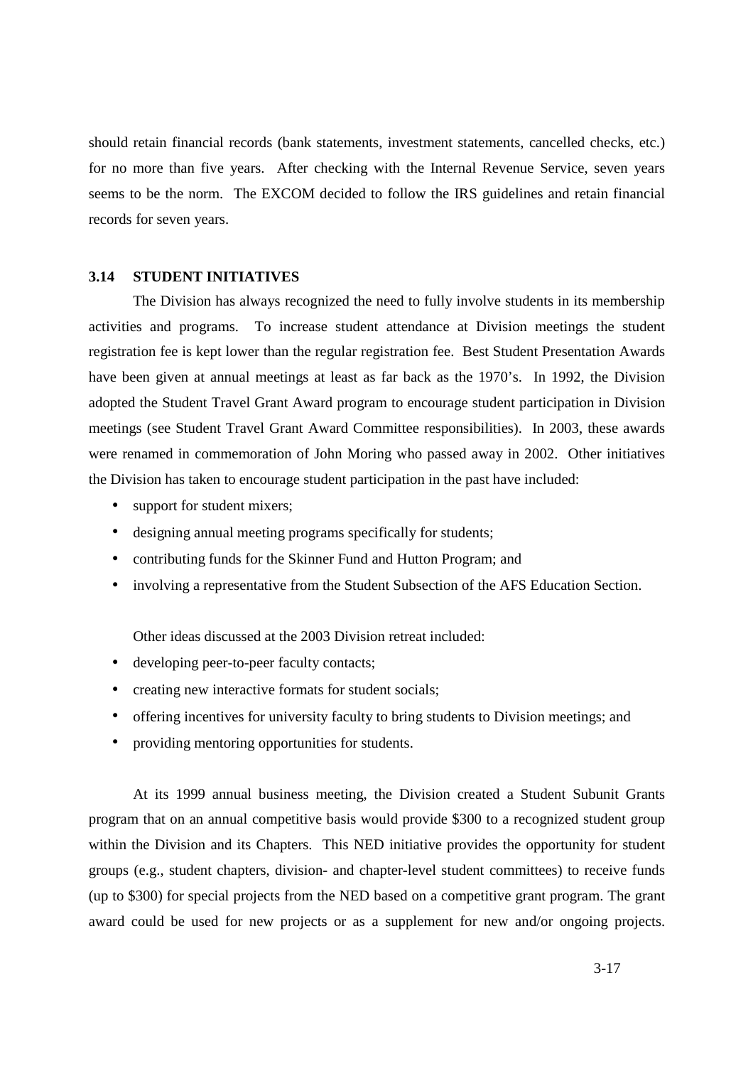should retain financial records (bank statements, investment statements, cancelled checks, etc.) for no more than five years. After checking with the Internal Revenue Service, seven years seems to be the norm. The EXCOM decided to follow the IRS guidelines and retain financial records for seven years.

### 3.14 STUDENT INITIATIVES

The Division has always recognized the need to fully involve students in its membership activities and programs. To increase student attendance at Division meetings the student registration fee is kept lower than the regular registration fee. Best Student Presentation Awards have been given at annual meetings at least as far back as the 1970's. In 1992, the Division adopted the Student Travel Grant Award program to encourage student participation in Division meetings (see Student Travel Grant Award Committee responsibilities). In 2003, these awards were renamed in commemoration of John Moring who passed away in 2002. Other initiatives the Division has taken to encourage student participation in the past have included:

- support for student mixers;
- designing annual meeting programs specifically for students;
- contributing funds for the Skinner Fund and Hutton Program; and
- involving a representative from the Student Subsection of the AFS Education Section.

Other ideas discussed at the 2003 Division retreat included:

- developing peer-to-peer faculty contacts;
- creating new interactive formats for student socials;
- offering incentives for university faculty to bring students to Division meetings; and
- providing mentoring opportunities for students.

At its 1999 annual business meeting, the Division created a Student Subunit Grants program that on an annual competitive basis would provide $300 to a recognized student group within the Division and its Chapters. This NED initiative provides the opportunity for student groups (e.g., student chapters, division- and chapter-level student committees) to receive funds (up to $300) for special projects from the NED based on a competitive grant program. The grant award could be used for new projects or as a supplement for new and/or ongoing projects.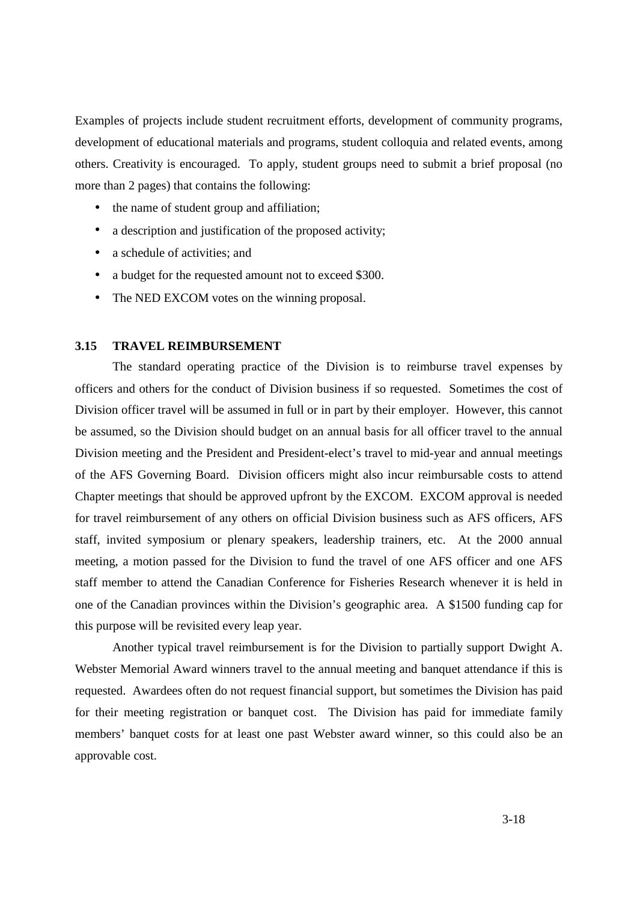Examples of projects include student recruitment efforts, development of community programs, development of educational materials and programs, student colloquia and related events, among others. Creativity is encouraged. To apply, student groups need to submit a brief proposal (no more than 2 pages) that contains the following:

- the name of student group and affiliation;
- a description and justification of the proposed activity;
- a schedule of activities; and
- a budget for the requested amount not to exceed $300.
- The NED EXCOM votes on the winning proposal.

### 3.15 TRAVEL REIMBURSEMENT

The standard operating practice of the Division is to reimburse travel expenses by officers and others for the conduct of Division business if so requested. Sometimes the cost of Division officer travel will be assumed in full or in part by their employer. However, this cannot be assumed, so the Division should budget on an annual basis for all officer travel to the annual Division meeting and the President and President-elect's travel to mid-year and annual meetings of the AFS Governing Board. Division officers might also incur reimbursable costs to attend Chapter meetings that should be approved upfront by the EXCOM. EXCOM approval is needed for travel reimbursement of any others on official Division business such as AFS officers, AFS staff, invited symposium or plenary speakers, leadership trainers, etc. At the 2000 annual meeting, a motion passed for the Division to fund the travel of one AFS officer and one AFS staff member to attend the Canadian Conference for Fisheries Research whenever it is held in one of the Canadian provinces within the Division's geographic area. A $1500 funding cap for this purpose will be revisited every leap year.

Another typical travel reimbursement is for the Division to partially support Dwight A. Webster Memorial Award winners travel to the annual meeting and banquet attendance if this is requested. Awardees often do not request financial support, but sometimes the Division has paid for their meeting registration or banquet cost. The Division has paid for immediate family members' banquet costs for at least one past Webster award winner, so this could also be an approvable cost.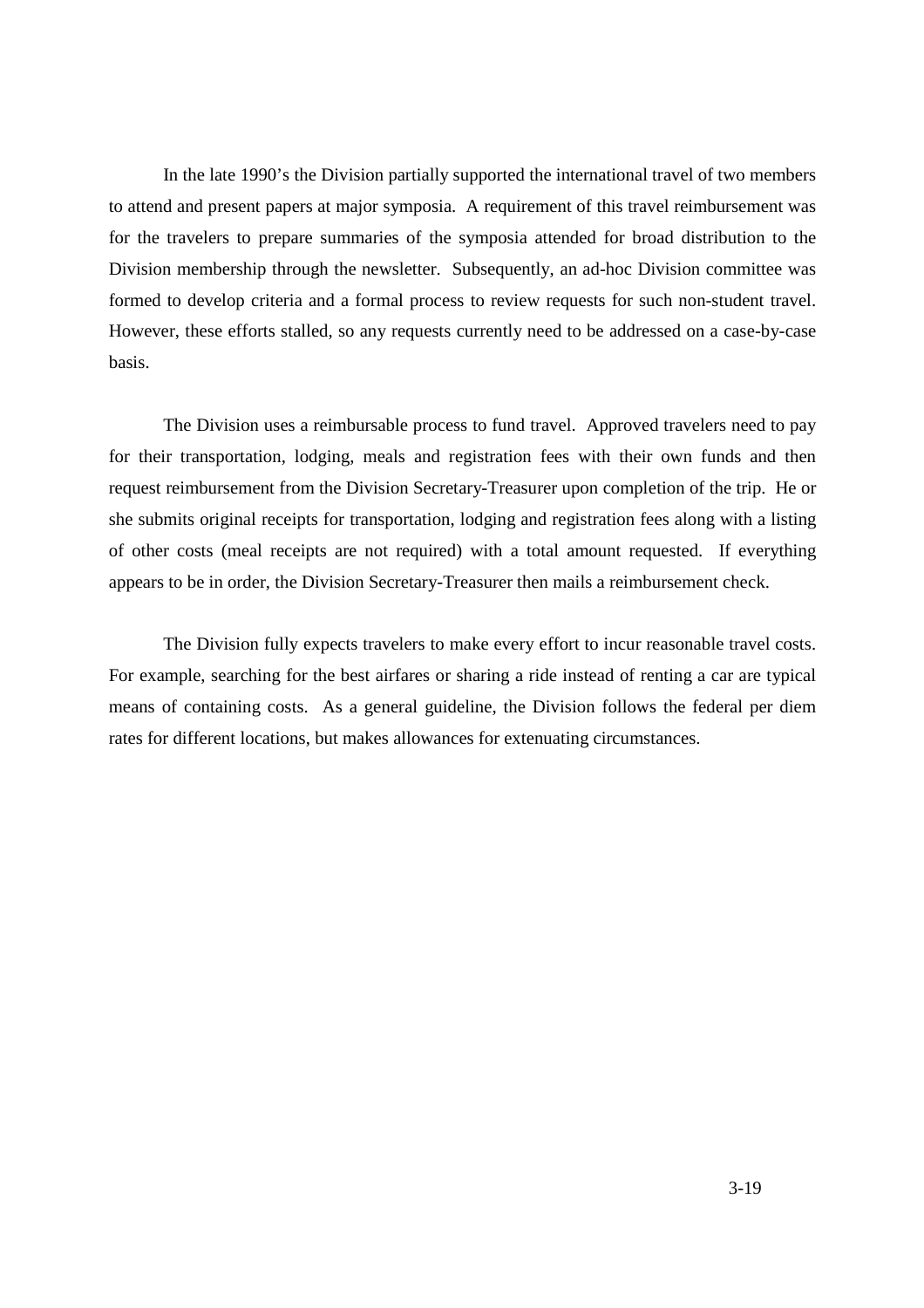In the late 1990's the Division partially supported the international travel of two members to attend and present papers at major symposia. A requirement of this travel reimbursement was for the travelers to prepare summaries of the symposia attended for broad distribution to the Division membership through the newsletter. Subsequently, an ad-hoc Division committee was formed to develop criteria and a formal process to review requests for such non-student travel. However, these efforts stalled, so any requests currently need to be addressed on a case-by-case basis.

The Division uses a reimbursable process to fund travel. Approved travelers need to pay for their transportation, lodging, meals and registration fees with their own funds and then request reimbursement from the Division Secretary-Treasurer upon completion of the trip. He or she submits original receipts for transportation, lodging and registration fees along with a listing of other costs (meal receipts are not required) with a total amount requested. If everything appears to be in order, the Division Secretary-Treasurer then mails a reimbursement check.

The Division fully expects travelers to make every effort to incur reasonable travel costs. For example, searching for the best airfares or sharing a ride instead of renting a car are typical means of containing costs. As a general guideline, the Division follows the federal per diem rates for different locations, but makes allowances for extenuating circumstances.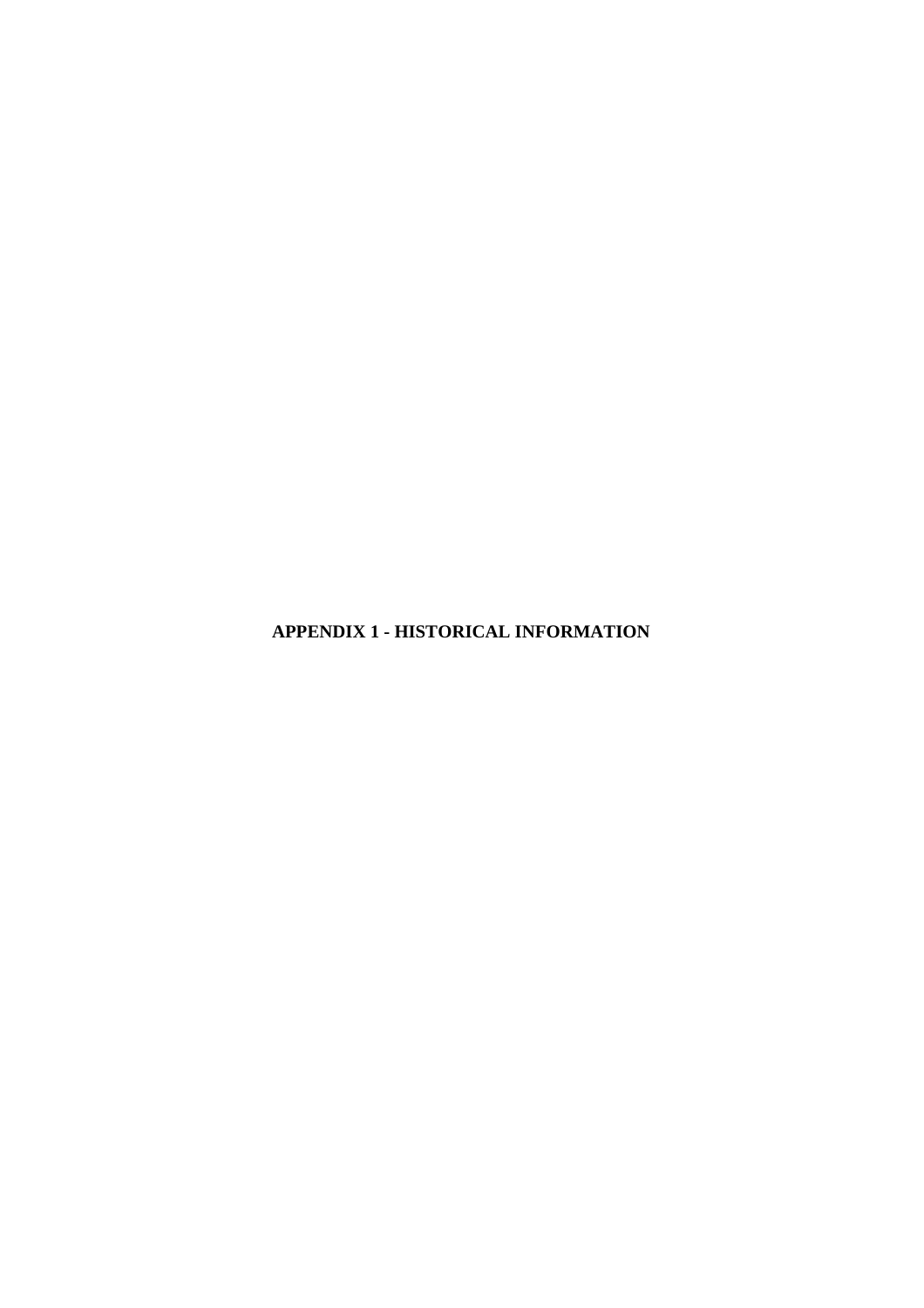# APPENDIX 1 - HISTORICAL INFORMATION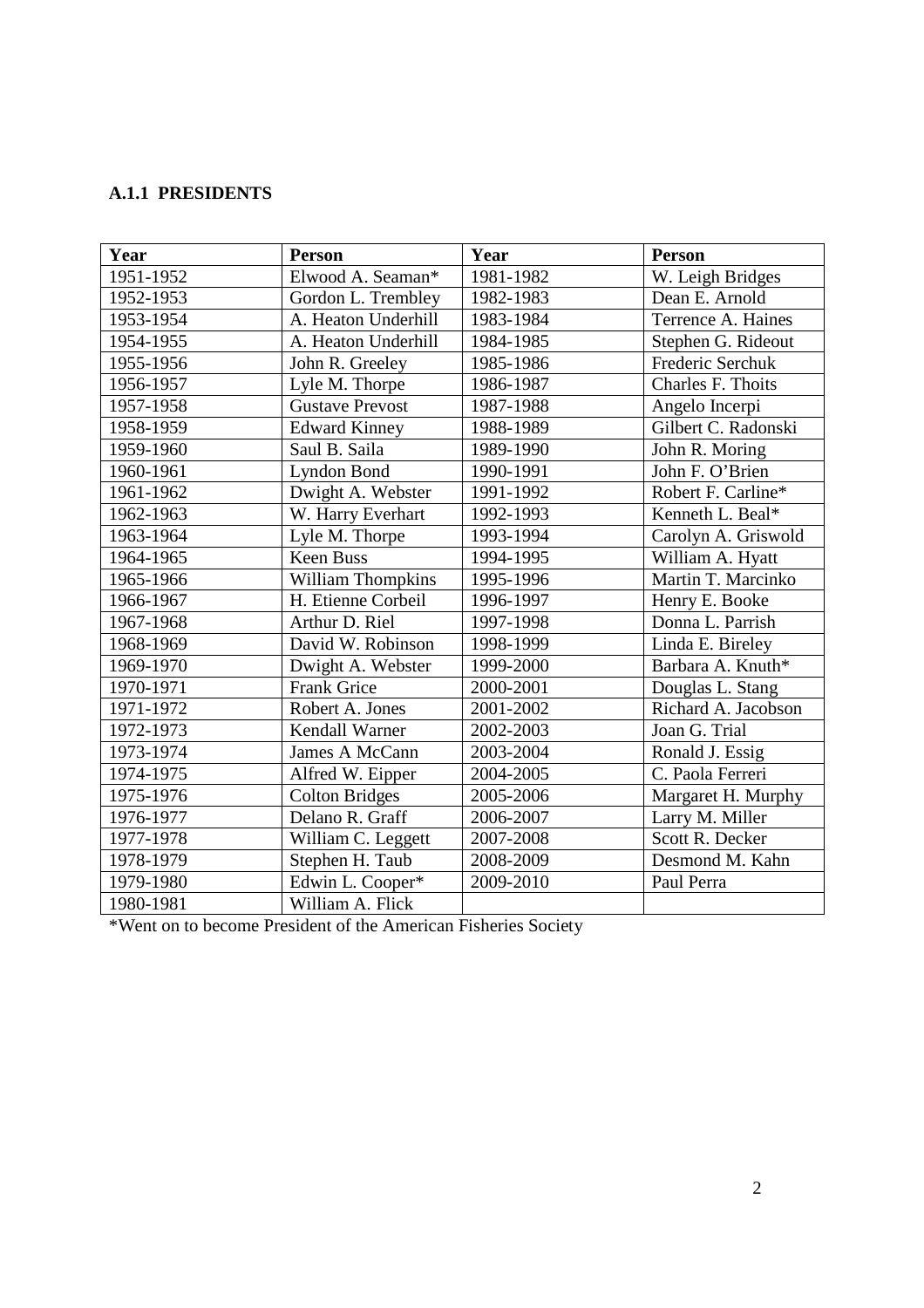### A.1.1 PRESIDENTS

| Year | Person | Year | Person |
|---|---|---|---|
| 1951-1952 | Elwood A. Seaman* | 1981-1982 | W. Leigh Bridges |
| 1952-1953 | Gordon L. Trembley | 1982-1983 | Dean E. Arnold |
| 1953-1954 | A. Heaton Underhill | 1983-1984 | Terrence A. Haines |
| 1954-1955 | A. Heaton Underhill | 1984-1985 | Stephen G. Rideout |
| 1955-1956 | John R. Greeley | 1985-1986 | Frederic Serchuk |
| 1956-1957 | Lyle M. Thorpe | 1986-1987 | Charles F. Thoits |
| 1957-1958 | Gustave Prevost | 1987-1988 | Angelo Incerpi |
| 1958-1959 | Edward Kinney | 1988-1989 | Gilbert C. Radonski |
| 1959-1960 | Saul B. Saila | 1989-1990 | John R. Moring |
| 1960-1961 | Lyndon Bond | 1990-1991 | John F. O'Brien |
| 1961-1962 | Dwight A. Webster | 1991-1992 | Robert F. Carline* |
| 1962-1963 | W. Harry Everhart | 1992-1993 | Kenneth L. Beal* |
| 1963-1964 | Lyle M. Thorpe | 1993-1994 | Carolyn A. Griswold |
| 1964-1965 | Keen Buss | 1994-1995 | William A. Hyatt |
| 1965-1966 | William Thompkins | 1995-1996 | Martin T. Marcinko |
| 1966-1967 | H. Etienne Corbeil | 1996-1997 | Henry E. Booke |
| 1967-1968 | Arthur D. Riel | 1997-1998 | Donna L. Parrish |
| 1968-1969 | David W. Robinson | 1998-1999 | Linda E. Bireley |
| 1969-1970 | Dwight A. Webster | 1999-2000 | Barbara A. Knuth* |
| 1970-1971 | Frank Grice | 2000-2001 | Douglas L. Stang |
| 1971-1972 | Robert A. Jones | 2001-2002 | Richard A. Jacobson |
| 1972-1973 | Kendall Warner | 2002-2003 | Joan G. Trial |
| 1973-1974 | James A McCann | 2003-2004 | Ronald J. Essig |
| 1974-1975 | Alfred W. Eipper | 2004-2005 | C. Paola Ferreri |
| 1975-1976 | Colton Bridges | 2005-2006 | Margaret H. Murphy |
| 1976-1977 | Delano R. Graff | 2006-2007 | Larry M. Miller |
| 1977-1978 | William C. Leggett | 2007-2008 | Scott R. Decker |
| 1978-1979 | Stephen H. Taub | 2008-2009 | Desmond M. Kahn |
| 1979-1980 | Edwin L. Cooper* | 2009-2010 | Paul Perra |
| 1980-1981 | William A. Flick | | |

*Went on to become President of the American Fisheries Society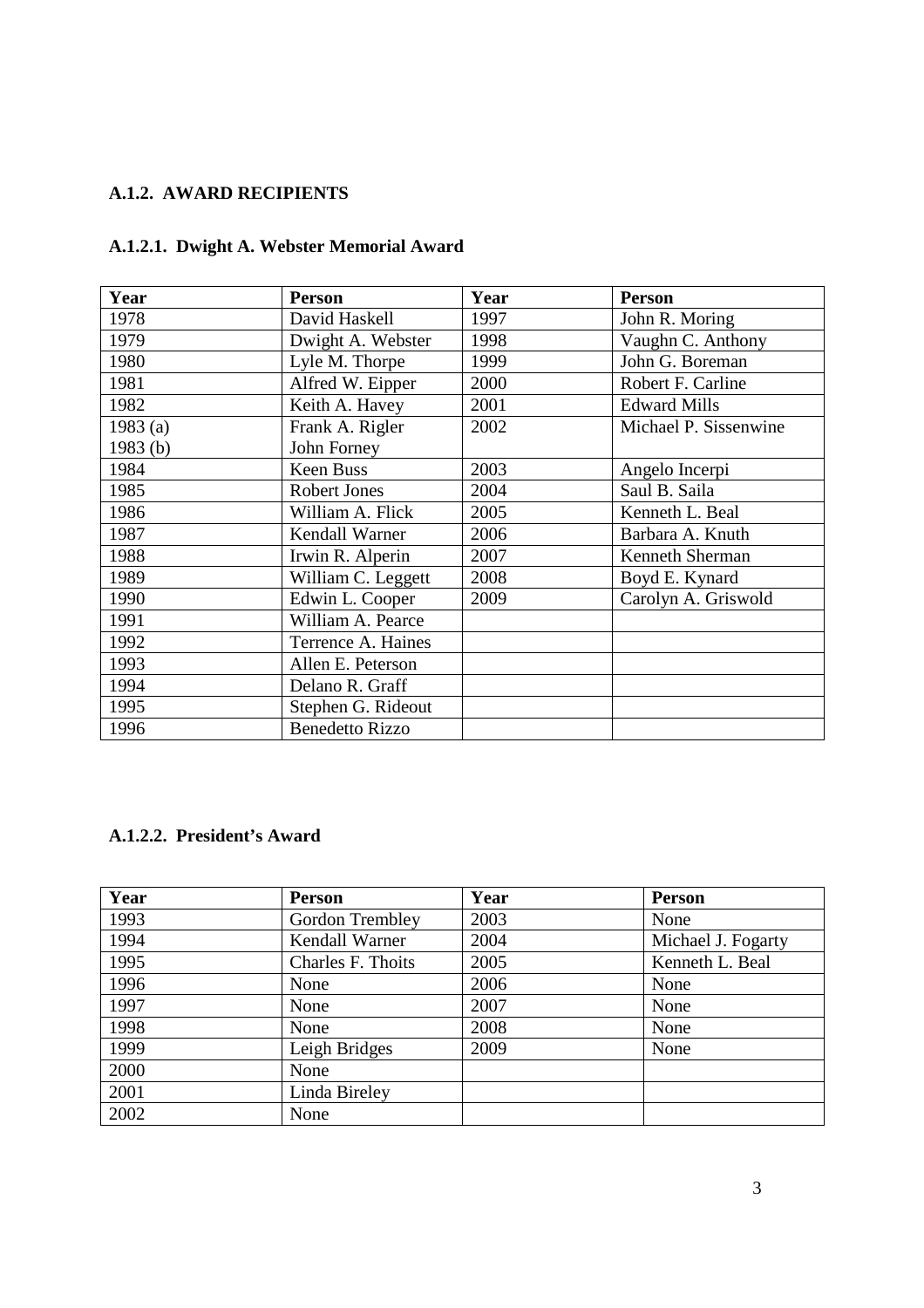### A.1.2. AWARD RECIPIENTS

#### A.1.2.1. Dwight A. Webster Memorial Award

| Year | Person | Year | Person |
|---|---|---|---|
| 1978 | David Haskell | 1997 | John R. Moring |
| 1979 | Dwight A. Webster | 1998 | Vaughn C. Anthony |
| 1980 | Lyle M. Thorpe | 1999 | John G. Boreman |
| 1981 | Alfred W. Eipper | 2000 | Robert F. Carline |
| 1982 | Keith A. Havey | 2001 | Edward Mills |
| 1983 (a)<br>1983 (b) | Frank A. Rigler<br>John Forney | 2002 | Michael P. Sissenwine |
| 1984 | Keen Buss | 2003 | Angelo Incerpi |
| 1985 | Robert Jones | 2004 | Saul B. Saila |
| 1986 | William A. Flick | 2005 | Kenneth L. Beal |
| 1987 | Kendall Warner | 2006 | Barbara A. Knuth |
| 1988 | Irwin R. Alperin | 2007 | Kenneth Sherman |
| 1989 | William C. Leggett | 2008 | Boyd E. Kynard |
| 1990 | Edwin L. Cooper | 2009 | Carolyn A. Griswold |
| 1991 | William A. Pearce | | |
| 1992 | Terrence A. Haines | | |
| 1993 | Allen E. Peterson | | |
| 1994 | Delano R. Graff | | |
| 1995 | Stephen G. Rideout | | |
| 1996 | Benedetto Rizzo | | |

#### A.1.2.2. President's Award

| Year | Person | Year | Person |
|---|---|---|---|
| 1993 | Gordon Trembley | 2003 | None |
| 1994 | Kendall Warner | 2004 | Michael J. Fogarty |
| 1995 | Charles F. Thoits | 2005 | Kenneth L. Beal |
| 1996 | None | 2006 | None |
| 1997 | None | 2007 | None |
| 1998 | None | 2008 | None |
| 1999 | Leigh Bridges | 2009 | None |
| 2000 | None | | |
| 2001 | Linda Bireley | | |
| 2002 | None | | |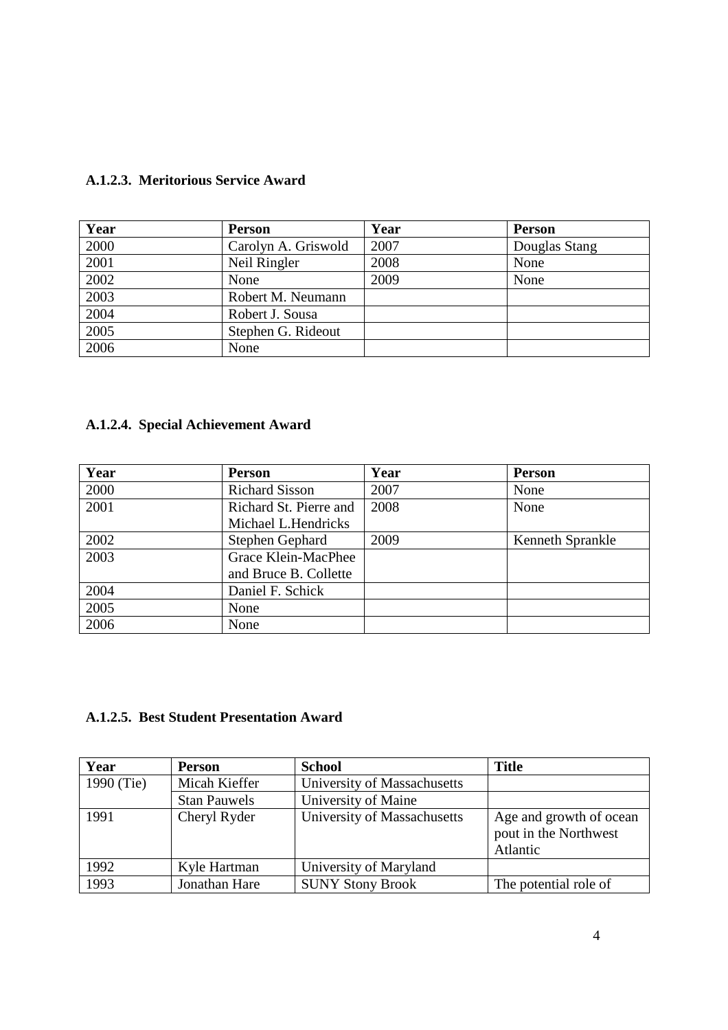### A.1.2.3. Meritorious Service Award

| Year | Person | Year | Person |
|---|---|---|---|
| 2000 | Carolyn A. Griswold | 2007 | Douglas Stang |
| 2001 | Neil Ringler | 2008 | None |
| 2002 | None | 2009 | None |
| 2003 | Robert M. Neumann | | |
| 2004 | Robert J. Sousa | | |
| 2005 | Stephen G. Rideout | | |
| 2006 | None | | |

### A.1.2.4. Special Achievement Award

| Year | Person | Year | Person |
|---|---|---|---|
| 2000 | Richard Sisson | 2007 | None |
| 2001 | Richard St. Pierre and Michael L.Hendricks | 2008 | None |
| 2002 | Stephen Gephard | 2009 | Kenneth Sprankle |
| 2003 | Grace Klein-MacPhee and Bruce B. Collette | | |
| 2004 | Daniel F. Schick | | |
| 2005 | None | | |
| 2006 | None | | |

### A.1.2.5. Best Student Presentation Award

| Year | Person | School | Title |
|---|---|---|---|
| 1990 (Tie) | Micah Kieffer | University of Massachusetts | |
| | Stan Pauwels | University of Maine | |
| 1991 | Cheryl Ryder | University of Massachusetts | Age and growth of ocean pout in the Northwest Atlantic |
| 1992 | Kyle Hartman | University of Maryland | |
| 1993 | Jonathan Hare | SUNY Stony Brook | The potential role of |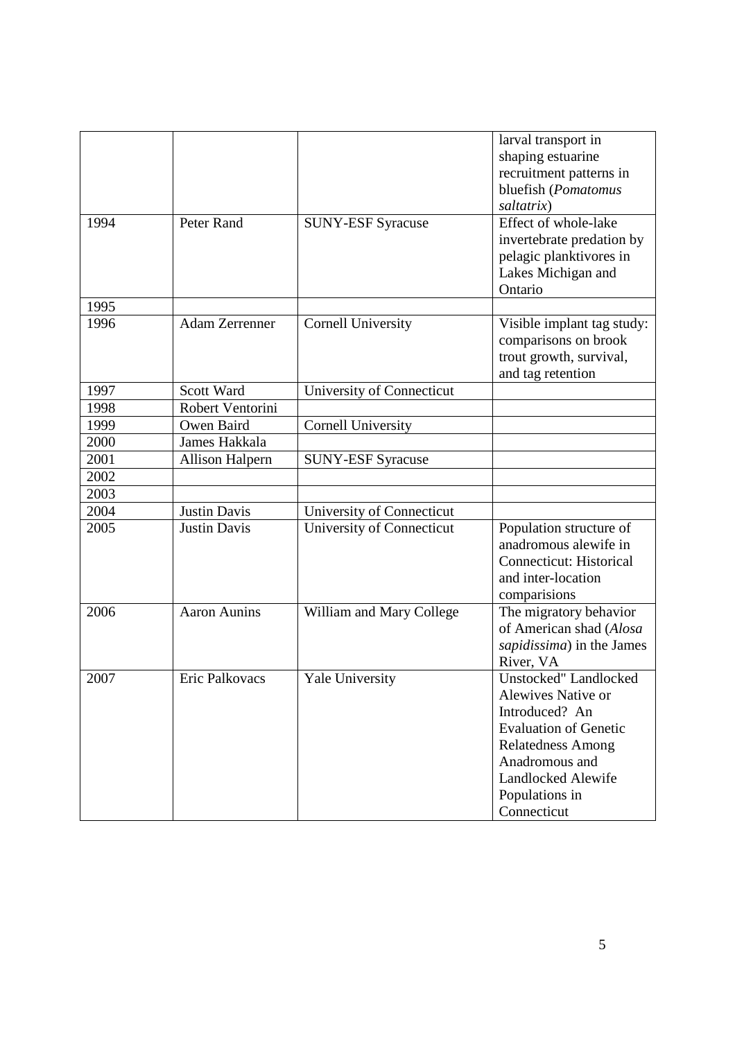| | | | |
|---|---|---|---|
| | | | larval transport in shaping estuarine recruitment patterns in bluefish (*Pomatomus saltatrix*) |
| 1994 | Peter Rand | SUNY-ESF Syracuse | Effect of whole-lake invertebrate predation by pelagic planktivores in Lakes Michigan and Ontario |
| 1995 | | | |
| 1996 | Adam Zerrenner | Cornell University | Visible implant tag study: comparisons on brook trout growth, survival, and tag retention |
| 1997 | Scott Ward | University of Connecticut | |
| 1998 | Robert Ventorini | | |
| 1999 | Owen Baird | Cornell University | |
| 2000 | James Hakkala | | |
| 2001 | Allison Halpern | SUNY-ESF Syracuse | |
| 2002 | | | |
| 2003 | | | |
| 2004 | Justin Davis | University of Connecticut | |
| 2005 | Justin Davis | University of Connecticut | Population structure of anadromous alewife in Connecticut: Historical and inter-location comparisions |
| 2006 | Aaron Aunins | William and Mary College | The migratory behavior of American shad (*Alosa sapidissima*) in the James River, VA |
| 2007 | Eric Palkovacs | Yale University | Unstocked" Landlocked Alewives Native or Introduced? An Evaluation of Genetic Relatedness Among Anadromous and Landlocked Alewife Populations in Connecticut |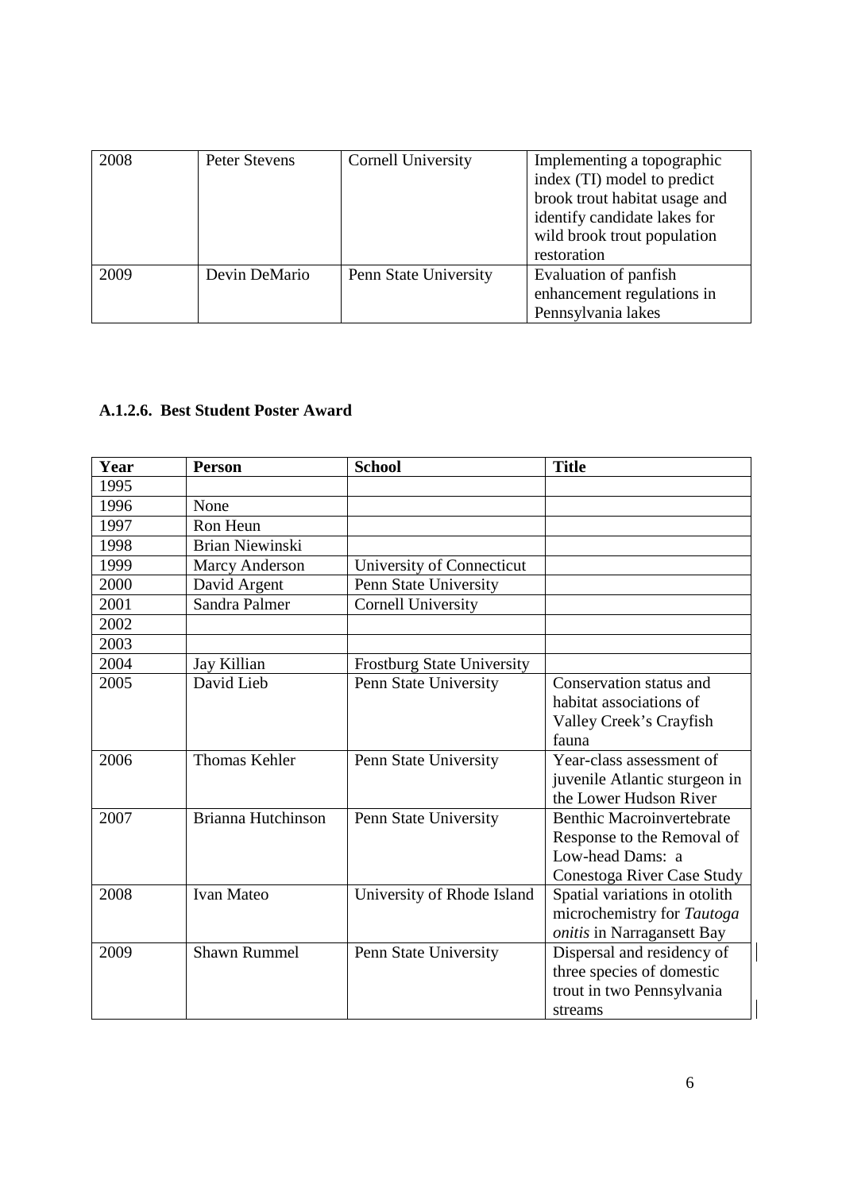| | | | |
|---|---|---|---|
| 2008 | Peter Stevens | Cornell University | Implementing a topographic index (TI) model to predict brook trout habitat usage and identify candidate lakes for wild brook trout population restoration |
| 2009 | Devin DeMario | Penn State University | Evaluation of panfish enhancement regulations in Pennsylvania lakes |

### A.1.2.6. Best Student Poster Award

| Year | Person | School | Title |
|---|---|---|---|
| 1995 | | | |
| 1996 | None | | |
| 1997 | Ron Heun | | |
| 1998 | Brian Niewinski | | |
| 1999 | Marcy Anderson | University of Connecticut | |
| 2000 | David Argent | Penn State University | |
| 2001 | Sandra Palmer | Cornell University | |
| 2002 | | | |
| 2003 | | | |
| 2004 | Jay Killian | Frostburg State University | |
| 2005 | David Lieb | Penn State University | Conservation status and habitat associations of Valley Creek's Crayfish fauna |
| 2006 | Thomas Kehler | Penn State University | Year-class assessment of juvenile Atlantic sturgeon in the Lower Hudson River |
| 2007 | Brianna Hutchinson | Penn State University | Benthic Macroinvertebrate Response to the Removal of Low-head Dams: a Conestoga River Case Study |
| 2008 | Ivan Mateo | University of Rhode Island | Spatial variations in otolith microchemistry for *Tautoga onitis* in Narragansett Bay |
| 2009 | Shawn Rummel | Penn State University | Dispersal and residency of three species of domestic trout in two Pennsylvania streams |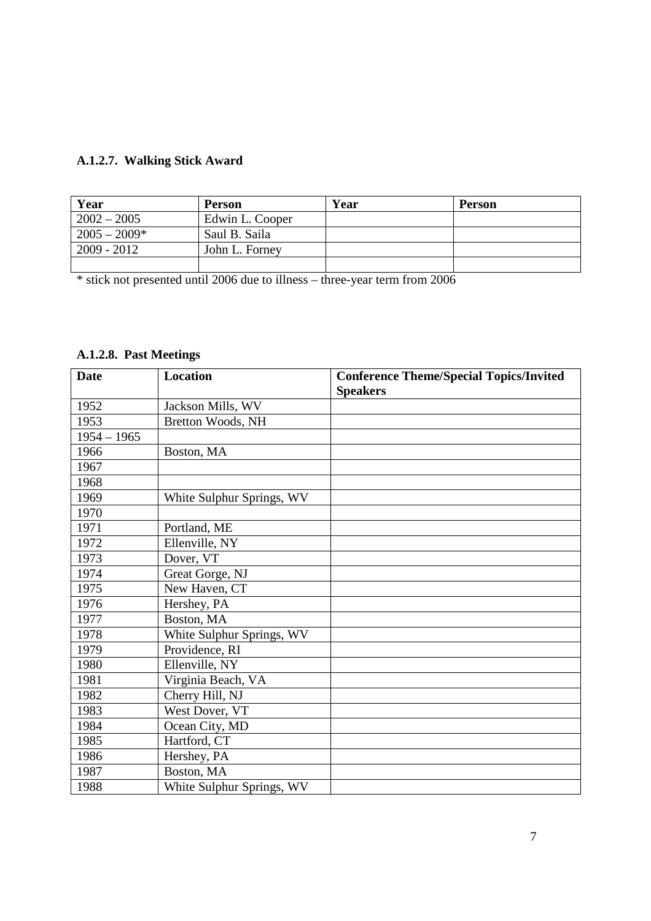### A.1.2.7. Walking Stick Award

| Year | Person | Year | Person |
|---|---|---|---|
| 2002 – 2005 | Edwin L. Cooper | | |
| 2005 – 2009* | Saul B. Saila | | |
| 2009 - 2012 | John L. Forney | | |
| | | | |

* stick not presented until 2006 due to illness – three-year term from 2006

### A.1.2.8. Past Meetings

| Date | Location | Conference Theme/Special Topics/Invited Speakers |
|---|---|---|
| 1952 | Jackson Mills, WV | |
| 1953 | Bretton Woods, NH | |
| 1954 – 1965 | | |
| 1966 | Boston, MA | |
| 1967 | | |
| 1968 | | |
| 1969 | White Sulphur Springs, WV | |
| 1970 | | |
| 1971 | Portland, ME | |
| 1972 | Ellenville, NY | |
| 1973 | Dover, VT | |
| 1974 | Great Gorge, NJ | |
| 1975 | New Haven, CT | |
| 1976 | Hershey, PA | |
| 1977 | Boston, MA | |
| 1978 | White Sulphur Springs, WV | |
| 1979 | Providence, RI | |
| 1980 | Ellenville, NY | |
| 1981 | Virginia Beach, VA | |
| 1982 | Cherry Hill, NJ | |
| 1983 | West Dover, VT | |
| 1984 | Ocean City, MD | |
| 1985 | Hartford, CT | |
| 1986 | Hershey, PA | |
| 1987 | Boston, MA | |
| 1988 | White Sulphur Springs, WV | |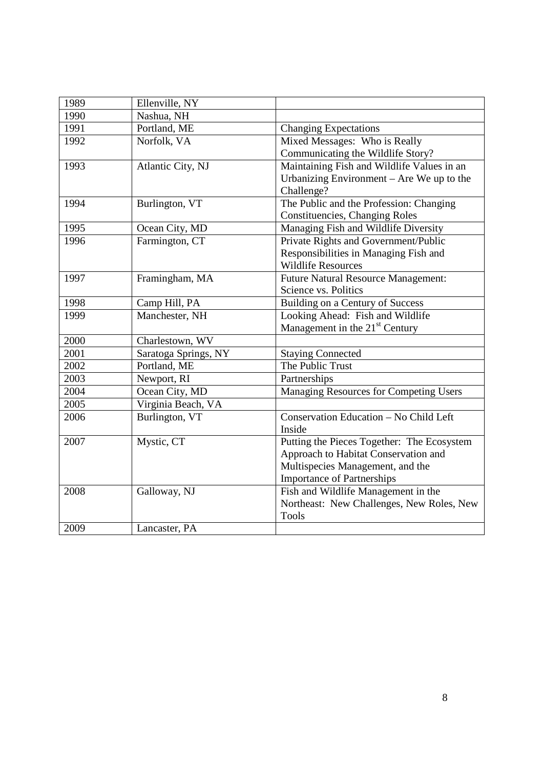| | | |
|---|---|---|
| 1989 | Ellenville, NY | |
| 1990 | Nashua, NH | |
| 1991 | Portland, ME | Changing Expectations |
| 1992 | Norfolk, VA | Mixed Messages: Who is Really Communicating the Wildlife Story? |
| 1993 | Atlantic City, NJ | Maintaining Fish and Wildlife Values in an Urbanizing Environment – Are We up to the Challenge? |
| 1994 | Burlington, VT | The Public and the Profession: Changing Constituencies, Changing Roles |
| 1995 | Ocean City, MD | Managing Fish and Wildlife Diversity |
| 1996 | Farmington, CT | Private Rights and Government/Public Responsibilities in Managing Fish and Wildlife Resources |
| 1997 | Framingham, MA | Future Natural Resource Management: Science vs. Politics |
| 1998 | Camp Hill, PA | Building on a Century of Success |
| 1999 | Manchester, NH | Looking Ahead: Fish and Wildlife Management in the 21st Century |
| 2000 | Charlestown, WV | |
| 2001 | Saratoga Springs, NY | Staying Connected |
| 2002 | Portland, ME | The Public Trust |
| 2003 | Newport, RI | Partnerships |
| 2004 | Ocean City, MD | Managing Resources for Competing Users |
| 2005 | Virginia Beach, VA | |
| 2006 | Burlington, VT | Conservation Education – No Child Left Inside |
| 2007 | Mystic, CT | Putting the Pieces Together: The Ecosystem Approach to Habitat Conservation and Multispecies Management, and the Importance of Partnerships |
| 2008 | Galloway, NJ | Fish and Wildlife Management in the Northeast: New Challenges, New Roles, New Tools |
| 2009 | Lancaster, PA | |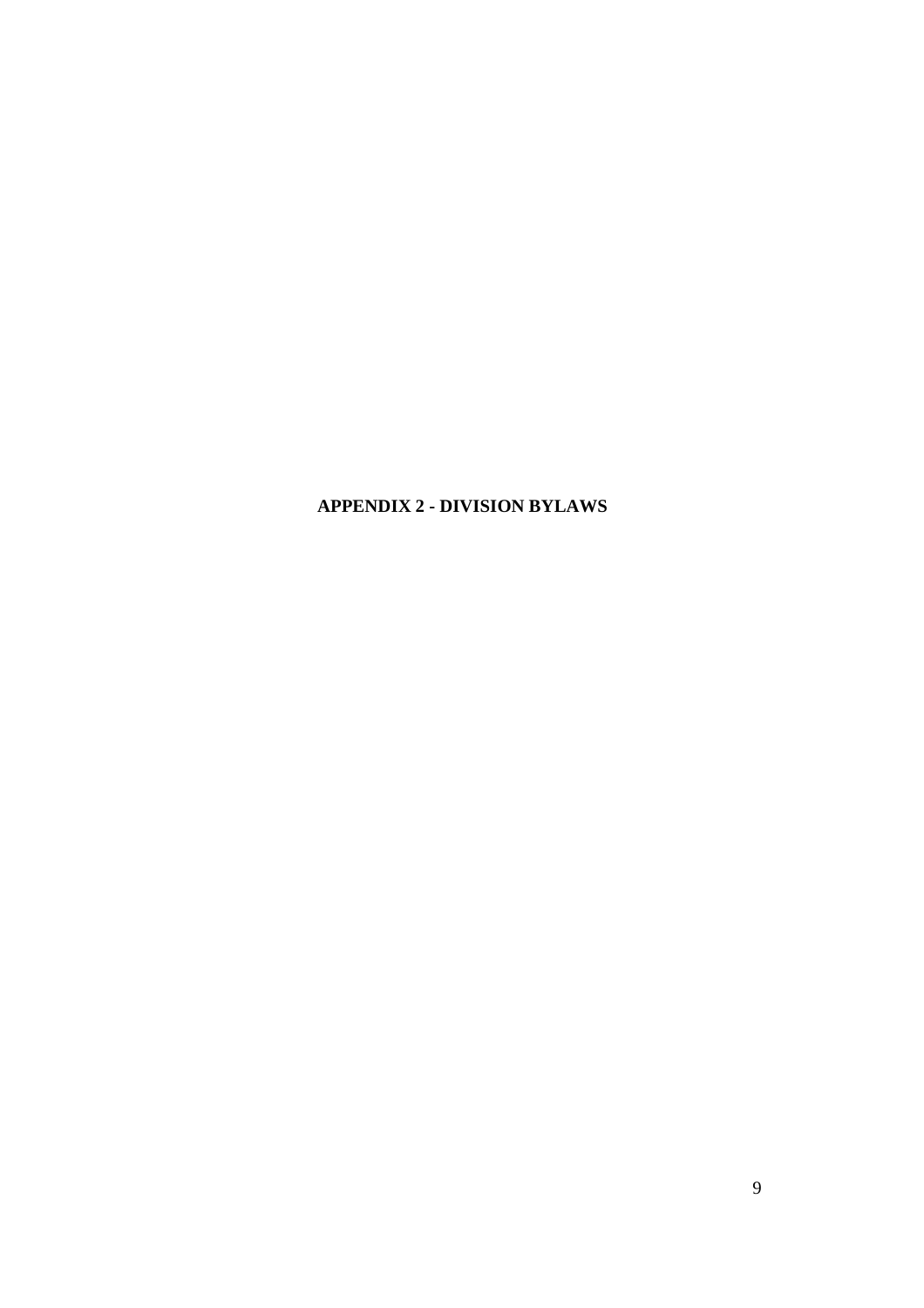**APPENDIX 2 - DIVISION BYLAWS**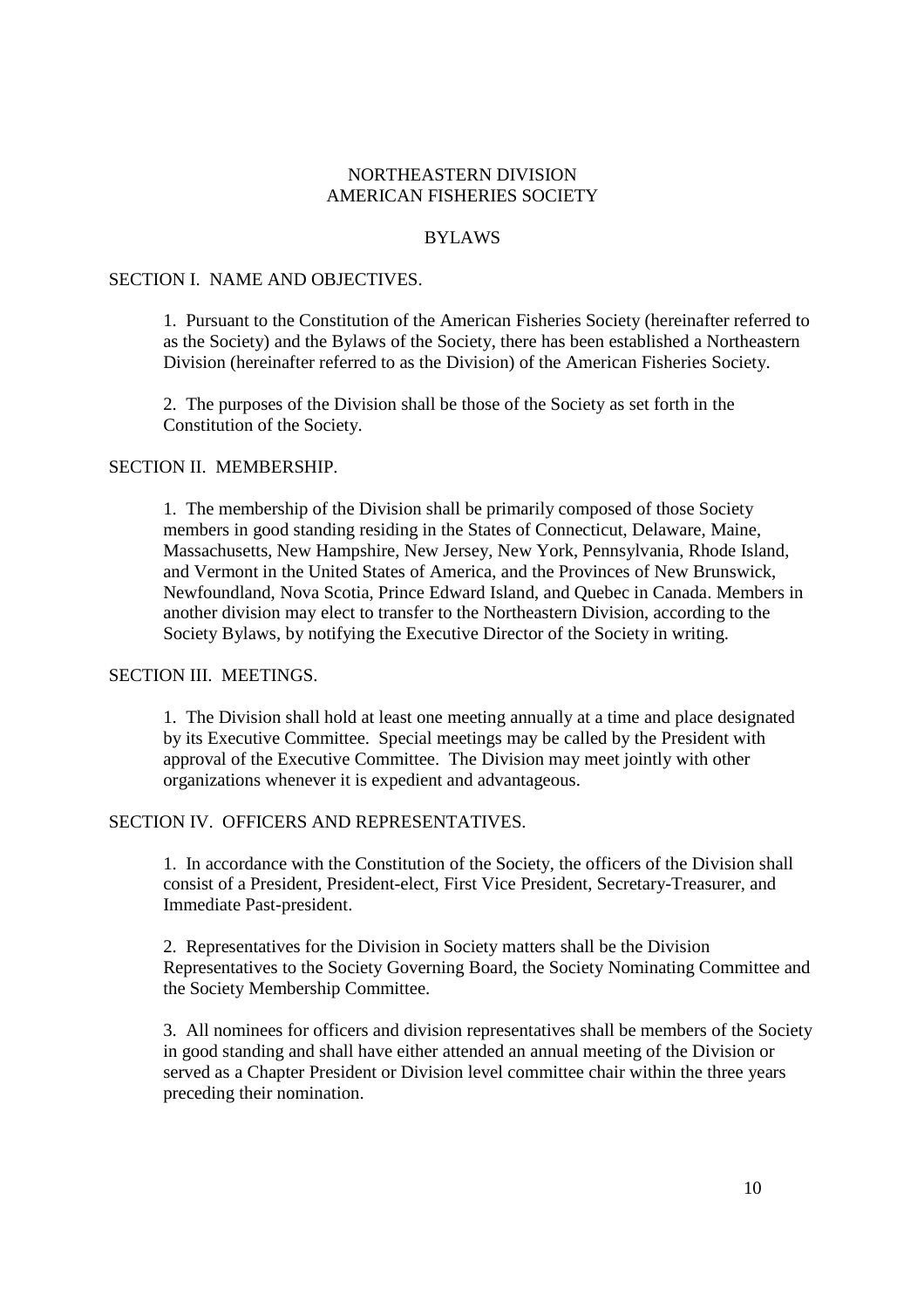# NORTHEASTERN DIVISION
# AMERICAN FISHERIES SOCIETY

## BYLAWS

### SECTION I. NAME AND OBJECTIVES.

1. Pursuant to the Constitution of the American Fisheries Society (hereinafter referred to as the Society) and the Bylaws of the Society, there has been established a Northeastern Division (hereinafter referred to as the Division) of the American Fisheries Society.

2. The purposes of the Division shall be those of the Society as set forth in the Constitution of the Society.

### SECTION II. MEMBERSHIP.

1. The membership of the Division shall be primarily composed of those Society members in good standing residing in the States of Connecticut, Delaware, Maine, Massachusetts, New Hampshire, New Jersey, New York, Pennsylvania, Rhode Island, and Vermont in the United States of America, and the Provinces of New Brunswick, Newfoundland, Nova Scotia, Prince Edward Island, and Quebec in Canada. Members in another division may elect to transfer to the Northeastern Division, according to the Society Bylaws, by notifying the Executive Director of the Society in writing.

### SECTION III. MEETINGS.

1. The Division shall hold at least one meeting annually at a time and place designated by its Executive Committee. Special meetings may be called by the President with approval of the Executive Committee. The Division may meet jointly with other organizations whenever it is expedient and advantageous.

### SECTION IV. OFFICERS AND REPRESENTATIVES.

1. In accordance with the Constitution of the Society, the officers of the Division shall consist of a President, President-elect, First Vice President, Secretary-Treasurer, and Immediate Past-president.

2. Representatives for the Division in Society matters shall be the Division Representatives to the Society Governing Board, the Society Nominating Committee and the Society Membership Committee.

3. All nominees for officers and division representatives shall be members of the Society in good standing and shall have either attended an annual meeting of the Division or served as a Chapter President or Division level committee chair within the three years preceding their nomination.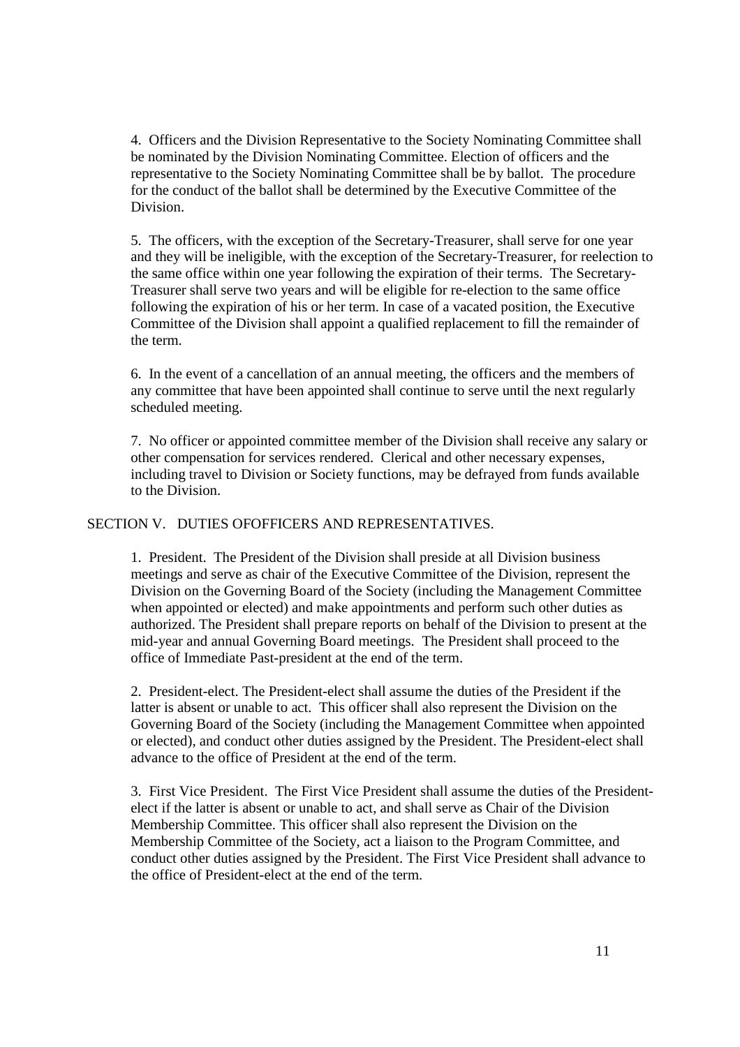4. Officers and the Division Representative to the Society Nominating Committee shall be nominated by the Division Nominating Committee. Election of officers and the representative to the Society Nominating Committee shall be by ballot. The procedure for the conduct of the ballot shall be determined by the Executive Committee of the Division.

5. The officers, with the exception of the Secretary-Treasurer, shall serve for one year and they will be ineligible, with the exception of the Secretary-Treasurer, for reelection to the same office within one year following the expiration of their terms. The Secretary-Treasurer shall serve two years and will be eligible for re-election to the same office following the expiration of his or her term. In case of a vacated position, the Executive Committee of the Division shall appoint a qualified replacement to fill the remainder of the term.

6. In the event of a cancellation of an annual meeting, the officers and the members of any committee that have been appointed shall continue to serve until the next regularly scheduled meeting.

7. No officer or appointed committee member of the Division shall receive any salary or other compensation for services rendered. Clerical and other necessary expenses, including travel to Division or Society functions, may be defrayed from funds available to the Division.

## SECTION V. DUTIES OFOFFICERS AND REPRESENTATIVES.

1. President. The President of the Division shall preside at all Division business meetings and serve as chair of the Executive Committee of the Division, represent the Division on the Governing Board of the Society (including the Management Committee when appointed or elected) and make appointments and perform such other duties as authorized. The President shall prepare reports on behalf of the Division to present at the mid-year and annual Governing Board meetings. The President shall proceed to the office of Immediate Past-president at the end of the term.

2. President-elect. The President-elect shall assume the duties of the President if the latter is absent or unable to act. This officer shall also represent the Division on the Governing Board of the Society (including the Management Committee when appointed or elected), and conduct other duties assigned by the President. The President-elect shall advance to the office of President at the end of the term.

3. First Vice President. The First Vice President shall assume the duties of the President-elect if the latter is absent or unable to act, and shall serve as Chair of the Division Membership Committee. This officer shall also represent the Division on the Membership Committee of the Society, act a liaison to the Program Committee, and conduct other duties assigned by the President. The First Vice President shall advance to the office of President-elect at the end of the term.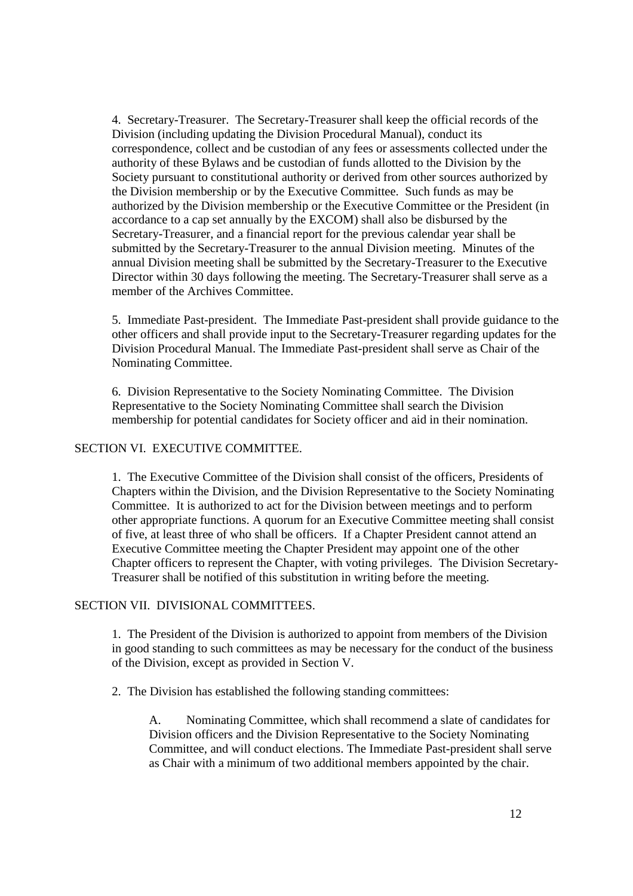4. Secretary-Treasurer. The Secretary-Treasurer shall keep the official records of the Division (including updating the Division Procedural Manual), conduct its correspondence, collect and be custodian of any fees or assessments collected under the authority of these Bylaws and be custodian of funds allotted to the Division by the Society pursuant to constitutional authority or derived from other sources authorized by the Division membership or by the Executive Committee. Such funds as may be authorized by the Division membership or the Executive Committee or the President (in accordance to a cap set annually by the EXCOM) shall also be disbursed by the Secretary-Treasurer, and a financial report for the previous calendar year shall be submitted by the Secretary-Treasurer to the annual Division meeting. Minutes of the annual Division meeting shall be submitted by the Secretary-Treasurer to the Executive Director within 30 days following the meeting. The Secretary-Treasurer shall serve as a member of the Archives Committee.

5. Immediate Past-president. The Immediate Past-president shall provide guidance to the other officers and shall provide input to the Secretary-Treasurer regarding updates for the Division Procedural Manual. The Immediate Past-president shall serve as Chair of the Nominating Committee.

6. Division Representative to the Society Nominating Committee. The Division Representative to the Society Nominating Committee shall search the Division membership for potential candidates for Society officer and aid in their nomination.

## SECTION VI. EXECUTIVE COMMITTEE.

1. The Executive Committee of the Division shall consist of the officers, Presidents of Chapters within the Division, and the Division Representative to the Society Nominating Committee. It is authorized to act for the Division between meetings and to perform other appropriate functions. A quorum for an Executive Committee meeting shall consist of five, at least three of who shall be officers. If a Chapter President cannot attend an Executive Committee meeting the Chapter President may appoint one of the other Chapter officers to represent the Chapter, with voting privileges. The Division Secretary-Treasurer shall be notified of this substitution in writing before the meeting.

## SECTION VII. DIVISIONAL COMMITTEES.

1. The President of the Division is authorized to appoint from members of the Division in good standing to such committees as may be necessary for the conduct of the business of the Division, except as provided in Section V.

2. The Division has established the following standing committees:

A. Nominating Committee, which shall recommend a slate of candidates for Division officers and the Division Representative to the Society Nominating Committee, and will conduct elections. The Immediate Past-president shall serve as Chair with a minimum of two additional members appointed by the chair.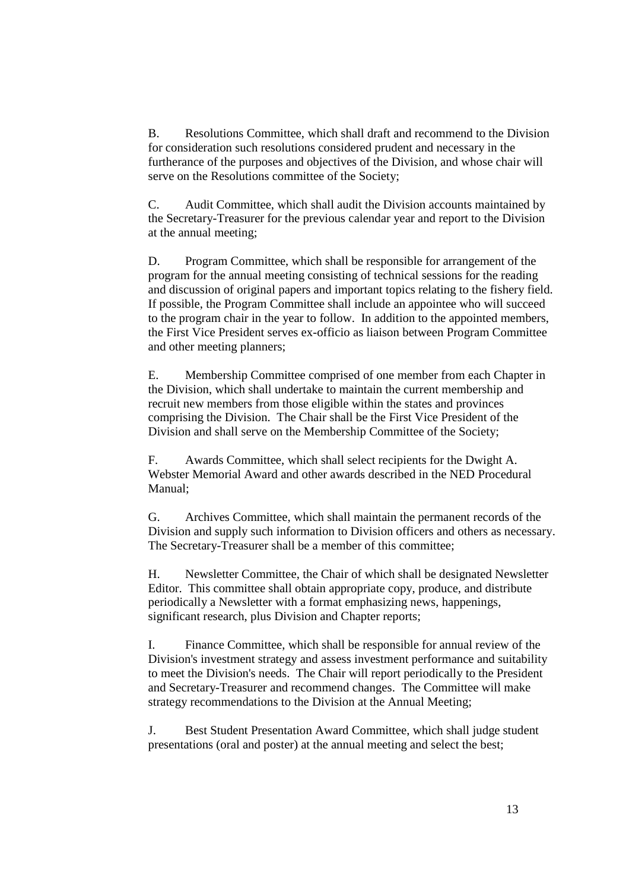B. Resolutions Committee, which shall draft and recommend to the Division for consideration such resolutions considered prudent and necessary in the furtherance of the purposes and objectives of the Division, and whose chair will serve on the Resolutions committee of the Society;

C. Audit Committee, which shall audit the Division accounts maintained by the Secretary-Treasurer for the previous calendar year and report to the Division at the annual meeting;

D. Program Committee, which shall be responsible for arrangement of the program for the annual meeting consisting of technical sessions for the reading and discussion of original papers and important topics relating to the fishery field. If possible, the Program Committee shall include an appointee who will succeed to the program chair in the year to follow. In addition to the appointed members, the First Vice President serves ex-officio as liaison between Program Committee and other meeting planners;

E. Membership Committee comprised of one member from each Chapter in the Division, which shall undertake to maintain the current membership and recruit new members from those eligible within the states and provinces comprising the Division. The Chair shall be the First Vice President of the Division and shall serve on the Membership Committee of the Society;

F. Awards Committee, which shall select recipients for the Dwight A. Webster Memorial Award and other awards described in the NED Procedural Manual;

G. Archives Committee, which shall maintain the permanent records of the Division and supply such information to Division officers and others as necessary. The Secretary-Treasurer shall be a member of this committee;

H. Newsletter Committee, the Chair of which shall be designated Newsletter Editor. This committee shall obtain appropriate copy, produce, and distribute periodically a Newsletter with a format emphasizing news, happenings, significant research, plus Division and Chapter reports;

I. Finance Committee, which shall be responsible for annual review of the Division's investment strategy and assess investment performance and suitability to meet the Division's needs. The Chair will report periodically to the President and Secretary-Treasurer and recommend changes. The Committee will make strategy recommendations to the Division at the Annual Meeting;

J. Best Student Presentation Award Committee, which shall judge student presentations (oral and poster) at the annual meeting and select the best;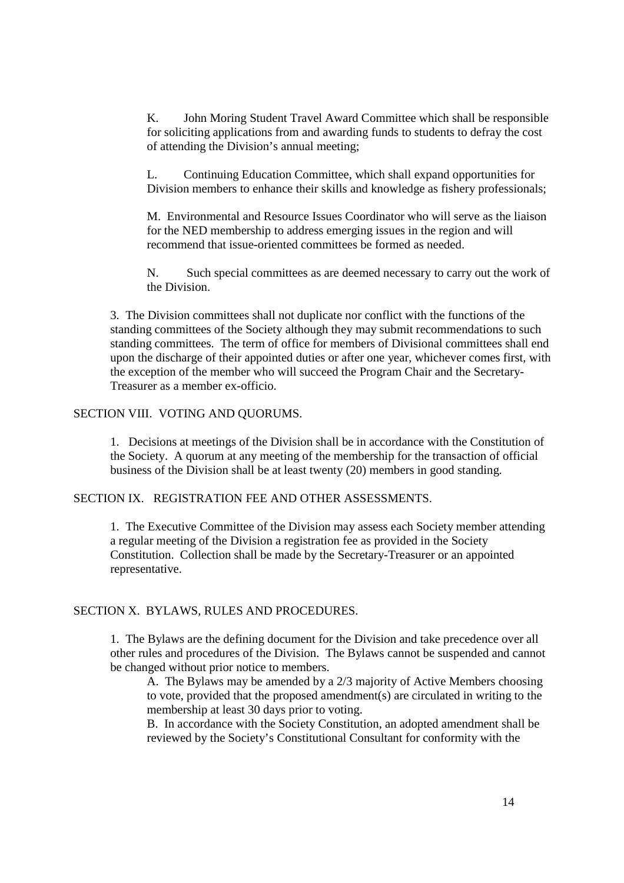K. John Moring Student Travel Award Committee which shall be responsible for soliciting applications from and awarding funds to students to defray the cost of attending the Division's annual meeting;

L. Continuing Education Committee, which shall expand opportunities for Division members to enhance their skills and knowledge as fishery professionals;

M. Environmental and Resource Issues Coordinator who will serve as the liaison for the NED membership to address emerging issues in the region and will recommend that issue-oriented committees be formed as needed.

N. Such special committees as are deemed necessary to carry out the work of the Division.

3. The Division committees shall not duplicate nor conflict with the functions of the standing committees of the Society although they may submit recommendations to such standing committees. The term of office for members of Divisional committees shall end upon the discharge of their appointed duties or after one year, whichever comes first, with the exception of the member who will succeed the Program Chair and the Secretary-Treasurer as a member ex-officio.

## SECTION VIII. VOTING AND QUORUMS.

1. Decisions at meetings of the Division shall be in accordance with the Constitution of the Society. A quorum at any meeting of the membership for the transaction of official business of the Division shall be at least twenty (20) members in good standing.

## SECTION IX. REGISTRATION FEE AND OTHER ASSESSMENTS.

1. The Executive Committee of the Division may assess each Society member attending a regular meeting of the Division a registration fee as provided in the Society Constitution. Collection shall be made by the Secretary-Treasurer or an appointed representative.

## SECTION X. BYLAWS, RULES AND PROCEDURES.

1. The Bylaws are the defining document for the Division and take precedence over all other rules and procedures of the Division. The Bylaws cannot be suspended and cannot be changed without prior notice to members.

A. The Bylaws may be amended by a 2/3 majority of Active Members choosing to vote, provided that the proposed amendment(s) are circulated in writing to the membership at least 30 days prior to voting.

B. In accordance with the Society Constitution, an adopted amendment shall be reviewed by the Society's Constitutional Consultant for conformity with the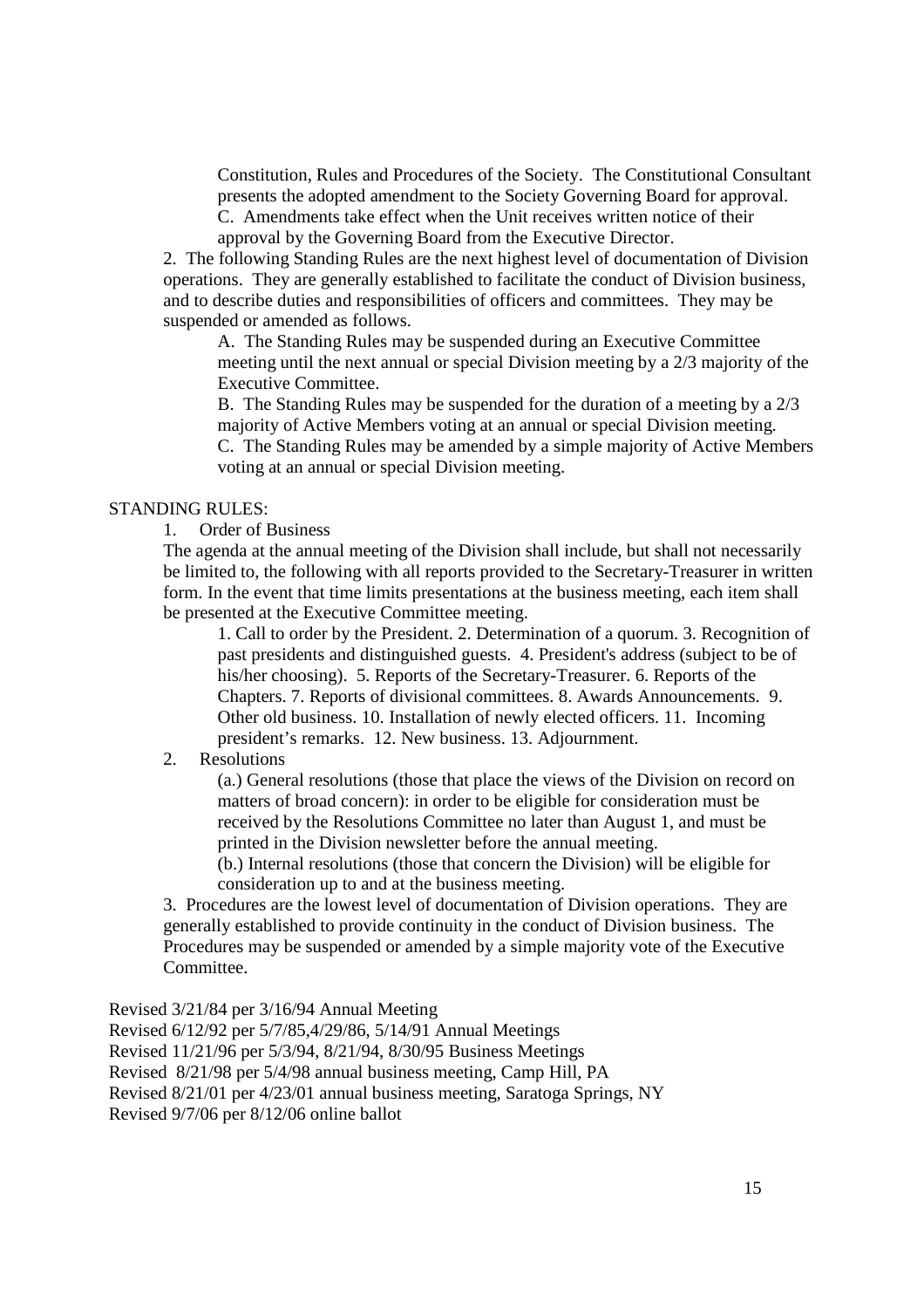Constitution, Rules and Procedures of the Society. The Constitutional Consultant presents the adopted amendment to the Society Governing Board for approval.

C. Amendments take effect when the Unit receives written notice of their approval by the Governing Board from the Executive Director.

2. The following Standing Rules are the next highest level of documentation of Division operations. They are generally established to facilitate the conduct of Division business, and to describe duties and responsibilities of officers and committees. They may be suspended or amended as follows.

A. The Standing Rules may be suspended during an Executive Committee meeting until the next annual or special Division meeting by a 2/3 majority of the Executive Committee.

B. The Standing Rules may be suspended for the duration of a meeting by a 2/3 majority of Active Members voting at an annual or special Division meeting.

C. The Standing Rules may be amended by a simple majority of Active Members voting at an annual or special Division meeting.

STANDING RULES:

1. Order of Business

The agenda at the annual meeting of the Division shall include, but shall not necessarily be limited to, the following with all reports provided to the Secretary-Treasurer in written form. In the event that time limits presentations at the business meeting, each item shall be presented at the Executive Committee meeting.

1. Call to order by the President. 2. Determination of a quorum. 3. Recognition of past presidents and distinguished guests. 4. President's address (subject to be of his/her choosing). 5. Reports of the Secretary-Treasurer. 6. Reports of the Chapters. 7. Reports of divisional committees. 8. Awards Announcements. 9. Other old business. 10. Installation of newly elected officers. 11. Incoming president's remarks. 12. New business. 13. Adjournment.

2. Resolutions

(a.) General resolutions (those that place the views of the Division on record on matters of broad concern): in order to be eligible for consideration must be received by the Resolutions Committee no later than August 1, and must be printed in the Division newsletter before the annual meeting.

(b.) Internal resolutions (those that concern the Division) will be eligible for consideration up to and at the business meeting.

3. Procedures are the lowest level of documentation of Division operations. They are generally established to provide continuity in the conduct of Division business. The Procedures may be suspended or amended by a simple majority vote of the Executive Committee.

Revised 3/21/84 per 3/16/94 Annual Meeting
Revised 6/12/92 per 5/7/85,4/29/86, 5/14/91 Annual Meetings
Revised 11/21/96 per 5/3/94, 8/21/94, 8/30/95 Business Meetings
Revised 8/21/98 per 5/4/98 annual business meeting, Camp Hill, PA
Revised 8/21/01 per 4/23/01 annual business meeting, Saratoga Springs, NY
Revised 9/7/06 per 8/12/06 online ballot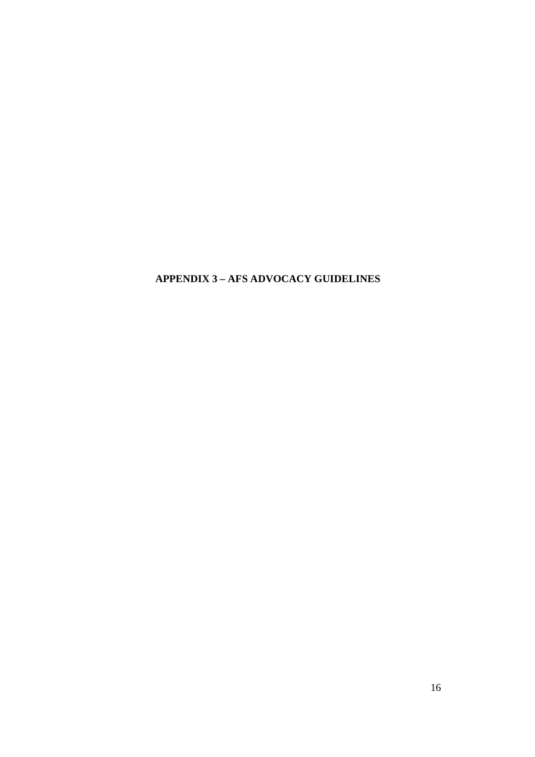**APPENDIX 3 – AFS ADVOCACY GUIDELINES**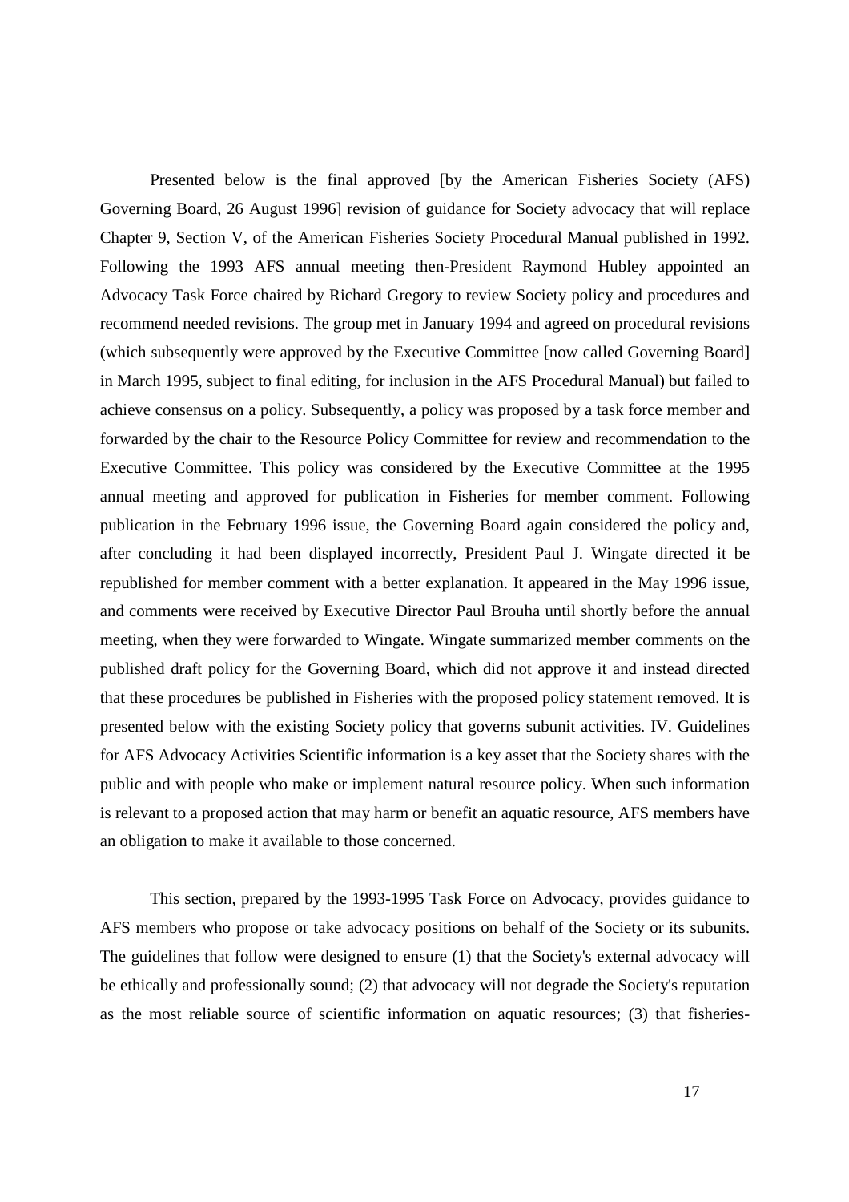Presented below is the final approved [by the American Fisheries Society (AFS) Governing Board, 26 August 1996] revision of guidance for Society advocacy that will replace Chapter 9, Section V, of the American Fisheries Society Procedural Manual published in 1992. Following the 1993 AFS annual meeting then-President Raymond Hubley appointed an Advocacy Task Force chaired by Richard Gregory to review Society policy and procedures and recommend needed revisions. The group met in January 1994 and agreed on procedural revisions (which subsequently were approved by the Executive Committee [now called Governing Board] in March 1995, subject to final editing, for inclusion in the AFS Procedural Manual) but failed to achieve consensus on a policy. Subsequently, a policy was proposed by a task force member and forwarded by the chair to the Resource Policy Committee for review and recommendation to the Executive Committee. This policy was considered by the Executive Committee at the 1995 annual meeting and approved for publication in Fisheries for member comment. Following publication in the February 1996 issue, the Governing Board again considered the policy and, after concluding it had been displayed incorrectly, President Paul J. Wingate directed it be republished for member comment with a better explanation. It appeared in the May 1996 issue, and comments were received by Executive Director Paul Brouha until shortly before the annual meeting, when they were forwarded to Wingate. Wingate summarized member comments on the published draft policy for the Governing Board, which did not approve it and instead directed that these procedures be published in Fisheries with the proposed policy statement removed. It is presented below with the existing Society policy that governs subunit activities. IV. Guidelines for AFS Advocacy Activities Scientific information is a key asset that the Society shares with the public and with people who make or implement natural resource policy. When such information is relevant to a proposed action that may harm or benefit an aquatic resource, AFS members have an obligation to make it available to those concerned.

This section, prepared by the 1993-1995 Task Force on Advocacy, provides guidance to AFS members who propose or take advocacy positions on behalf of the Society or its subunits. The guidelines that follow were designed to ensure (1) that the Society's external advocacy will be ethically and professionally sound; (2) that advocacy will not degrade the Society's reputation as the most reliable source of scientific information on aquatic resources; (3) that fisheries-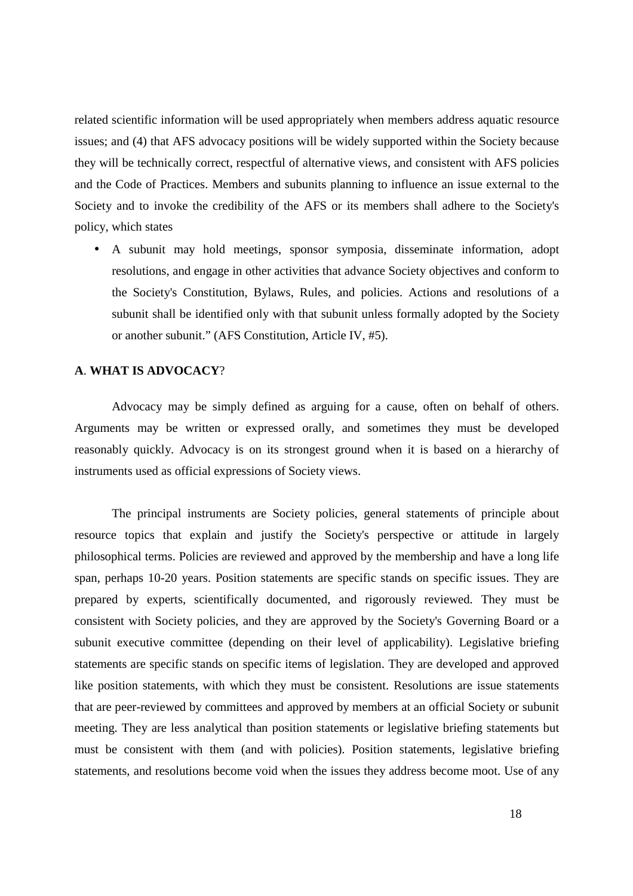related scientific information will be used appropriately when members address aquatic resource issues; and (4) that AFS advocacy positions will be widely supported within the Society because they will be technically correct, respectful of alternative views, and consistent with AFS policies and the Code of Practices. Members and subunits planning to influence an issue external to the Society and to invoke the credibility of the AFS or its members shall adhere to the Society's policy, which states

- A subunit may hold meetings, sponsor symposia, disseminate information, adopt resolutions, and engage in other activities that advance Society objectives and conform to the Society's Constitution, Bylaws, Rules, and policies. Actions and resolutions of a subunit shall be identified only with that subunit unless formally adopted by the Society or another subunit." (AFS Constitution, Article IV, #5).

**A**. **WHAT IS ADVOCACY**?

Advocacy may be simply defined as arguing for a cause, often on behalf of others. Arguments may be written or expressed orally, and sometimes they must be developed reasonably quickly. Advocacy is on its strongest ground when it is based on a hierarchy of instruments used as official expressions of Society views.

The principal instruments are Society policies, general statements of principle about resource topics that explain and justify the Society's perspective or attitude in largely philosophical terms. Policies are reviewed and approved by the membership and have a long life span, perhaps 10-20 years. Position statements are specific stands on specific issues. They are prepared by experts, scientifically documented, and rigorously reviewed. They must be consistent with Society policies, and they are approved by the Society's Governing Board or a subunit executive committee (depending on their level of applicability). Legislative briefing statements are specific stands on specific items of legislation. They are developed and approved like position statements, with which they must be consistent. Resolutions are issue statements that are peer-reviewed by committees and approved by members at an official Society or subunit meeting. They are less analytical than position statements or legislative briefing statements but must be consistent with them (and with policies). Position statements, legislative briefing statements, and resolutions become void when the issues they address become moot. Use of any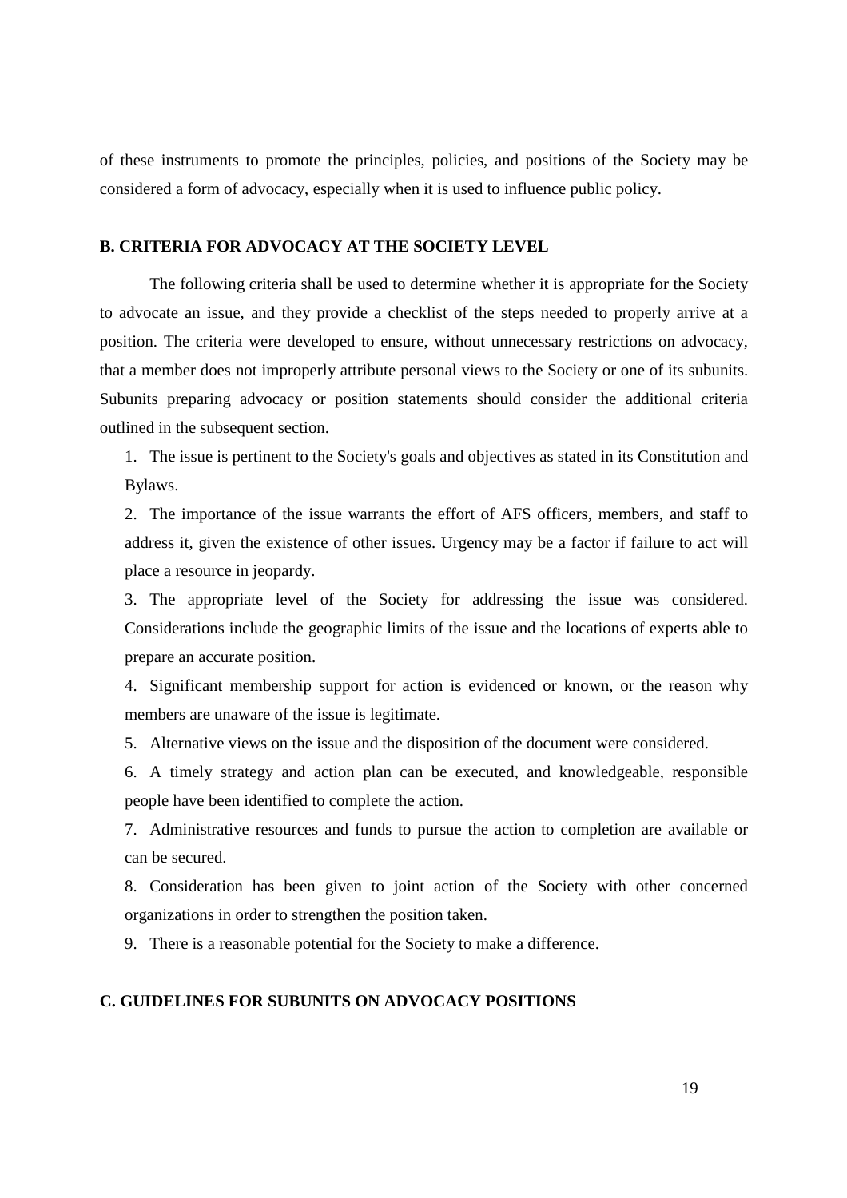of these instruments to promote the principles, policies, and positions of the Society may be considered a form of advocacy, especially when it is used to influence public policy.

### B. CRITERIA FOR ADVOCACY AT THE SOCIETY LEVEL

The following criteria shall be used to determine whether it is appropriate for the Society to advocate an issue, and they provide a checklist of the steps needed to properly arrive at a position. The criteria were developed to ensure, without unnecessary restrictions on advocacy, that a member does not improperly attribute personal views to the Society or one of its subunits. Subunits preparing advocacy or position statements should consider the additional criteria outlined in the subsequent section.

1. The issue is pertinent to the Society's goals and objectives as stated in its Constitution and Bylaws.
2. The importance of the issue warrants the effort of AFS officers, members, and staff to address it, given the existence of other issues. Urgency may be a factor if failure to act will place a resource in jeopardy.
3. The appropriate level of the Society for addressing the issue was considered. Considerations include the geographic limits of the issue and the locations of experts able to prepare an accurate position.
4. Significant membership support for action is evidenced or known, or the reason why members are unaware of the issue is legitimate.
5. Alternative views on the issue and the disposition of the document were considered.
6. A timely strategy and action plan can be executed, and knowledgeable, responsible people have been identified to complete the action.
7. Administrative resources and funds to pursue the action to completion are available or can be secured.
8. Consideration has been given to joint action of the Society with other concerned organizations in order to strengthen the position taken.
9. There is a reasonable potential for the Society to make a difference.

### C. GUIDELINES FOR SUBUNITS ON ADVOCACY POSITIONS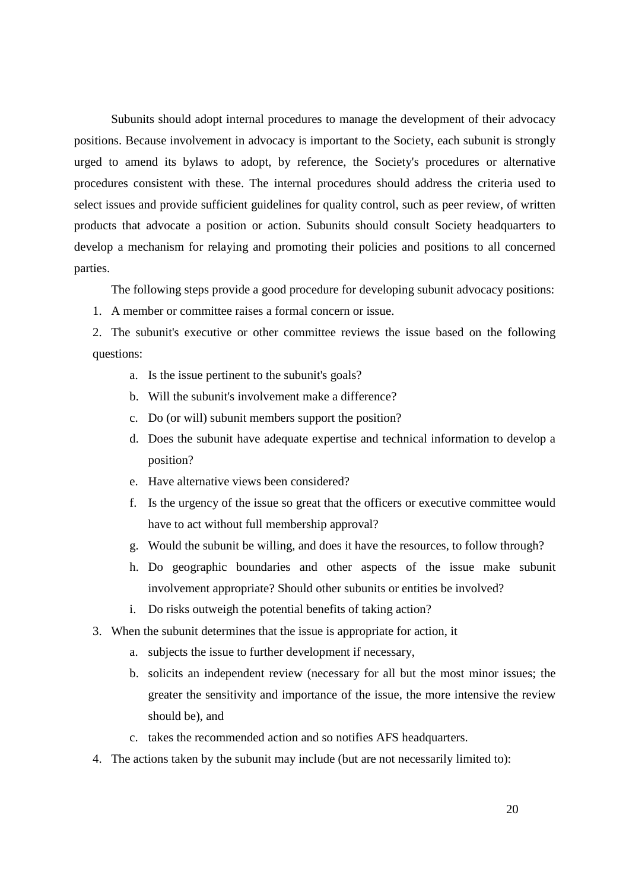Subunits should adopt internal procedures to manage the development of their advocacy positions. Because involvement in advocacy is important to the Society, each subunit is strongly urged to amend its bylaws to adopt, by reference, the Society's procedures or alternative procedures consistent with these. The internal procedures should address the criteria used to select issues and provide sufficient guidelines for quality control, such as peer review, of written products that advocate a position or action. Subunits should consult Society headquarters to develop a mechanism for relaying and promoting their policies and positions to all concerned parties.

The following steps provide a good procedure for developing subunit advocacy positions:

1. A member or committee raises a formal concern or issue.
2. The subunit's executive or other committee reviews the issue based on the following questions:
    a. Is the issue pertinent to the subunit's goals?
    b. Will the subunit's involvement make a difference?
    c. Do (or will) subunit members support the position?
    d. Does the subunit have adequate expertise and technical information to develop a position?
    e. Have alternative views been considered?
    f. Is the urgency of the issue so great that the officers or executive committee would have to act without full membership approval?
    g. Would the subunit be willing, and does it have the resources, to follow through?
    h. Do geographic boundaries and other aspects of the issue make subunit involvement appropriate? Should other subunits or entities be involved?
    i. Do risks outweigh the potential benefits of taking action?
3. When the subunit determines that the issue is appropriate for action, it
    a. subjects the issue to further development if necessary,
    b. solicits an independent review (necessary for all but the most minor issues; the greater the sensitivity and importance of the issue, the more intensive the review should be), and
    c. takes the recommended action and so notifies AFS headquarters.
4. The actions taken by the subunit may include (but are not necessarily limited to):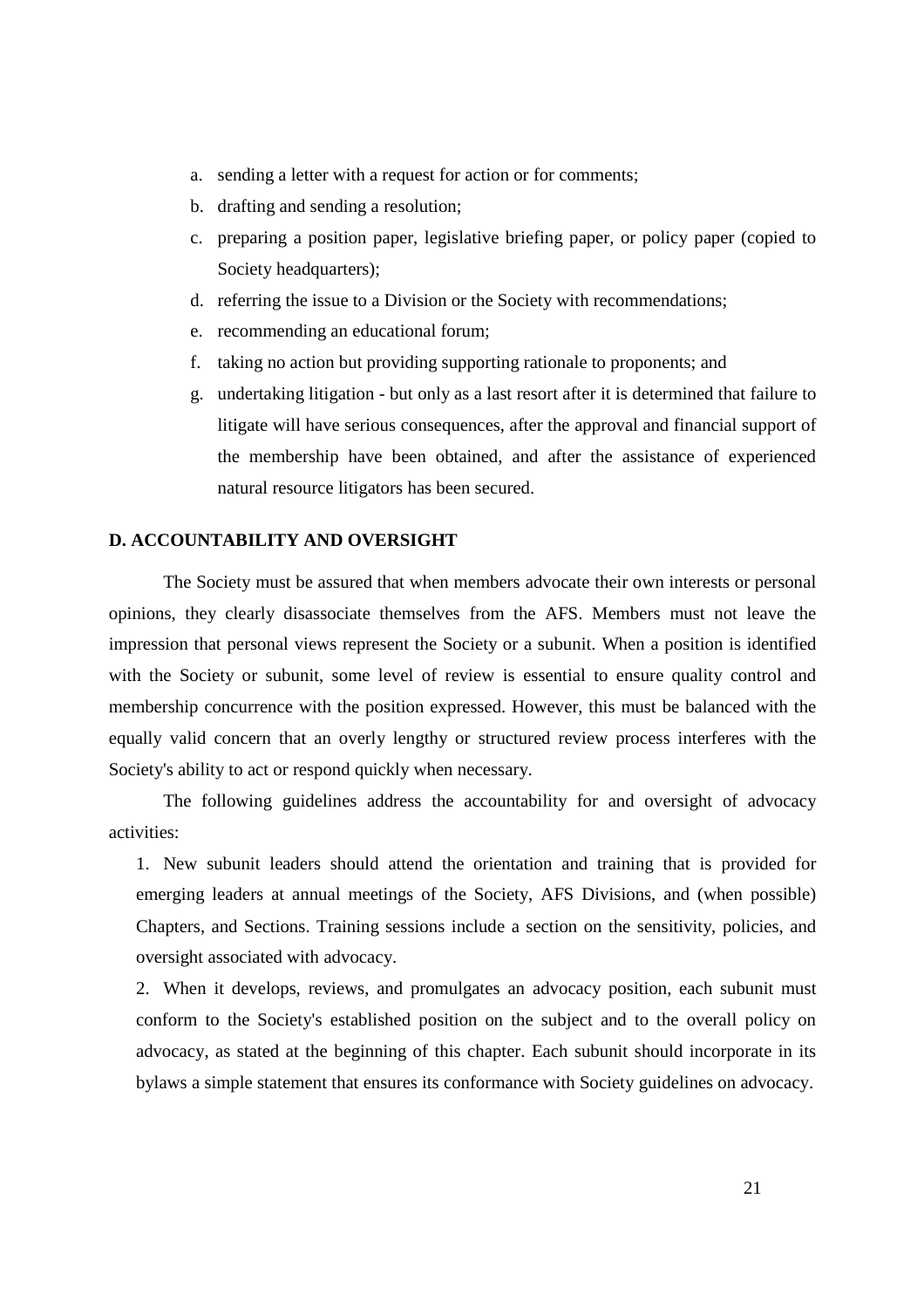a. sending a letter with a request for action or for comments;
b. drafting and sending a resolution;
c. preparing a position paper, legislative briefing paper, or policy paper (copied to Society headquarters);
d. referring the issue to a Division or the Society with recommendations;
e. recommending an educational forum;
f. taking no action but providing supporting rationale to proponents; and
g. undertaking litigation - but only as a last resort after it is determined that failure to litigate will have serious consequences, after the approval and financial support of the membership have been obtained, and after the assistance of experienced natural resource litigators has been secured.

## D. ACCOUNTABILITY AND OVERSIGHT

The Society must be assured that when members advocate their own interests or personal opinions, they clearly disassociate themselves from the AFS. Members must not leave the impression that personal views represent the Society or a subunit. When a position is identified with the Society or subunit, some level of review is essential to ensure quality control and membership concurrence with the position expressed. However, this must be balanced with the equally valid concern that an overly lengthy or structured review process interferes with the Society's ability to act or respond quickly when necessary.

The following guidelines address the accountability for and oversight of advocacy activities:

1. New subunit leaders should attend the orientation and training that is provided for emerging leaders at annual meetings of the Society, AFS Divisions, and (when possible) Chapters, and Sections. Training sessions include a section on the sensitivity, policies, and oversight associated with advocacy.
2. When it develops, reviews, and promulgates an advocacy position, each subunit must conform to the Society's established position on the subject and to the overall policy on advocacy, as stated at the beginning of this chapter. Each subunit should incorporate in its bylaws a simple statement that ensures its conformance with Society guidelines on advocacy.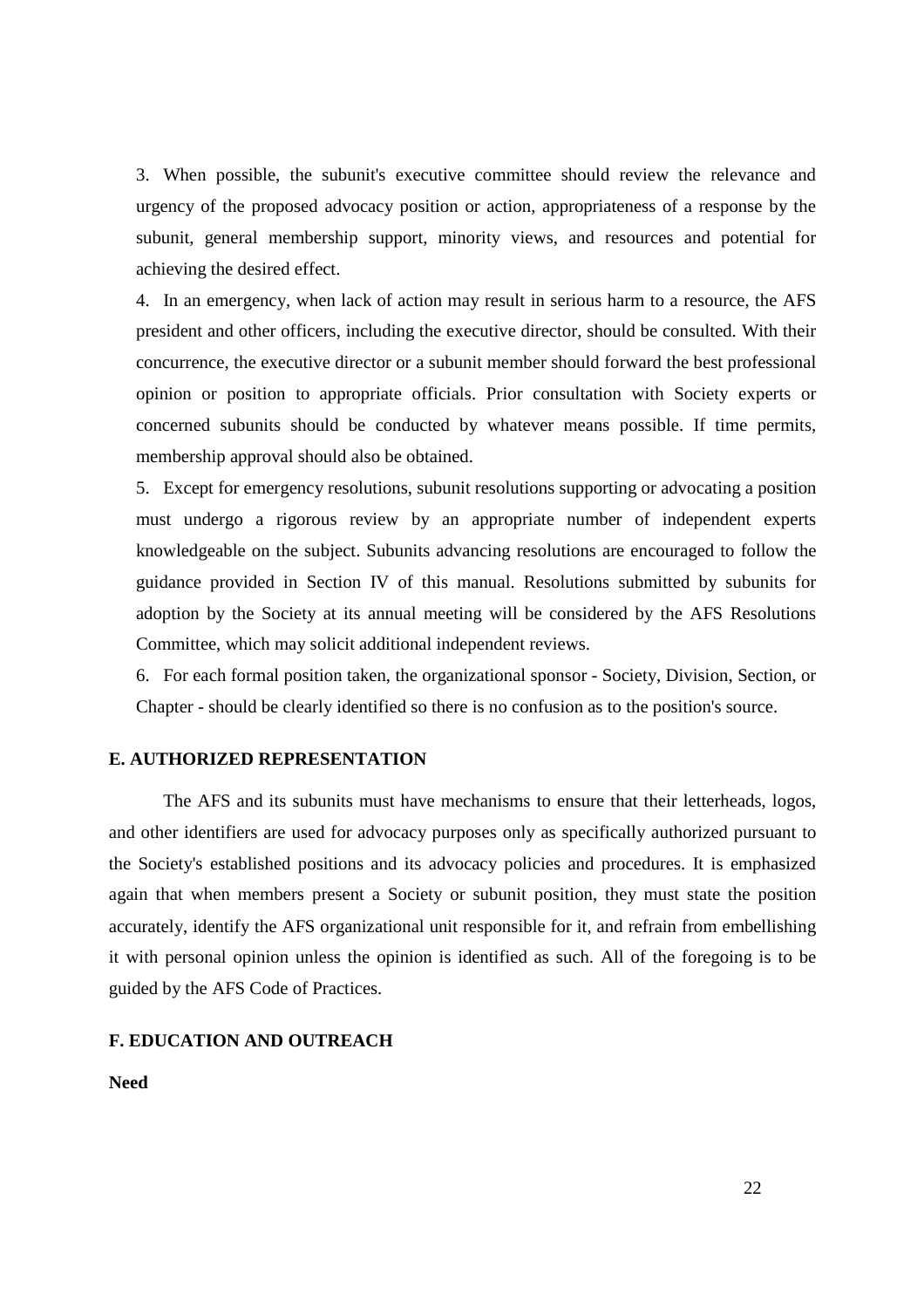3. When possible, the subunit's executive committee should review the relevance and urgency of the proposed advocacy position or action, appropriateness of a response by the subunit, general membership support, minority views, and resources and potential for achieving the desired effect.

4. In an emergency, when lack of action may result in serious harm to a resource, the AFS president and other officers, including the executive director, should be consulted. With their concurrence, the executive director or a subunit member should forward the best professional opinion or position to appropriate officials. Prior consultation with Society experts or concerned subunits should be conducted by whatever means possible. If time permits, membership approval should also be obtained.

5. Except for emergency resolutions, subunit resolutions supporting or advocating a position must undergo a rigorous review by an appropriate number of independent experts knowledgeable on the subject. Subunits advancing resolutions are encouraged to follow the guidance provided in Section IV of this manual. Resolutions submitted by subunits for adoption by the Society at its annual meeting will be considered by the AFS Resolutions Committee, which may solicit additional independent reviews.

6. For each formal position taken, the organizational sponsor - Society, Division, Section, or Chapter - should be clearly identified so there is no confusion as to the position's source.

### E. AUTHORIZED REPRESENTATION

The AFS and its subunits must have mechanisms to ensure that their letterheads, logos, and other identifiers are used for advocacy purposes only as specifically authorized pursuant to the Society's established positions and its advocacy policies and procedures. It is emphasized again that when members present a Society or subunit position, they must state the position accurately, identify the AFS organizational unit responsible for it, and refrain from embellishing it with personal opinion unless the opinion is identified as such. All of the foregoing is to be guided by the AFS Code of Practices.

### F. EDUCATION AND OUTREACH

**Need**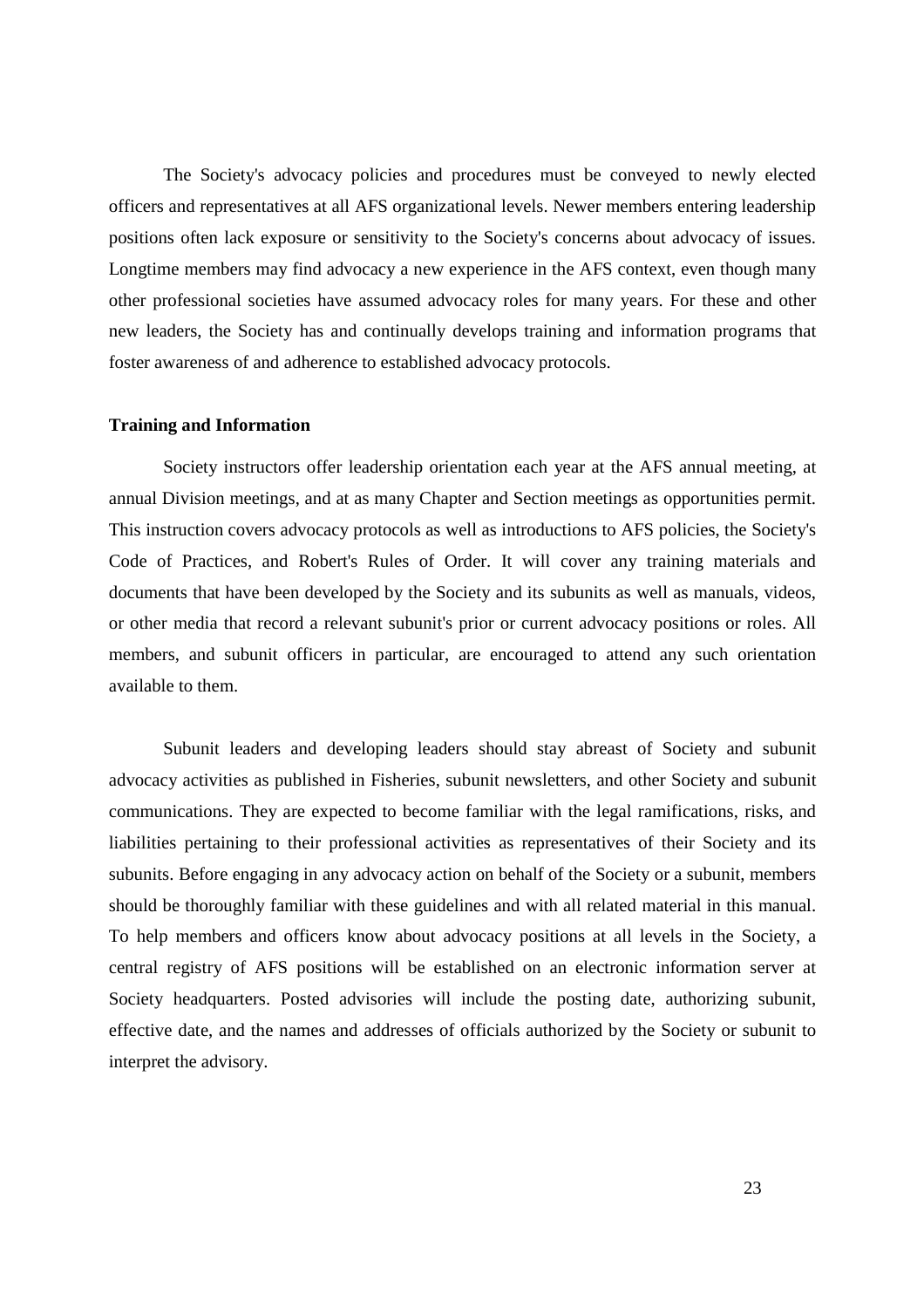The Society's advocacy policies and procedures must be conveyed to newly elected officers and representatives at all AFS organizational levels. Newer members entering leadership positions often lack exposure or sensitivity to the Society's concerns about advocacy of issues. Longtime members may find advocacy a new experience in the AFS context, even though many other professional societies have assumed advocacy roles for many years. For these and other new leaders, the Society has and continually develops training and information programs that foster awareness of and adherence to established advocacy protocols.

### Training and Information

Society instructors offer leadership orientation each year at the AFS annual meeting, at annual Division meetings, and at as many Chapter and Section meetings as opportunities permit. This instruction covers advocacy protocols as well as introductions to AFS policies, the Society's Code of Practices, and Robert's Rules of Order. It will cover any training materials and documents that have been developed by the Society and its subunits as well as manuals, videos, or other media that record a relevant subunit's prior or current advocacy positions or roles. All members, and subunit officers in particular, are encouraged to attend any such orientation available to them.

Subunit leaders and developing leaders should stay abreast of Society and subunit advocacy activities as published in Fisheries, subunit newsletters, and other Society and subunit communications. They are expected to become familiar with the legal ramifications, risks, and liabilities pertaining to their professional activities as representatives of their Society and its subunits. Before engaging in any advocacy action on behalf of the Society or a subunit, members should be thoroughly familiar with these guidelines and with all related material in this manual. To help members and officers know about advocacy positions at all levels in the Society, a central registry of AFS positions will be established on an electronic information server at Society headquarters. Posted advisories will include the posting date, authorizing subunit, effective date, and the names and addresses of officials authorized by the Society or subunit to interpret the advisory.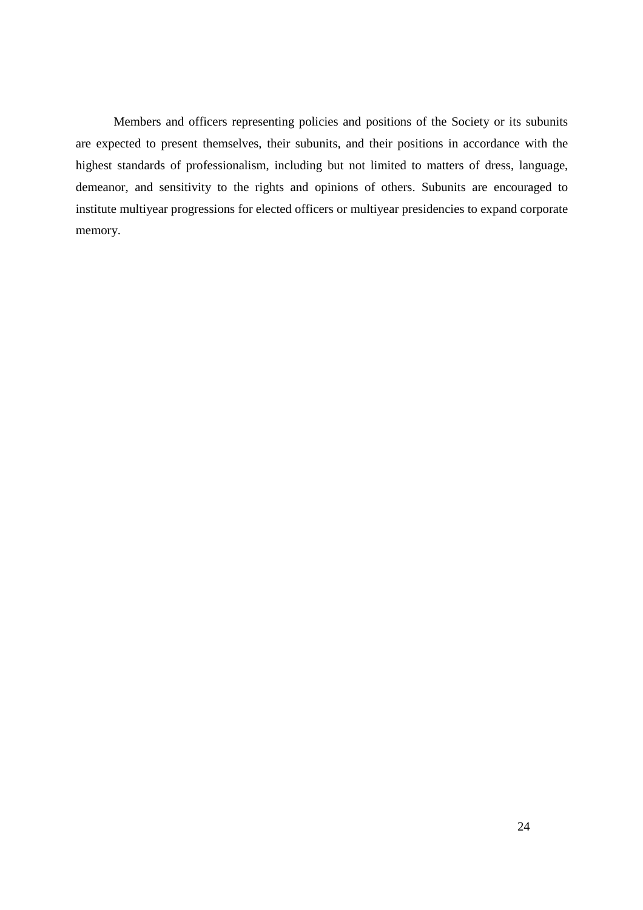Members and officers representing policies and positions of the Society or its subunits are expected to present themselves, their subunits, and their positions in accordance with the highest standards of professionalism, including but not limited to matters of dress, language, demeanor, and sensitivity to the rights and opinions of others. Subunits are encouraged to institute multiyear progressions for elected officers or multiyear presidencies to expand corporate memory.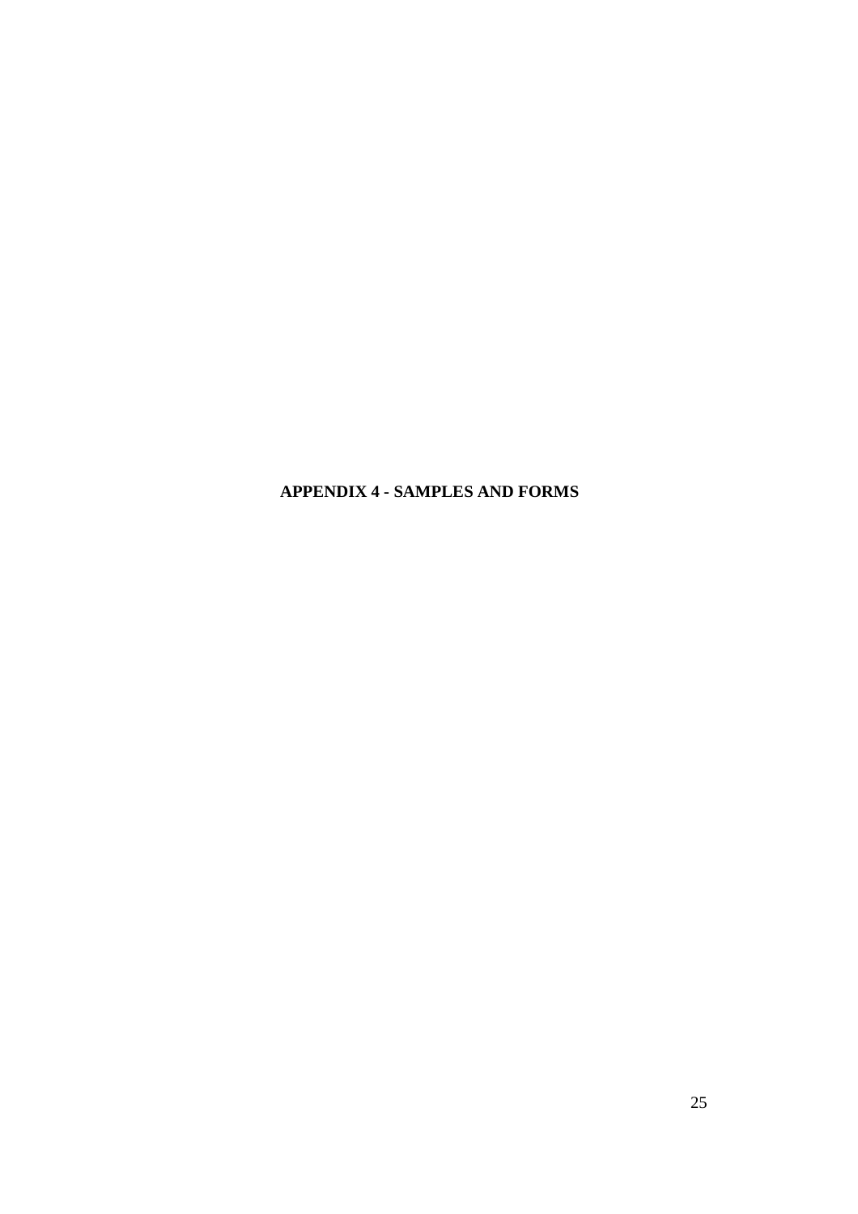# APPENDIX 4 - SAMPLES AND FORMS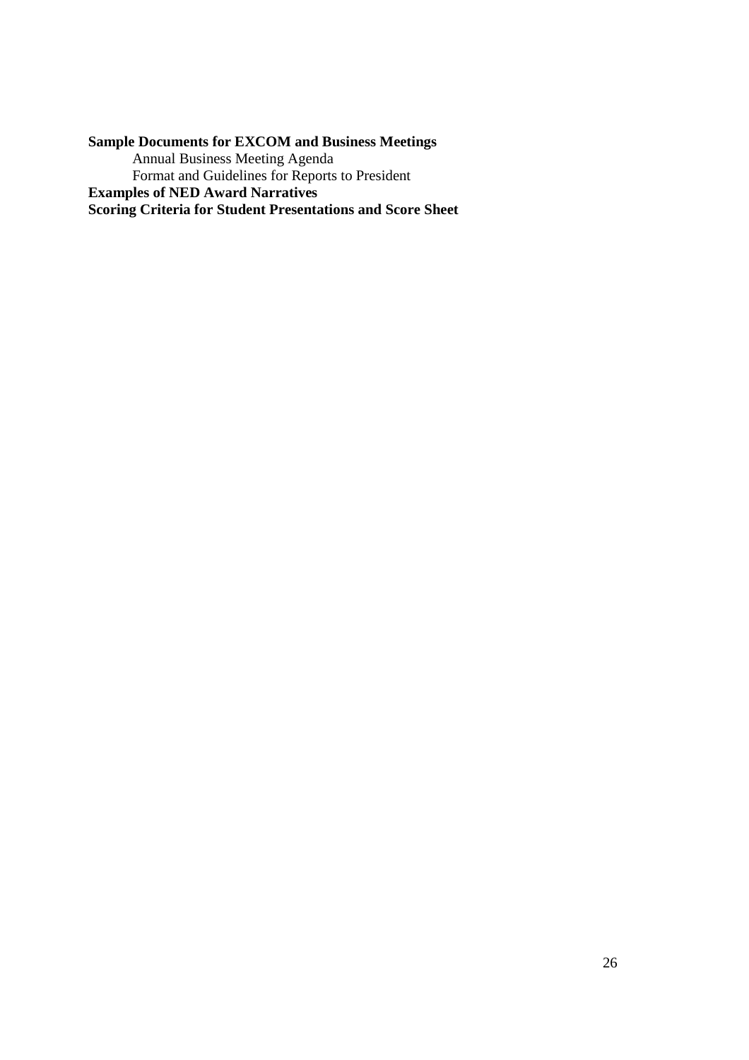**Sample Documents for EXCOM and Business Meetings**

- Annual Business Meeting Agenda
- Format and Guidelines for Reports to President

**Examples of NED Award Narratives**

**Scoring Criteria for Student Presentations and Score Sheet**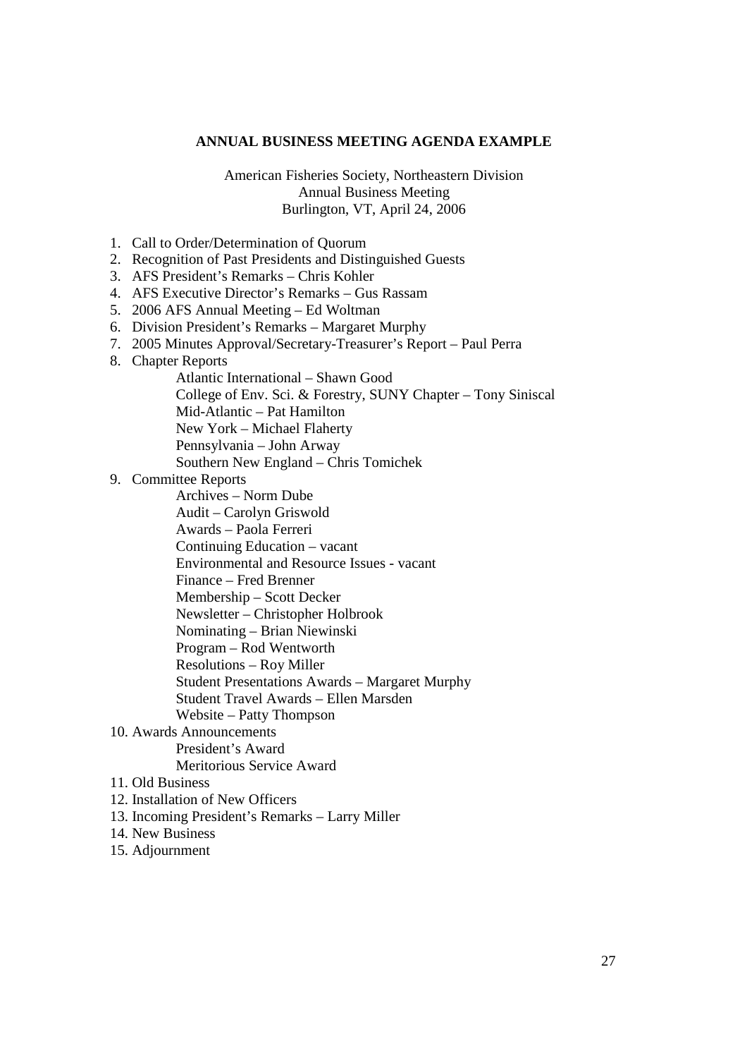## ANNUAL BUSINESS MEETING AGENDA EXAMPLE

American Fisheries Society, Northeastern Division
Annual Business Meeting
Burlington, VT, April 24, 2006

1. Call to Order/Determination of Quorum
2. Recognition of Past Presidents and Distinguished Guests
3. AFS President's Remarks – Chris Kohler
4. AFS Executive Director's Remarks – Gus Rassam
5. 2006 AFS Annual Meeting – Ed Woltman
6. Division President's Remarks – Margaret Murphy
7. 2005 Minutes Approval/Secretary-Treasurer's Report – Paul Perra
8. Chapter Reports
   - Atlantic International – Shawn Good
   - College of Env. Sci. & Forestry, SUNY Chapter – Tony Siniscal
   - Mid-Atlantic – Pat Hamilton
   - New York – Michael Flaherty
   - Pennsylvania – John Arway
   - Southern New England – Chris Tomichek
9. Committee Reports
   - Archives – Norm Dube
   - Audit – Carolyn Griswold
   - Awards – Paola Ferreri
   - Continuing Education – vacant
   - Environmental and Resource Issues - vacant
   - Finance – Fred Brenner
   - Membership – Scott Decker
   - Newsletter – Christopher Holbrook
   - Nominating – Brian Niewinski
   - Program – Rod Wentworth
   - Resolutions – Roy Miller
   - Student Presentations Awards – Margaret Murphy
   - Student Travel Awards – Ellen Marsden
   - Website – Patty Thompson
10. Awards Announcements
    - President's Award
    - Meritorious Service Award
11. Old Business
12. Installation of New Officers
13. Incoming President's Remarks – Larry Miller
14. New Business
15. Adjournment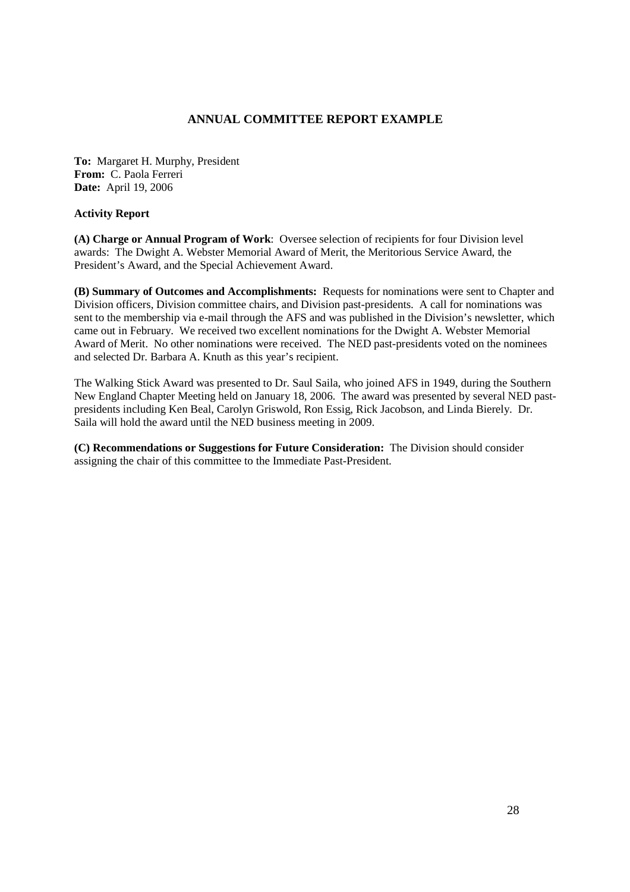## ANNUAL COMMITTEE REPORT EXAMPLE

**To:** Margaret H. Murphy, President
**From:** C. Paola Ferreri
**Date:** April 19, 2006

**Activity Report**

**(A) Charge or Annual Program of Work**: Oversee selection of recipients for four Division level awards: The Dwight A. Webster Memorial Award of Merit, the Meritorious Service Award, the President's Award, and the Special Achievement Award.

**(B) Summary of Outcomes and Accomplishments:** Requests for nominations were sent to Chapter and Division officers, Division committee chairs, and Division past-presidents. A call for nominations was sent to the membership via e-mail through the AFS and was published in the Division's newsletter, which came out in February. We received two excellent nominations for the Dwight A. Webster Memorial Award of Merit. No other nominations were received. The NED past-presidents voted on the nominees and selected Dr. Barbara A. Knuth as this year's recipient.

The Walking Stick Award was presented to Dr. Saul Saila, who joined AFS in 1949, during the Southern New England Chapter Meeting held on January 18, 2006. The award was presented by several NED past-presidents including Ken Beal, Carolyn Griswold, Ron Essig, Rick Jacobson, and Linda Bierely. Dr. Saila will hold the award until the NED business meeting in 2009.

**(C) Recommendations or Suggestions for Future Consideration:** The Division should consider assigning the chair of this committee to the Immediate Past-President.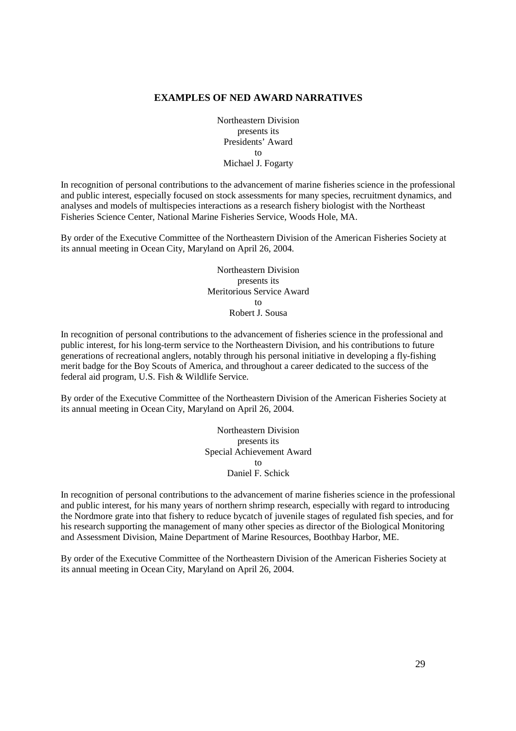## EXAMPLES OF NED AWARD NARRATIVES

Northeastern Division
presents its
Presidents' Award
to
Michael J. Fogarty

In recognition of personal contributions to the advancement of marine fisheries science in the professional and public interest, especially focused on stock assessments for many species, recruitment dynamics, and analyses and models of multispecies interactions as a research fishery biologist with the Northeast Fisheries Science Center, National Marine Fisheries Service, Woods Hole, MA.

By order of the Executive Committee of the Northeastern Division of the American Fisheries Society at its annual meeting in Ocean City, Maryland on April 26, 2004.

Northeastern Division
presents its
Meritorious Service Award
to
Robert J. Sousa

In recognition of personal contributions to the advancement of fisheries science in the professional and public interest, for his long-term service to the Northeastern Division, and his contributions to future generations of recreational anglers, notably through his personal initiative in developing a fly-fishing merit badge for the Boy Scouts of America, and throughout a career dedicated to the success of the federal aid program, U.S. Fish & Wildlife Service.

By order of the Executive Committee of the Northeastern Division of the American Fisheries Society at its annual meeting in Ocean City, Maryland on April 26, 2004.

Northeastern Division
presents its
Special Achievement Award
to
Daniel F. Schick

In recognition of personal contributions to the advancement of marine fisheries science in the professional and public interest, for his many years of northern shrimp research, especially with regard to introducing the Nordmore grate into that fishery to reduce bycatch of juvenile stages of regulated fish species, and for his research supporting the management of many other species as director of the Biological Monitoring and Assessment Division, Maine Department of Marine Resources, Boothbay Harbor, ME.

By order of the Executive Committee of the Northeastern Division of the American Fisheries Society at its annual meeting in Ocean City, Maryland on April 26, 2004.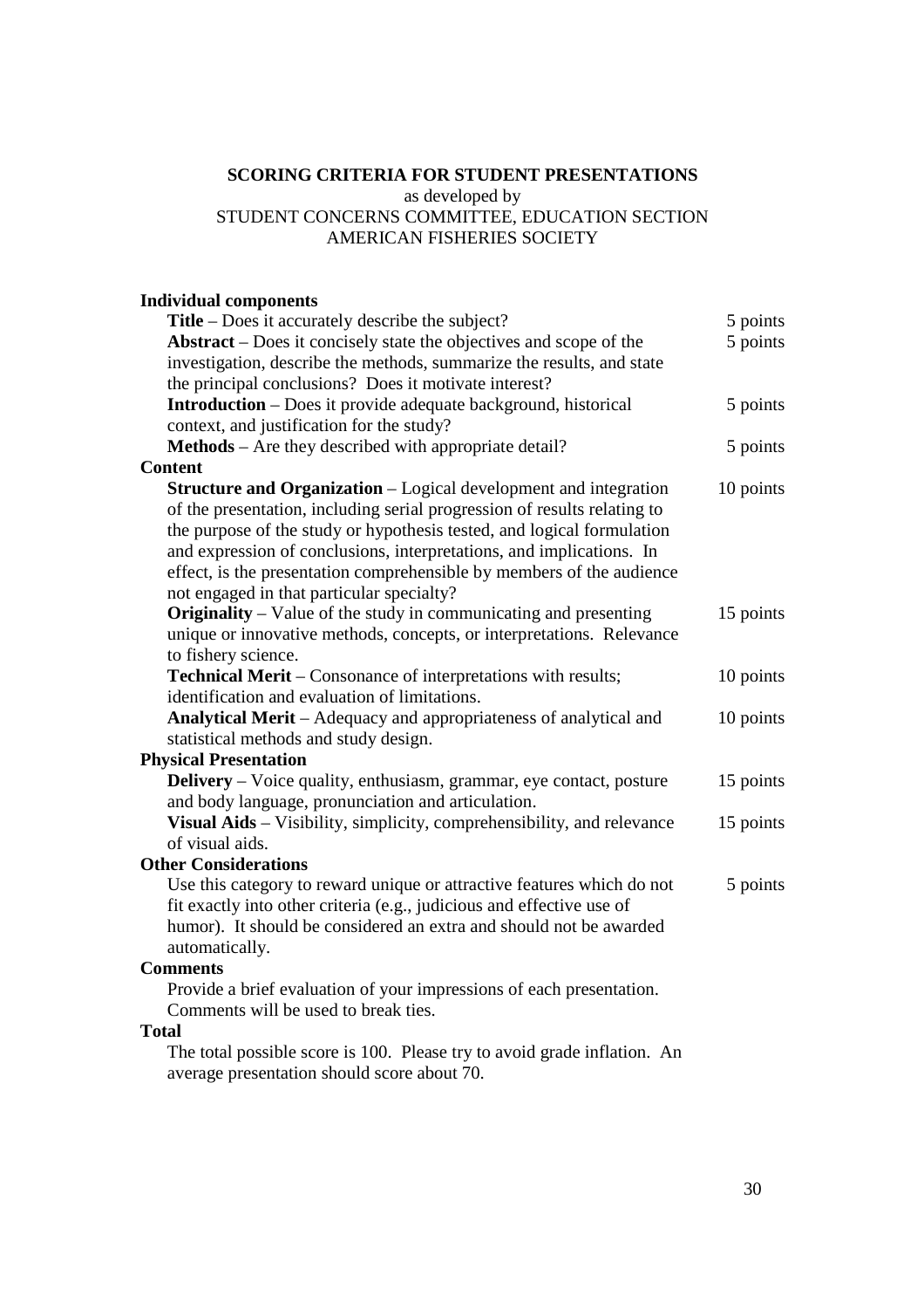**SCORING CRITERIA FOR STUDENT PRESENTATIONS**
as developed by
STUDENT CONCERNS COMMITTEE, EDUCATION SECTION
AMERICAN FISHERIES SOCIETY

**Individual components**

**Title** – Does it accurately describe the subject? — 5 points

**Abstract** – Does it concisely state the objectives and scope of the investigation, describe the methods, summarize the results, and state the principal conclusions? Does it motivate interest? — 5 points

**Introduction** – Does it provide adequate background, historical context, and justification for the study? — 5 points

**Methods** – Are they described with appropriate detail? — 5 points

**Content**

**Structure and Organization** – Logical development and integration of the presentation, including serial progression of results relating to the purpose of the study or hypothesis tested, and logical formulation and expression of conclusions, interpretations, and implications. In effect, is the presentation comprehensible by members of the audience not engaged in that particular specialty? — 10 points

**Originality** – Value of the study in communicating and presenting unique or innovative methods, concepts, or interpretations. Relevance to fishery science. — 15 points

**Technical Merit** – Consonance of interpretations with results; identification and evaluation of limitations. — 10 points

**Analytical Merit** – Adequacy and appropriateness of analytical and statistical methods and study design. — 10 points

**Physical Presentation**

**Delivery** – Voice quality, enthusiasm, grammar, eye contact, posture and body language, pronunciation and articulation. — 15 points

**Visual Aids** – Visibility, simplicity, comprehensibility, and relevance of visual aids. — 15 points

**Other Considerations**

Use this category to reward unique or attractive features which do not fit exactly into other criteria (e.g., judicious and effective use of humor). It should be considered an extra and should not be awarded automatically. — 5 points

**Comments**

Provide a brief evaluation of your impressions of each presentation. Comments will be used to break ties.

**Total**

The total possible score is 100. Please try to avoid grade inflation. An average presentation should score about 70.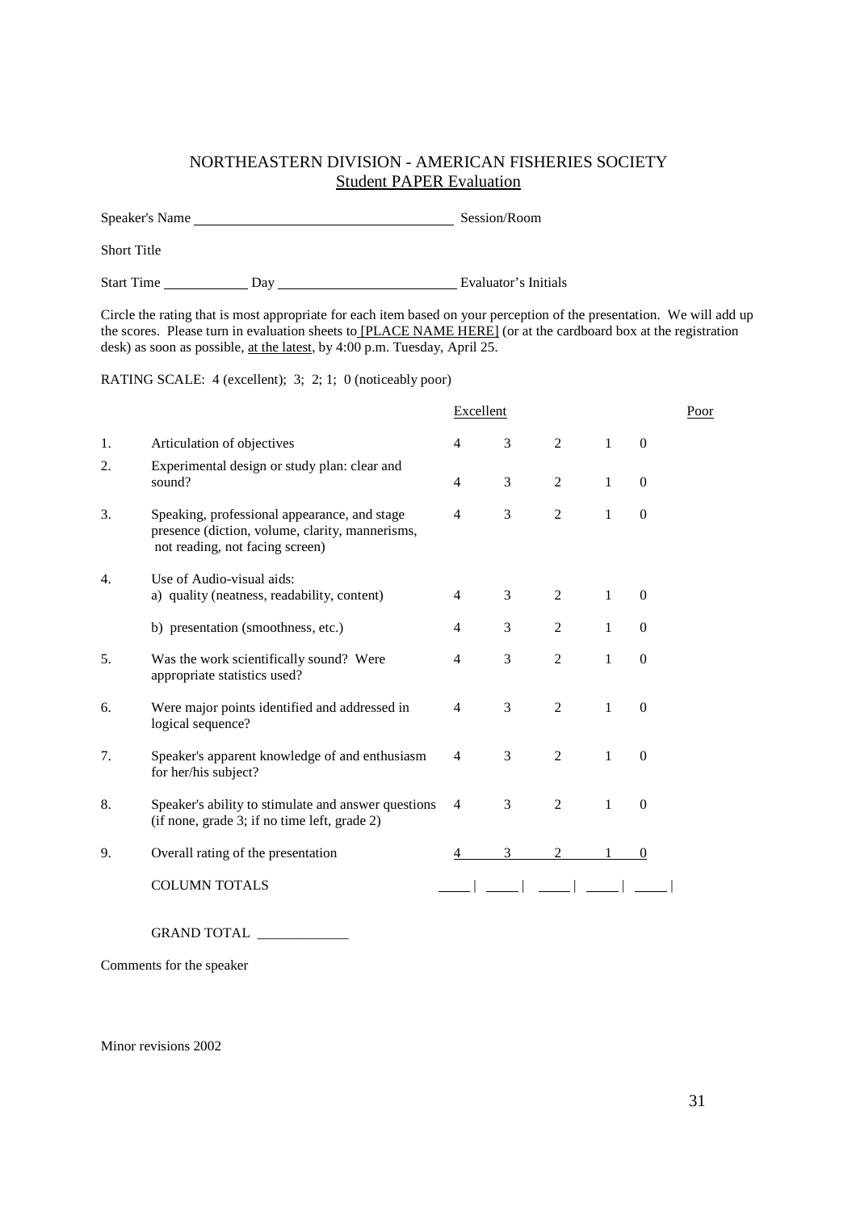# NORTHEASTERN DIVISION - AMERICAN FISHERIES SOCIETY

## Student PAPER Evaluation

Speaker's Name ______________________________ Session/Room

Short Title

Start Time __________ Day ______________________ Evaluator's Initials

Circle the rating that is most appropriate for each item based on your perception of the presentation. We will add up the scores. Please turn in evaluation sheets to [PLACE NAME HERE] (or at the cardboard box at the registration desk) as soon as possible, at the latest, by 4:00 p.m. Tuesday, April 25.

RATING SCALE: 4 (excellent); 3; 2; 1; 0 (noticeably poor)

| | | Excellent | | | | Poor |
|---|---|---|---|---|---|---|
| 1. | Articulation of objectives | 4 | 3 | 2 | 1 | 0 |
| 2. | Experimental design or study plan: clear and sound? | 4 | 3 | 2 | 1 | 0 |
| 3. | Speaking, professional appearance, and stage presence (diction, volume, clarity, mannerisms, not reading, not facing screen) | 4 | 3 | 2 | 1 | 0 |
| 4. | Use of Audio-visual aids: a) quality (neatness, readability, content) | 4 | 3 | 2 | 1 | 0 |
| | b) presentation (smoothness, etc.) | 4 | 3 | 2 | 1 | 0 |
| 5. | Was the work scientifically sound? Were appropriate statistics used? | 4 | 3 | 2 | 1 | 0 |
| 6. | Were major points identified and addressed in logical sequence? | 4 | 3 | 2 | 1 | 0 |
| 7. | Speaker's apparent knowledge of and enthusiasm for her/his subject? | 4 | 3 | 2 | 1 | 0 |
| 8. | Speaker's ability to stimulate and answer questions (if none, grade 3; if no time left, grade 2) | 4 | 3 | 2 | 1 | 0 |
| 9. | Overall rating of the presentation | 4 | 3 | 2 | 1 | 0 |
| | COLUMN TOTALS | ____ | ____ | ____ | ____ | ____ |

GRAND TOTAL _____________

Comments for the speaker

Minor revisions 2002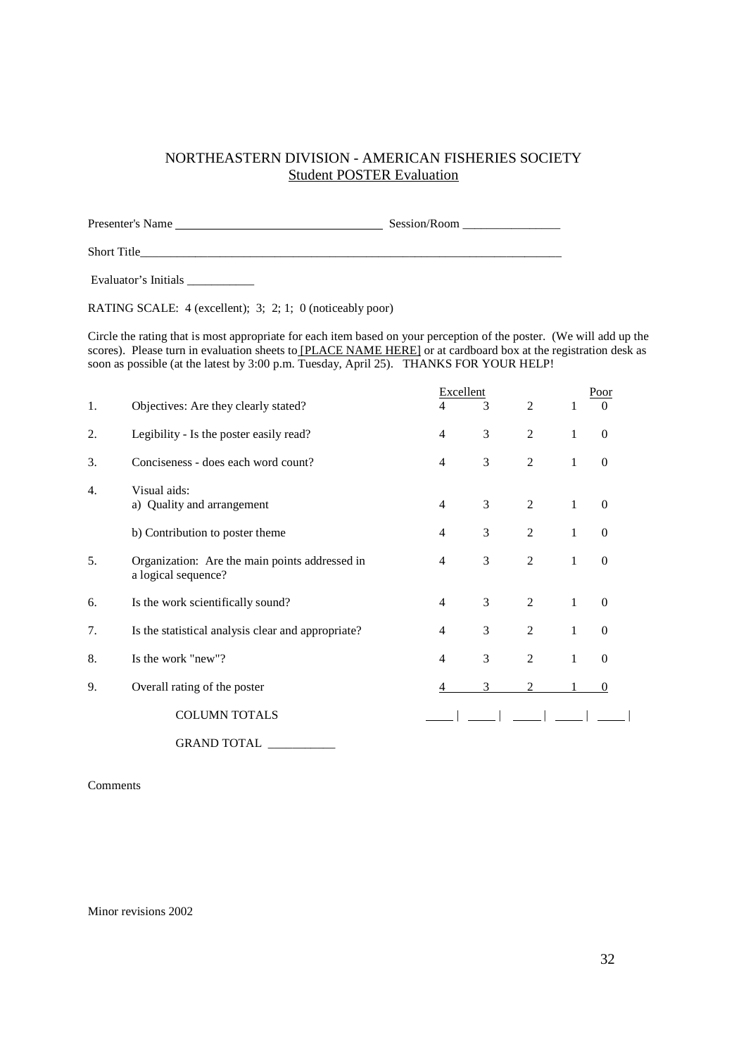# NORTHEASTERN DIVISION - AMERICAN FISHERIES SOCIETY

## Student POSTER Evaluation

Presenter's Name ________________________________ Session/Room ________________

Short Title______________________________________________________________________

Evaluator's Initials ___________

RATING SCALE: 4 (excellent); 3; 2; 1; 0 (noticeably poor)

Circle the rating that is most appropriate for each item based on your perception of the poster. (We will add up the scores). Please turn in evaluation sheets to [PLACE NAME HERE] or at cardboard box at the registration desk as soon as possible (at the latest by 3:00 p.m. Tuesday, April 25). THANKS FOR YOUR HELP!

| | | Excellent | | | | Poor |
|---|---|---|---|---|---|---|
| 1. | Objectives: Are they clearly stated? | 4 | 3 | 2 | 1 | 0 |
| 2. | Legibility - Is the poster easily read? | 4 | 3 | 2 | 1 | 0 |
| 3. | Conciseness - does each word count? | 4 | 3 | 2 | 1 | 0 |
| 4. | Visual aids: a) Quality and arrangement | 4 | 3 | 2 | 1 | 0 |
| | b) Contribution to poster theme | 4 | 3 | 2 | 1 | 0 |
| 5. | Organization: Are the main points addressed in a logical sequence? | 4 | 3 | 2 | 1 | 0 |
| 6. | Is the work scientifically sound? | 4 | 3 | 2 | 1 | 0 |
| 7. | Is the statistical analysis clear and appropriate? | 4 | 3 | 2 | 1 | 0 |
| 8. | Is the work "new"? | 4 | 3 | 2 | 1 | 0 |
| 9. | Overall rating of the poster | 4 | 3 | 2 | 1 | 0 |
| | COLUMN TOTALS | _____ | _____ | _____ | _____ | _____ |

GRAND TOTAL ___________

Comments

Minor revisions 2002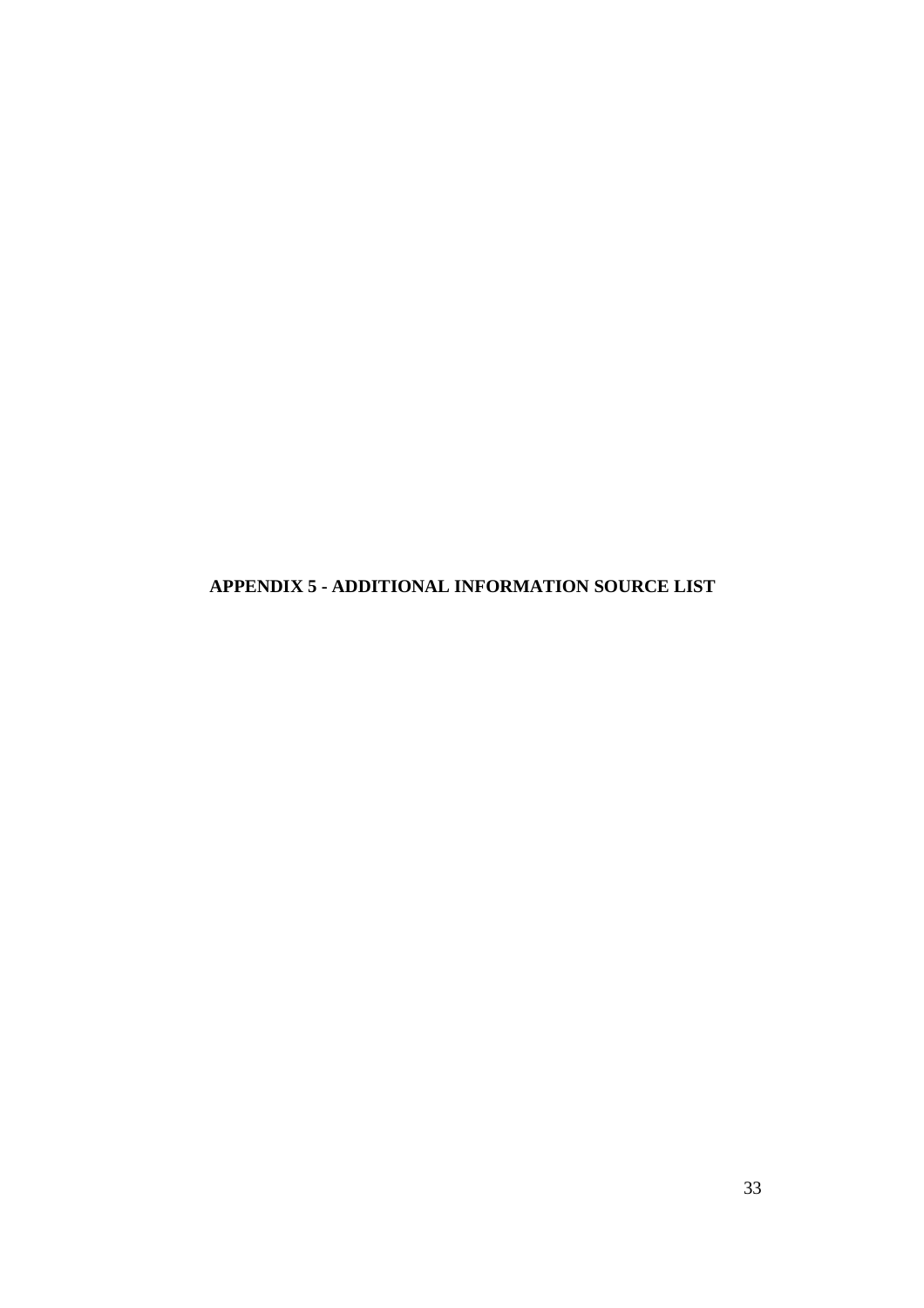# APPENDIX 5 - ADDITIONAL INFORMATION SOURCE LIST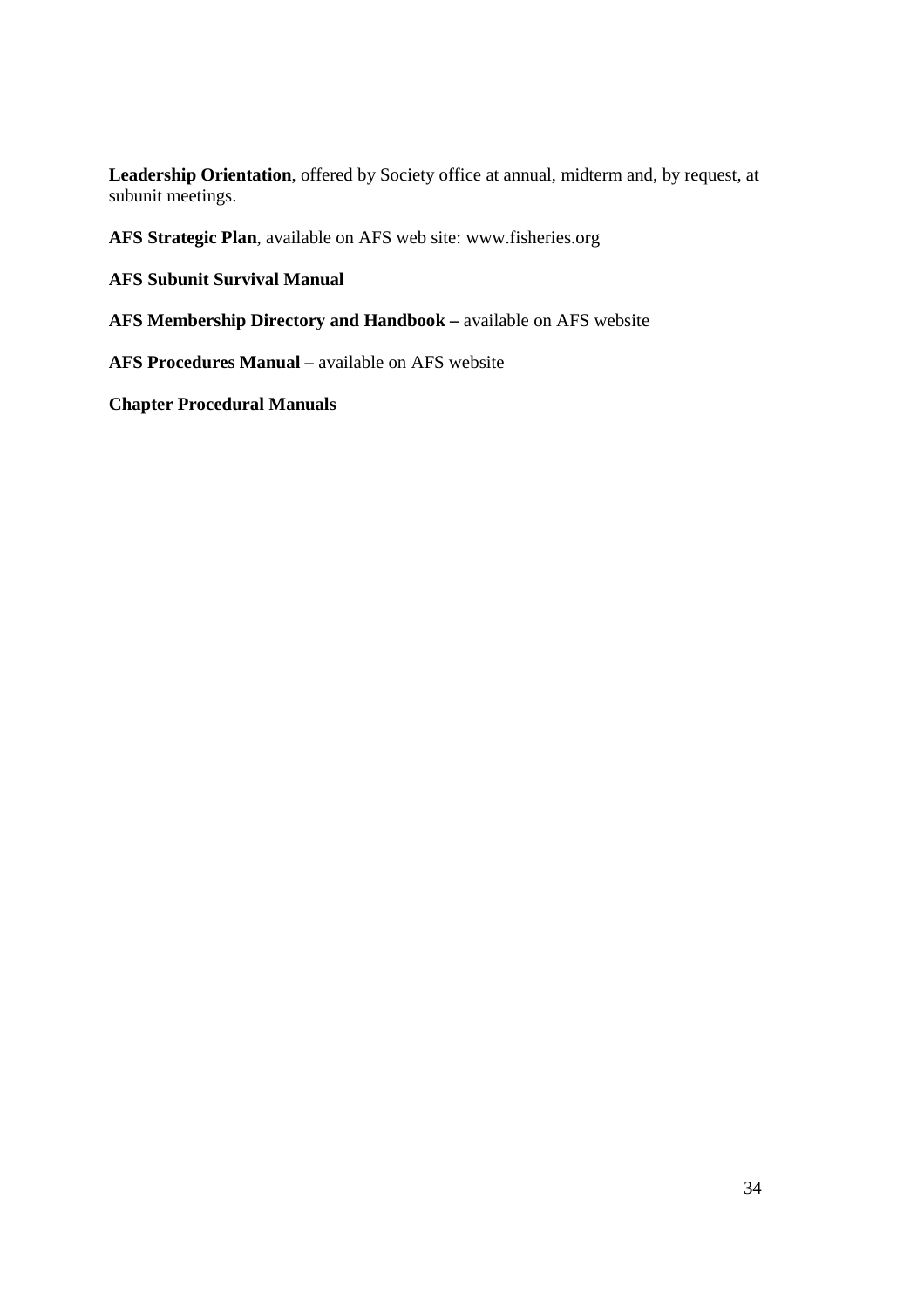**Leadership Orientation**, offered by Society office at annual, midterm and, by request, at subunit meetings.

**AFS Strategic Plan**, available on AFS web site: www.fisheries.org

**AFS Subunit Survival Manual**

**AFS Membership Directory and Handbook –** available on AFS website

**AFS Procedures Manual –** available on AFS website

**Chapter Procedural Manuals**